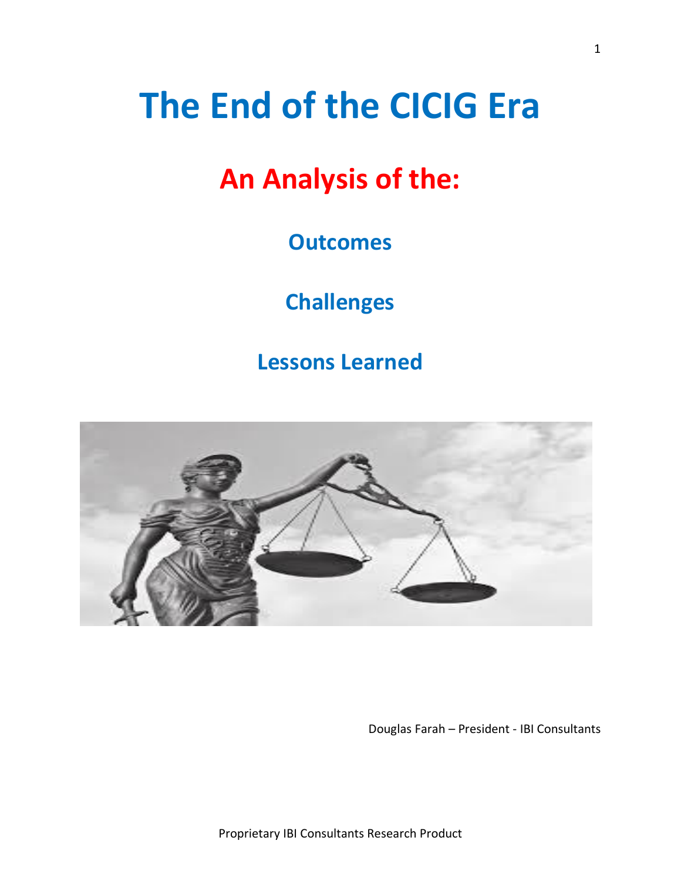# The End of the CICIG Era

## An Analysis of the:

### Outcomes

### Challenges

### Lessons Learned

Douglas Farah – President - IBI Consultants

Proprietary IBI Consultants Research Product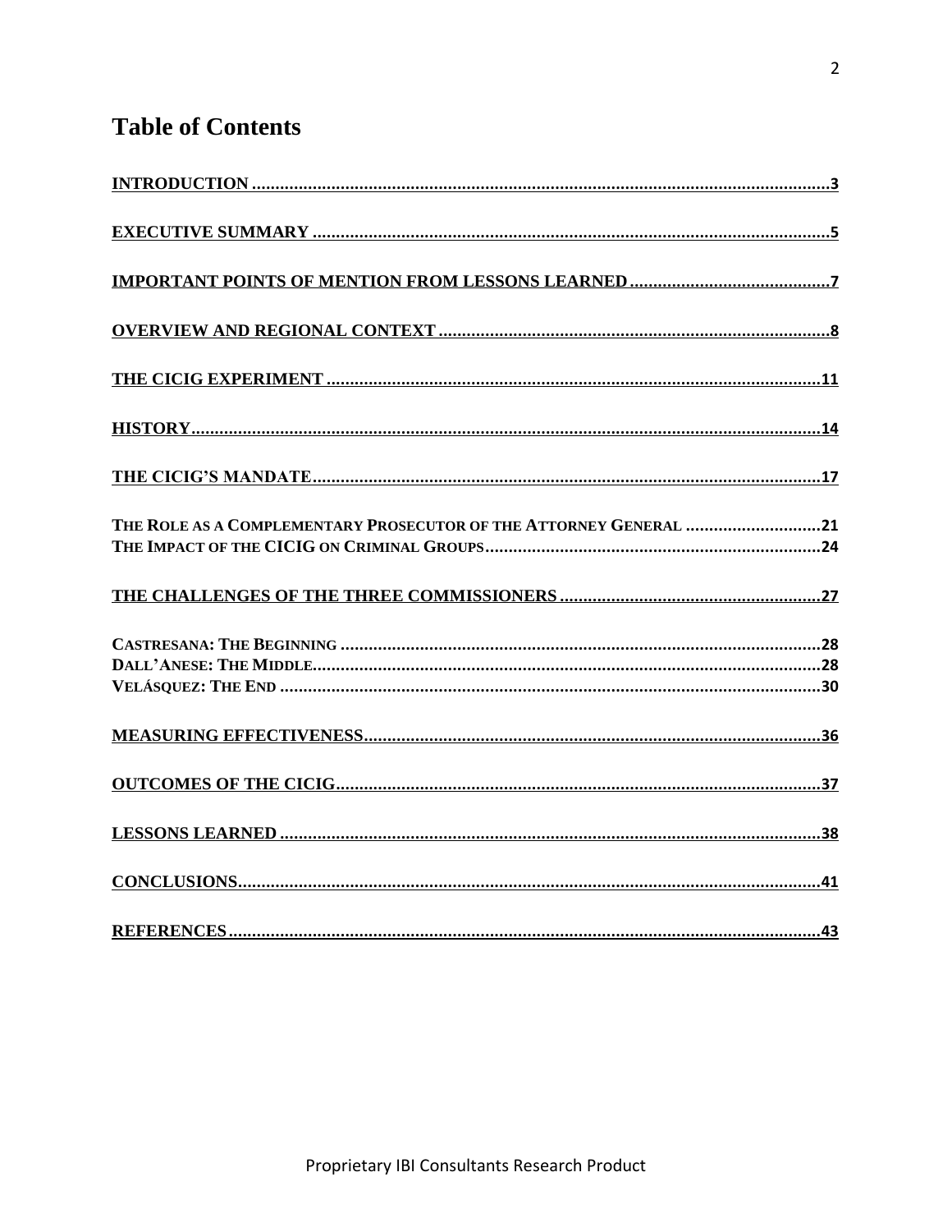# Table of Contents

INTRODUCTION ........................................................................................................................ 3

EXECUTIVE SUMMARY ............................................................................................................ 5

IMPORTANT POINTS OF MENTION FROM LESSONS LEARNED ........................................... 7

OVERVIEW AND REGIONAL CONTEXT .................................................................................. 8

THE CICIG EXPERIMENT ....................................................................................................... 11

HISTORY ................................................................................................................................ 14

THE CICIG'S MANDATE ......................................................................................................... 17

THE ROLE AS A COMPLEMENTARY PROSECUTOR OF THE ATTORNEY GENERAL ............................ 21
THE IMPACT OF THE CICIG ON CRIMINAL GROUPS ........................................................................ 24

THE CHALLENGES OF THE THREE COMMISSIONERS ...................................................... 27

CASTRESANA: THE BEGINNING .................................................................................................. 28
DALL'ANESE: THE MIDDLE .......................................................................................................... 28
VELÁSQUEZ: THE END ................................................................................................................ 30

MEASURING EFFECTIVENESS ............................................................................................... 36

OUTCOMES OF THE CICIG ..................................................................................................... 37

LESSONS LEARNED ................................................................................................................ 38

CONCLUSIONS ........................................................................................................................ 41

REFERENCES ........................................................................................................................... 43

Proprietary IBI Consultants Research Product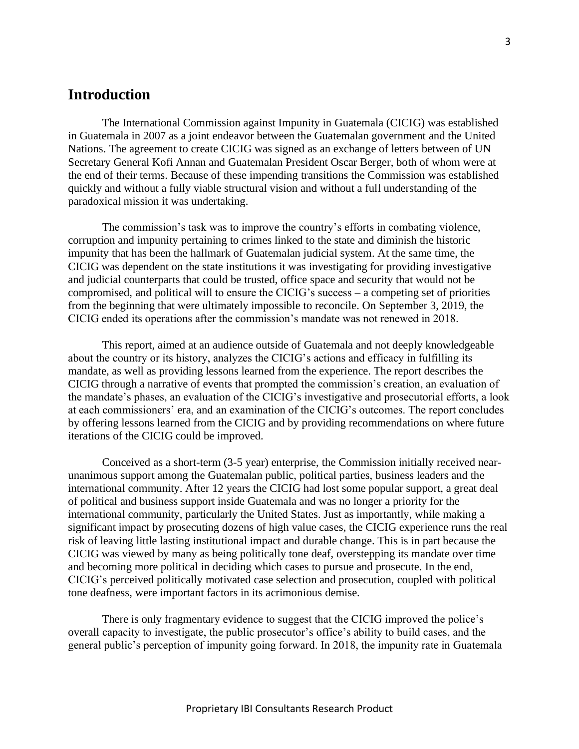## Introduction

The International Commission against Impunity in Guatemala (CICIG) was established in Guatemala in 2007 as a joint endeavor between the Guatemalan government and the United Nations. The agreement to create CICIG was signed as an exchange of letters between of UN Secretary General Kofi Annan and Guatemalan President Oscar Berger, both of whom were at the end of their terms. Because of these impending transitions the Commission was established quickly and without a fully viable structural vision and without a full understanding of the paradoxical mission it was undertaking.

The commission's task was to improve the country's efforts in combating violence, corruption and impunity pertaining to crimes linked to the state and diminish the historic impunity that has been the hallmark of Guatemalan judicial system. At the same time, the CICIG was dependent on the state institutions it was investigating for providing investigative and judicial counterparts that could be trusted, office space and security that would not be compromised, and political will to ensure the CICIG's success – a competing set of priorities from the beginning that were ultimately impossible to reconcile. On September 3, 2019, the CICIG ended its operations after the commission's mandate was not renewed in 2018.

This report, aimed at an audience outside of Guatemala and not deeply knowledgeable about the country or its history, analyzes the CICIG's actions and efficacy in fulfilling its mandate, as well as providing lessons learned from the experience. The report describes the CICIG through a narrative of events that prompted the commission's creation, an evaluation of the mandate's phases, an evaluation of the CICIG's investigative and prosecutorial efforts, a look at each commissioners' era, and an examination of the CICIG's outcomes. The report concludes by offering lessons learned from the CICIG and by providing recommendations on where future iterations of the CICIG could be improved.

Conceived as a short-term (3-5 year) enterprise, the Commission initially received near-unanimous support among the Guatemalan public, political parties, business leaders and the international community. After 12 years the CICIG had lost some popular support, a great deal of political and business support inside Guatemala and was no longer a priority for the international community, particularly the United States. Just as importantly, while making a significant impact by prosecuting dozens of high value cases, the CICIG experience runs the real risk of leaving little lasting institutional impact and durable change. This is in part because the CICIG was viewed by many as being politically tone deaf, overstepping its mandate over time and becoming more political in deciding which cases to pursue and prosecute. In the end, CICIG's perceived politically motivated case selection and prosecution, coupled with political tone deafness, were important factors in its acrimonious demise.

There is only fragmentary evidence to suggest that the CICIG improved the police's overall capacity to investigate, the public prosecutor's office's ability to build cases, and the general public's perception of impunity going forward. In 2018, the impunity rate in Guatemala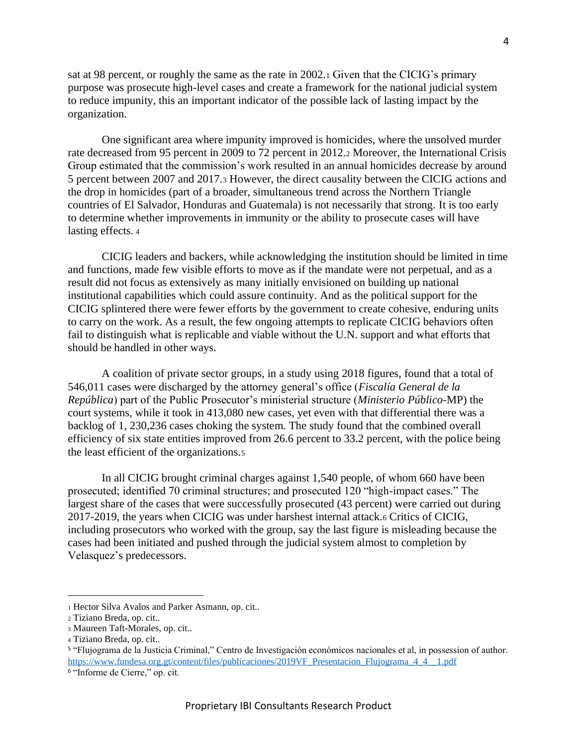sat at 98 percent, or roughly the same as the rate in 2002.[1] Given that the CICIG's primary purpose was prosecute high-level cases and create a framework for the national judicial system to reduce impunity, this an important indicator of the possible lack of lasting impact by the organization.

One significant area where impunity improved is homicides, where the unsolved murder rate decreased from 95 percent in 2009 to 72 percent in 2012.[2] Moreover, the International Crisis Group estimated that the commission's work resulted in an annual homicides decrease by around 5 percent between 2007 and 2017.[3] However, the direct causality between the CICIG actions and the drop in homicides (part of a broader, simultaneous trend across the Northern Triangle countries of El Salvador, Honduras and Guatemala) is not necessarily that strong. It is too early to determine whether improvements in immunity or the ability to prosecute cases will have lasting effects. [4]

CICIG leaders and backers, while acknowledging the institution should be limited in time and functions, made few visible efforts to move as if the mandate were not perpetual, and as a result did not focus as extensively as many initially envisioned on building up national institutional capabilities which could assure continuity. And as the political support for the CICIG splintered there were fewer efforts by the government to create cohesive, enduring units to carry on the work. As a result, the few ongoing attempts to replicate CICIG behaviors often fail to distinguish what is replicable and viable without the U.N. support and what efforts that should be handled in other ways.

A coalition of private sector groups, in a study using 2018 figures, found that a total of 546,011 cases were discharged by the attorney general's office (*Fiscalía General de la República*) part of the Public Prosecutor's ministerial structure (*Ministerio Público*-MP) the court systems, while it took in 413,080 new cases, yet even with that differential there was a backlog of 1, 230,236 cases choking the system. The study found that the combined overall efficiency of six state entities improved from 26.6 percent to 33.2 percent, with the police being the least efficient of the organizations.[5]

In all CICIG brought criminal charges against 1,540 people, of whom 660 have been prosecuted; identified 70 criminal structures; and prosecuted 120 "high-impact cases." The largest share of the cases that were successfully prosecuted (43 percent) were carried out during 2017-2019, the years when CICIG was under harshest internal attack.[6] Critics of CICIG, including prosecutors who worked with the group, say the last figure is misleading because the cases had been initiated and pushed through the judicial system almost to completion by Velasquez's predecessors.

---

[1] Hector Silva Avalos and Parker Asmann, op. cit..

[2] Tiziano Breda, op. cit..

[3] Maureen Taft-Morales, op. cit..

[4] Tiziano Breda, op. cit..

[5] "Flujograma de la Justicia Criminal," Centro de Investigación económicos nacionales et al, in possession of author. https://www.fundesa.org.gt/content/files/publicaciones/2019VF_Presentacion_Flujograma_4_4__1.pdf

[6] "Informe de Cierre," op. cit.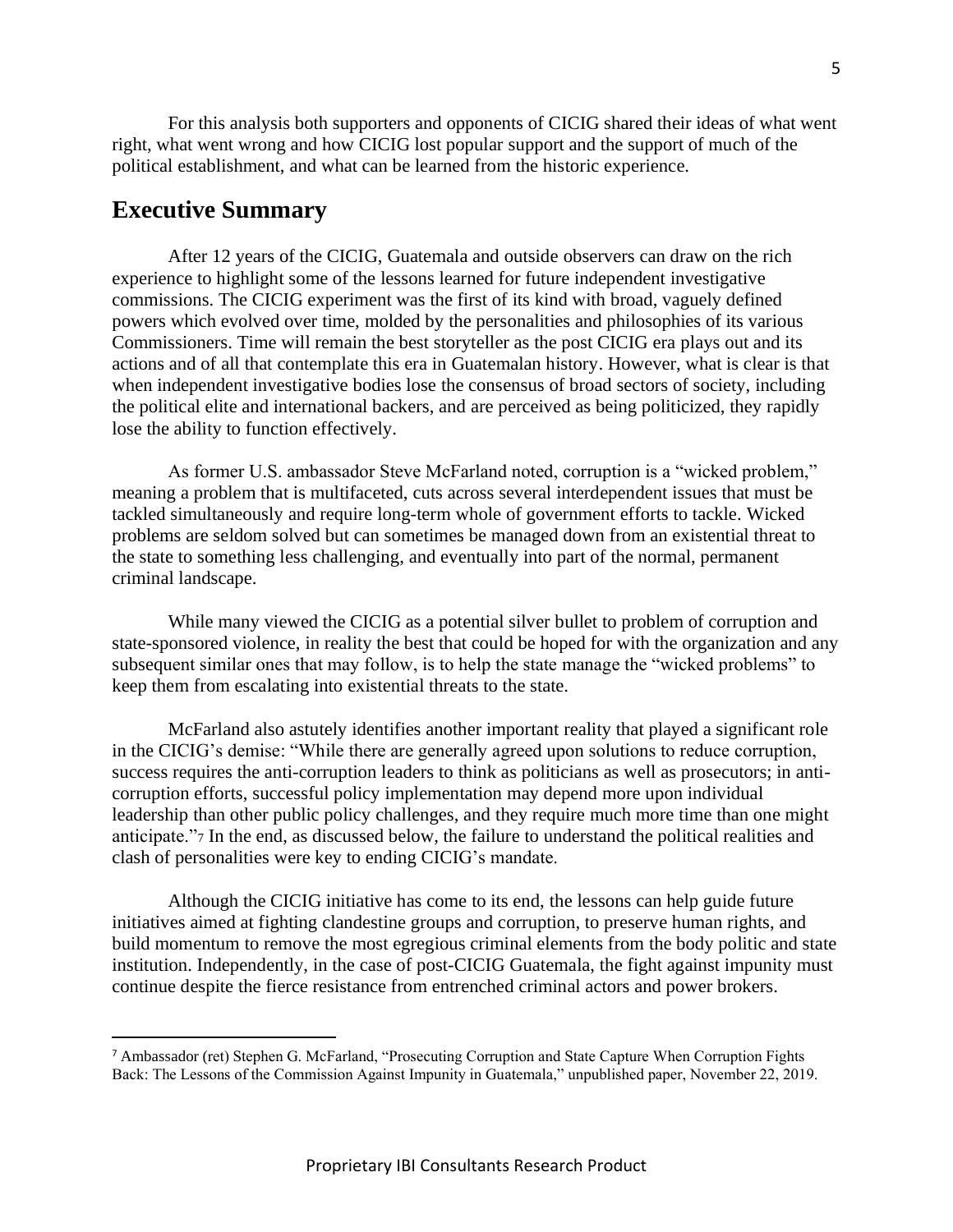For this analysis both supporters and opponents of CICIG shared their ideas of what went right, what went wrong and how CICIG lost popular support and the support of much of the political establishment, and what can be learned from the historic experience.

## Executive Summary

After 12 years of the CICIG, Guatemala and outside observers can draw on the rich experience to highlight some of the lessons learned for future independent investigative commissions. The CICIG experiment was the first of its kind with broad, vaguely defined powers which evolved over time, molded by the personalities and philosophies of its various Commissioners. Time will remain the best storyteller as the post CICIG era plays out and its actions and of all that contemplate this era in Guatemalan history. However, what is clear is that when independent investigative bodies lose the consensus of broad sectors of society, including the political elite and international backers, and are perceived as being politicized, they rapidly lose the ability to function effectively.

As former U.S. ambassador Steve McFarland noted, corruption is a "wicked problem," meaning a problem that is multifaceted, cuts across several interdependent issues that must be tackled simultaneously and require long-term whole of government efforts to tackle. Wicked problems are seldom solved but can sometimes be managed down from an existential threat to the state to something less challenging, and eventually into part of the normal, permanent criminal landscape.

While many viewed the CICIG as a potential silver bullet to problem of corruption and state-sponsored violence, in reality the best that could be hoped for with the organization and any subsequent similar ones that may follow, is to help the state manage the "wicked problems" to keep them from escalating into existential threats to the state.

McFarland also astutely identifies another important reality that played a significant role in the CICIG's demise: "While there are generally agreed upon solutions to reduce corruption, success requires the anti-corruption leaders to think as politicians as well as prosecutors; in anti-corruption efforts, successful policy implementation may depend more upon individual leadership than other public policy challenges, and they require much more time than one might anticipate."[7] In the end, as discussed below, the failure to understand the political realities and clash of personalities were key to ending CICIG's mandate.

Although the CICIG initiative has come to its end, the lessons can help guide future initiatives aimed at fighting clandestine groups and corruption, to preserve human rights, and build momentum to remove the most egregious criminal elements from the body politic and state institution. Independently, in the case of post-CICIG Guatemala, the fight against impunity must continue despite the fierce resistance from entrenched criminal actors and power brokers.

---

[7] Ambassador (ret) Stephen G. McFarland, "Prosecuting Corruption and State Capture When Corruption Fights Back: The Lessons of the Commission Against Impunity in Guatemala," unpublished paper, November 22, 2019.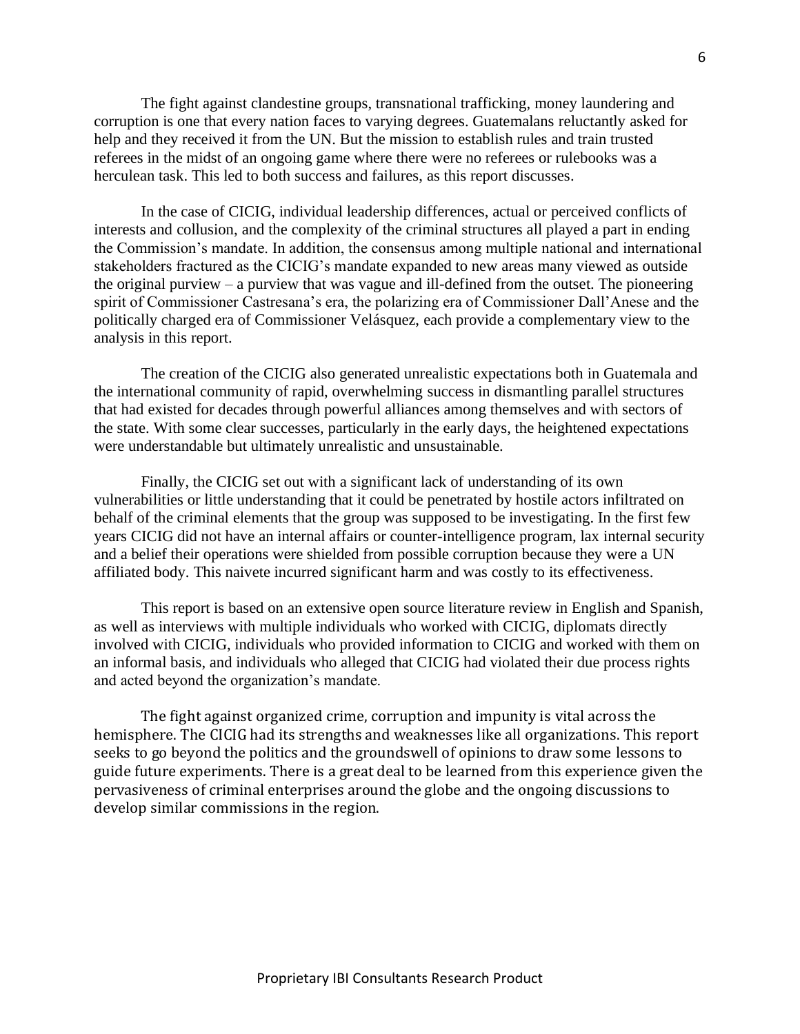The fight against clandestine groups, transnational trafficking, money laundering and corruption is one that every nation faces to varying degrees. Guatemalans reluctantly asked for help and they received it from the UN. But the mission to establish rules and train trusted referees in the midst of an ongoing game where there were no referees or rulebooks was a herculean task. This led to both success and failures, as this report discusses.

In the case of CICIG, individual leadership differences, actual or perceived conflicts of interests and collusion, and the complexity of the criminal structures all played a part in ending the Commission's mandate. In addition, the consensus among multiple national and international stakeholders fractured as the CICIG's mandate expanded to new areas many viewed as outside the original purview – a purview that was vague and ill-defined from the outset. The pioneering spirit of Commissioner Castresana's era, the polarizing era of Commissioner Dall'Anese and the politically charged era of Commissioner Velásquez, each provide a complementary view to the analysis in this report.

The creation of the CICIG also generated unrealistic expectations both in Guatemala and the international community of rapid, overwhelming success in dismantling parallel structures that had existed for decades through powerful alliances among themselves and with sectors of the state. With some clear successes, particularly in the early days, the heightened expectations were understandable but ultimately unrealistic and unsustainable.

Finally, the CICIG set out with a significant lack of understanding of its own vulnerabilities or little understanding that it could be penetrated by hostile actors infiltrated on behalf of the criminal elements that the group was supposed to be investigating. In the first few years CICIG did not have an internal affairs or counter-intelligence program, lax internal security and a belief their operations were shielded from possible corruption because they were a UN affiliated body. This naivete incurred significant harm and was costly to its effectiveness.

This report is based on an extensive open source literature review in English and Spanish, as well as interviews with multiple individuals who worked with CICIG, diplomats directly involved with CICIG, individuals who provided information to CICIG and worked with them on an informal basis, and individuals who alleged that CICIG had violated their due process rights and acted beyond the organization's mandate.

The fight against organized crime, corruption and impunity is vital across the hemisphere. The CICIG had its strengths and weaknesses like all organizations. This report seeks to go beyond the politics and the groundswell of opinions to draw some lessons to guide future experiments. There is a great deal to be learned from this experience given the pervasiveness of criminal enterprises around the globe and the ongoing discussions to develop similar commissions in the region.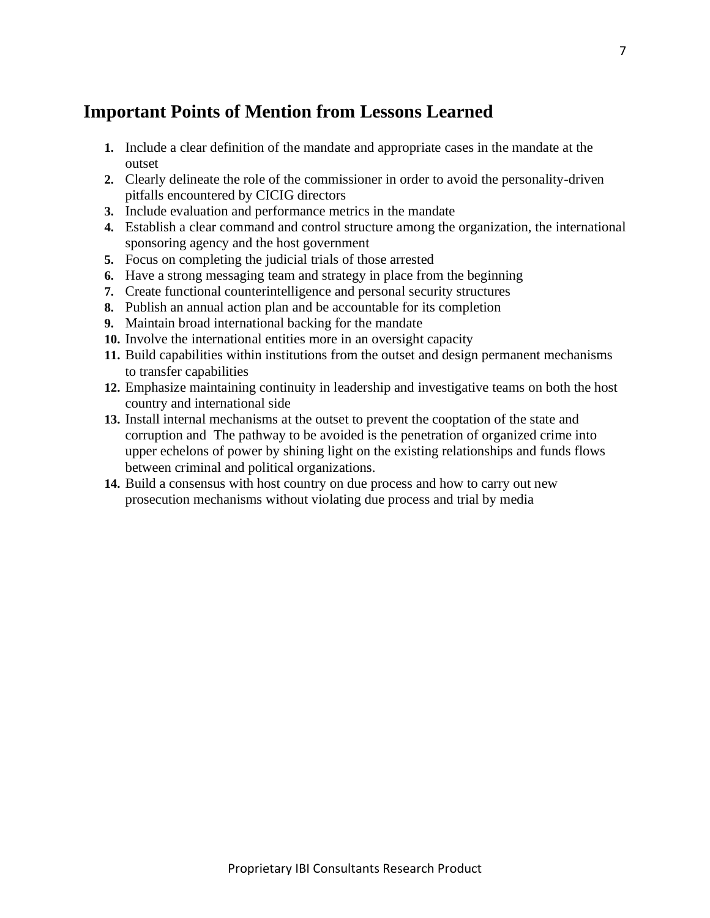## Important Points of Mention from Lessons Learned

1. Include a clear definition of the mandate and appropriate cases in the mandate at the outset
2. Clearly delineate the role of the commissioner in order to avoid the personality-driven pitfalls encountered by CICIG directors
3. Include evaluation and performance metrics in the mandate
4. Establish a clear command and control structure among the organization, the international sponsoring agency and the host government
5. Focus on completing the judicial trials of those arrested
6. Have a strong messaging team and strategy in place from the beginning
7. Create functional counterintelligence and personal security structures
8. Publish an annual action plan and be accountable for its completion
9. Maintain broad international backing for the mandate
10. Involve the international entities more in an oversight capacity
11. Build capabilities within institutions from the outset and design permanent mechanisms to transfer capabilities
12. Emphasize maintaining continuity in leadership and investigative teams on both the host country and international side
13. Install internal mechanisms at the outset to prevent the cooptation of the state and corruption and  The pathway to be avoided is the penetration of organized crime into upper echelons of power by shining light on the existing relationships and funds flows between criminal and political organizations.
14. Build a consensus with host country on due process and how to carry out new prosecution mechanisms without violating due process and trial by media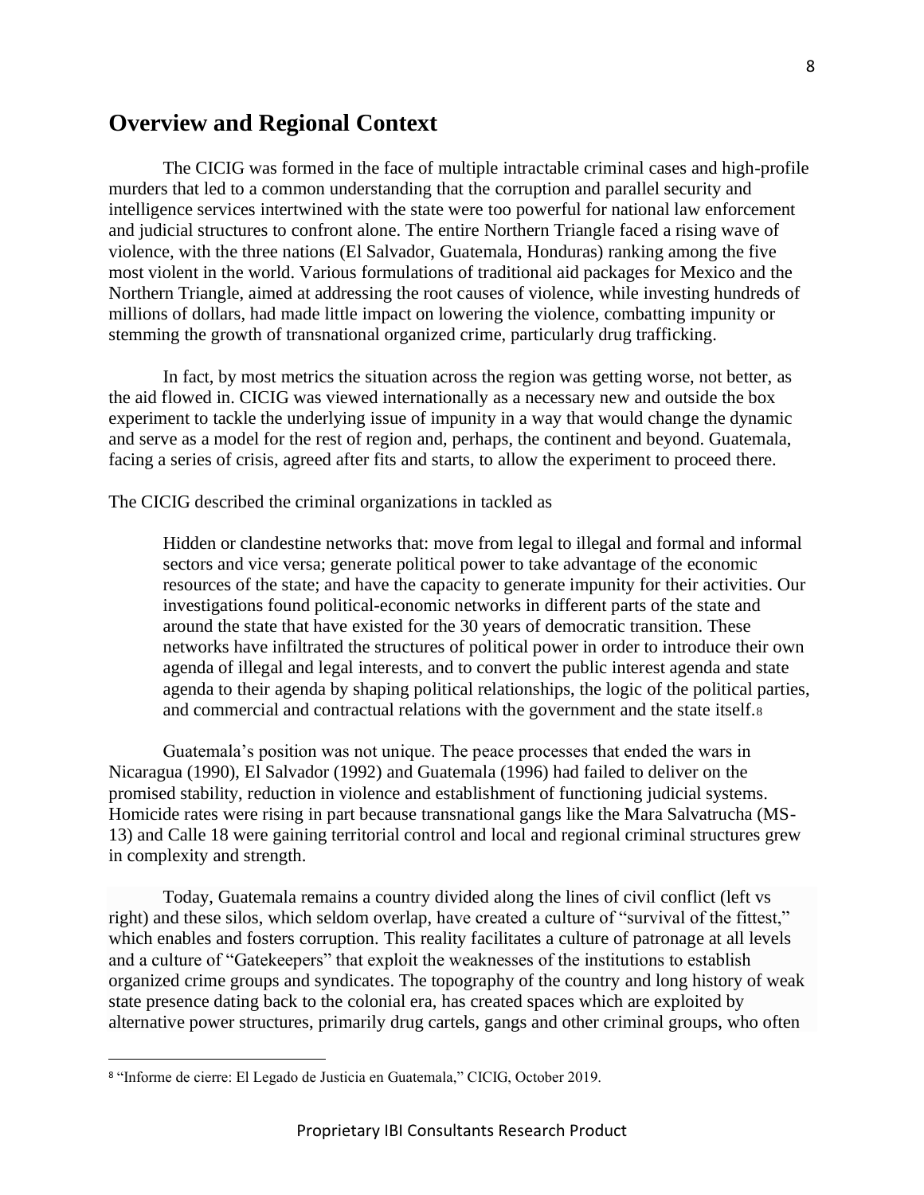## Overview and Regional Context

The CICIG was formed in the face of multiple intractable criminal cases and high-profile murders that led to a common understanding that the corruption and parallel security and intelligence services intertwined with the state were too powerful for national law enforcement and judicial structures to confront alone. The entire Northern Triangle faced a rising wave of violence, with the three nations (El Salvador, Guatemala, Honduras) ranking among the five most violent in the world. Various formulations of traditional aid packages for Mexico and the Northern Triangle, aimed at addressing the root causes of violence, while investing hundreds of millions of dollars, had made little impact on lowering the violence, combatting impunity or stemming the growth of transnational organized crime, particularly drug trafficking.

In fact, by most metrics the situation across the region was getting worse, not better, as the aid flowed in. CICIG was viewed internationally as a necessary new and outside the box experiment to tackle the underlying issue of impunity in a way that would change the dynamic and serve as a model for the rest of region and, perhaps, the continent and beyond. Guatemala, facing a series of crisis, agreed after fits and starts, to allow the experiment to proceed there.

The CICIG described the criminal organizations in tackled as

> Hidden or clandestine networks that: move from legal to illegal and formal and informal sectors and vice versa; generate political power to take advantage of the economic resources of the state; and have the capacity to generate impunity for their activities. Our investigations found political-economic networks in different parts of the state and around the state that have existed for the 30 years of democratic transition. These networks have infiltrated the structures of political power in order to introduce their own agenda of illegal and legal interests, and to convert the public interest agenda and state agenda to their agenda by shaping political relationships, the logic of the political parties, and commercial and contractual relations with the government and the state itself.[8]

Guatemala's position was not unique. The peace processes that ended the wars in Nicaragua (1990), El Salvador (1992) and Guatemala (1996) had failed to deliver on the promised stability, reduction in violence and establishment of functioning judicial systems. Homicide rates were rising in part because transnational gangs like the Mara Salvatrucha (MS-13) and Calle 18 were gaining territorial control and local and regional criminal structures grew in complexity and strength.

Today, Guatemala remains a country divided along the lines of civil conflict (left vs right) and these silos, which seldom overlap, have created a culture of "survival of the fittest," which enables and fosters corruption. This reality facilitates a culture of patronage at all levels and a culture of "Gatekeepers" that exploit the weaknesses of the institutions to establish organized crime groups and syndicates. The topography of the country and long history of weak state presence dating back to the colonial era, has created spaces which are exploited by alternative power structures, primarily drug cartels, gangs and other criminal groups, who often

---

[8] "Informe de cierre: El Legado de Justicia en Guatemala," CICIG, October 2019.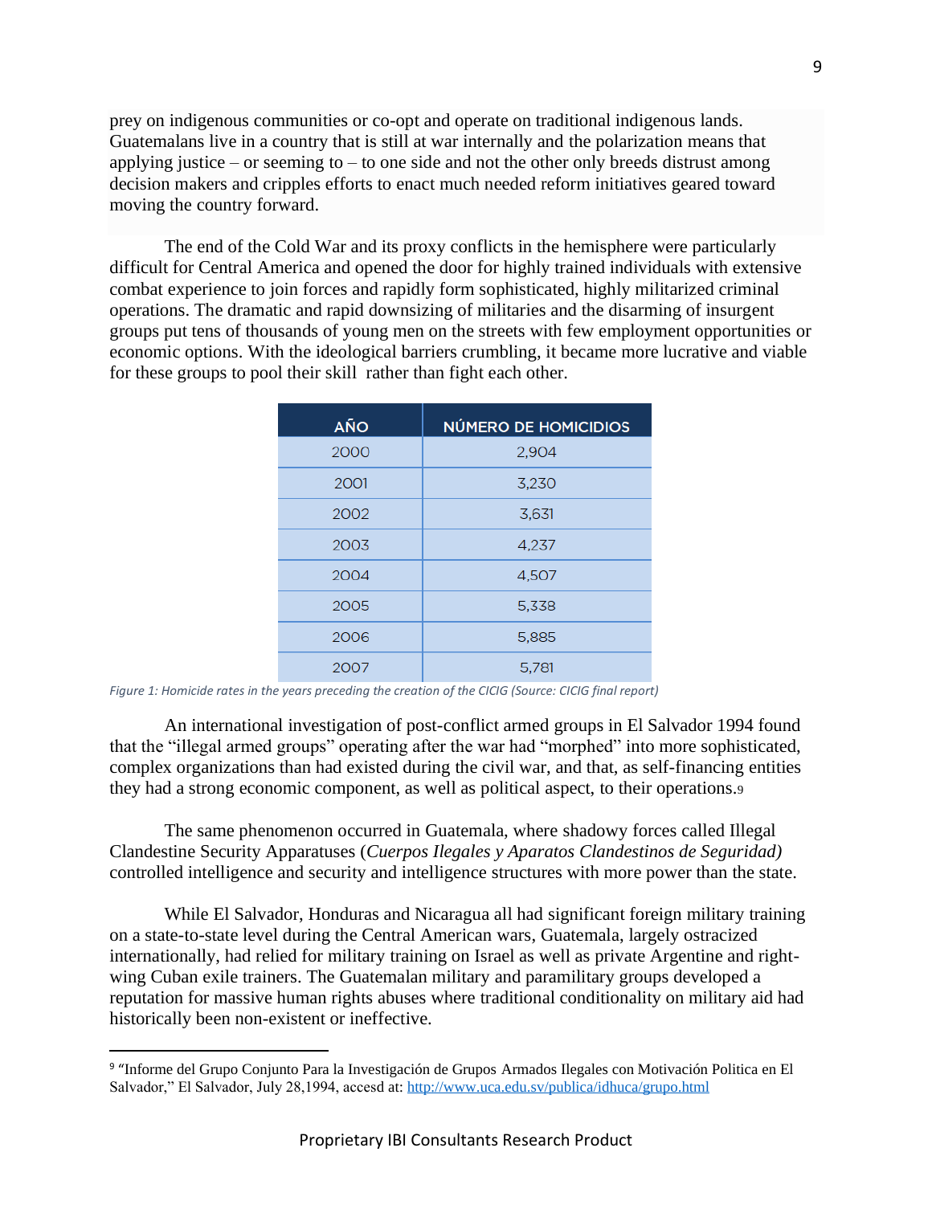prey on indigenous communities or co-opt and operate on traditional indigenous lands. Guatemalans live in a country that is still at war internally and the polarization means that applying justice – or seeming to – to one side and not the other only breeds distrust among decision makers and cripples efforts to enact much needed reform initiatives geared toward moving the country forward.

The end of the Cold War and its proxy conflicts in the hemisphere were particularly difficult for Central America and opened the door for highly trained individuals with extensive combat experience to join forces and rapidly form sophisticated, highly militarized criminal operations. The dramatic and rapid downsizing of militaries and the disarming of insurgent groups put tens of thousands of young men on the streets with few employment opportunities or economic options. With the ideological barriers crumbling, it became more lucrative and viable for these groups to pool their skill rather than fight each other.

| AÑO | NÚMERO DE HOMICIDIOS |
| --- | --- |
| 2000 | 2,904 |
| 2001 | 3,230 |
| 2002 | 3,631 |
| 2003 | 4,237 |
| 2004 | 4,507 |
| 2005 | 5,338 |
| 2006 | 5,885 |
| 2007 | 5,781 |

*Figure 1: Homicide rates in the years preceding the creation of the CICIG (Source: CICIG final report)*

An international investigation of post-conflict armed groups in El Salvador 1994 found that the "illegal armed groups" operating after the war had "morphed" into more sophisticated, complex organizations than had existed during the civil war, and that, as self-financing entities they had a strong economic component, as well as political aspect, to their operations.[9]

The same phenomenon occurred in Guatemala, where shadowy forces called Illegal Clandestine Security Apparatuses (*Cuerpos Ilegales y Aparatos Clandestinos de Seguridad)* controlled intelligence and security and intelligence structures with more power than the state.

While El Salvador, Honduras and Nicaragua all had significant foreign military training on a state-to-state level during the Central American wars, Guatemala, largely ostracized internationally, had relied for military training on Israel as well as private Argentine and right-wing Cuban exile trainers. The Guatemalan military and paramilitary groups developed a reputation for massive human rights abuses where traditional conditionality on military aid had historically been non-existent or ineffective.

---

[9] "Informe del Grupo Conjunto Para la Investigación de Grupos Armados Ilegales con Motivación Politica en El Salvador," El Salvador, July 28,1994, accesd at: http://www.uca.edu.sv/publica/idhuca/grupo.html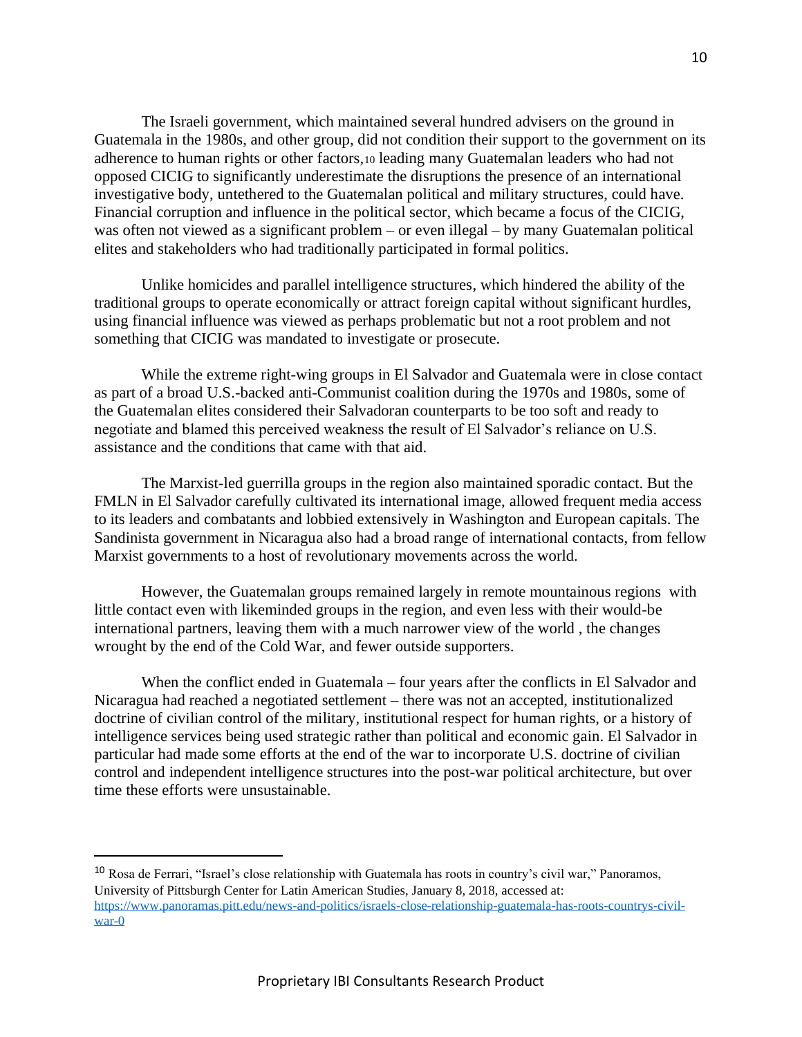The Israeli government, which maintained several hundred advisers on the ground in Guatemala in the 1980s, and other group, did not condition their support to the government on its adherence to human rights or other factors,[10] leading many Guatemalan leaders who had not opposed CICIG to significantly underestimate the disruptions the presence of an international investigative body, untethered to the Guatemalan political and military structures, could have. Financial corruption and influence in the political sector, which became a focus of the CICIG, was often not viewed as a significant problem – or even illegal – by many Guatemalan political elites and stakeholders who had traditionally participated in formal politics.

Unlike homicides and parallel intelligence structures, which hindered the ability of the traditional groups to operate economically or attract foreign capital without significant hurdles, using financial influence was viewed as perhaps problematic but not a root problem and not something that CICIG was mandated to investigate or prosecute.

While the extreme right-wing groups in El Salvador and Guatemala were in close contact as part of a broad U.S.-backed anti-Communist coalition during the 1970s and 1980s, some of the Guatemalan elites considered their Salvadoran counterparts to be too soft and ready to negotiate and blamed this perceived weakness the result of El Salvador's reliance on U.S. assistance and the conditions that came with that aid.

The Marxist-led guerrilla groups in the region also maintained sporadic contact. But the FMLN in El Salvador carefully cultivated its international image, allowed frequent media access to its leaders and combatants and lobbied extensively in Washington and European capitals. The Sandinista government in Nicaragua also had a broad range of international contacts, from fellow Marxist governments to a host of revolutionary movements across the world.

However, the Guatemalan groups remained largely in remote mountainous regions with little contact even with likeminded groups in the region, and even less with their would-be international partners, leaving them with a much narrower view of the world , the changes wrought by the end of the Cold War, and fewer outside supporters.

When the conflict ended in Guatemala – four years after the conflicts in El Salvador and Nicaragua had reached a negotiated settlement – there was not an accepted, institutionalized doctrine of civilian control of the military, institutional respect for human rights, or a history of intelligence services being used strategic rather than political and economic gain. El Salvador in particular had made some efforts at the end of the war to incorporate U.S. doctrine of civilian control and independent intelligence structures into the post-war political architecture, but over time these efforts were unsustainable.

---

[10] Rosa de Ferrari, "Israel's close relationship with Guatemala has roots in country's civil war," Panoramos, University of Pittsburgh Center for Latin American Studies, January 8, 2018, accessed at: https://www.panoramas.pitt.edu/news-and-politics/israels-close-relationship-guatemala-has-roots-countrys-civil-war-0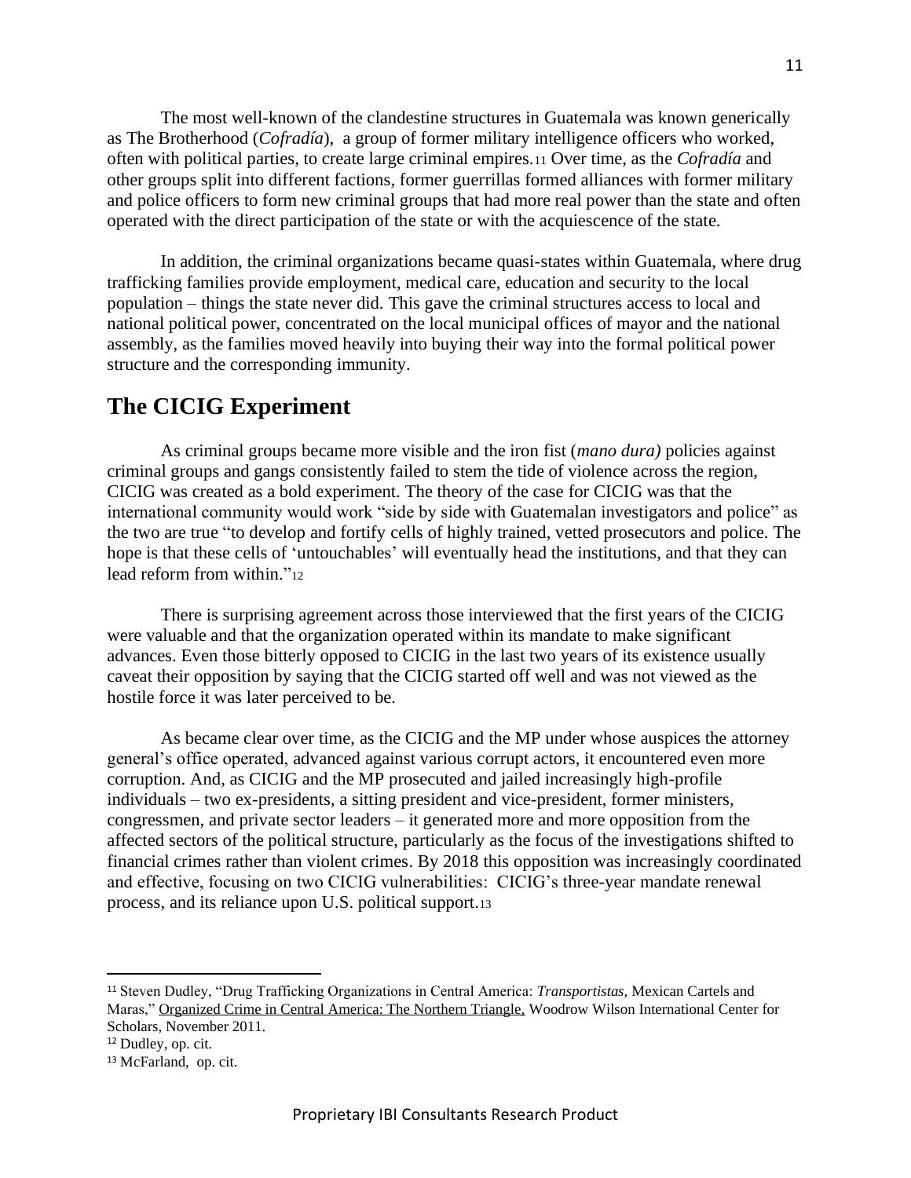The most well-known of the clandestine structures in Guatemala was known generically as The Brotherhood (*Cofradía*), a group of former military intelligence officers who worked, often with political parties, to create large criminal empires.[11] Over time, as the *Cofradía* and other groups split into different factions, former guerrillas formed alliances with former military and police officers to form new criminal groups that had more real power than the state and often operated with the direct participation of the state or with the acquiescence of the state.

In addition, the criminal organizations became quasi-states within Guatemala, where drug trafficking families provide employment, medical care, education and security to the local population – things the state never did. This gave the criminal structures access to local and national political power, concentrated on the local municipal offices of mayor and the national assembly, as the families moved heavily into buying their way into the formal political power structure and the corresponding immunity.

## The CICIG Experiment

As criminal groups became more visible and the iron fist (*mano dura)* policies against criminal groups and gangs consistently failed to stem the tide of violence across the region, CICIG was created as a bold experiment. The theory of the case for CICIG was that the international community would work "side by side with Guatemalan investigators and police" as the two are true "to develop and fortify cells of highly trained, vetted prosecutors and police. The hope is that these cells of 'untouchables' will eventually head the institutions, and that they can lead reform from within."[12]

There is surprising agreement across those interviewed that the first years of the CICIG were valuable and that the organization operated within its mandate to make significant advances. Even those bitterly opposed to CICIG in the last two years of its existence usually caveat their opposition by saying that the CICIG started off well and was not viewed as the hostile force it was later perceived to be.

As became clear over time, as the CICIG and the MP under whose auspices the attorney general's office operated, advanced against various corrupt actors, it encountered even more corruption. And, as CICIG and the MP prosecuted and jailed increasingly high-profile individuals – two ex-presidents, a sitting president and vice-president, former ministers, congressmen, and private sector leaders – it generated more and more opposition from the affected sectors of the political structure, particularly as the focus of the investigations shifted to financial crimes rather than violent crimes. By 2018 this opposition was increasingly coordinated and effective, focusing on two CICIG vulnerabilities: CICIG's three-year mandate renewal process, and its reliance upon U.S. political support.[13]

---

[11] Steven Dudley, "Drug Trafficking Organizations in Central America: *Transportistas,* Mexican Cartels and Maras," Organized Crime in Central America: The Northern Triangle, Woodrow Wilson International Center for Scholars, November 2011.

[12] Dudley, op. cit.

[13] McFarland, op. cit.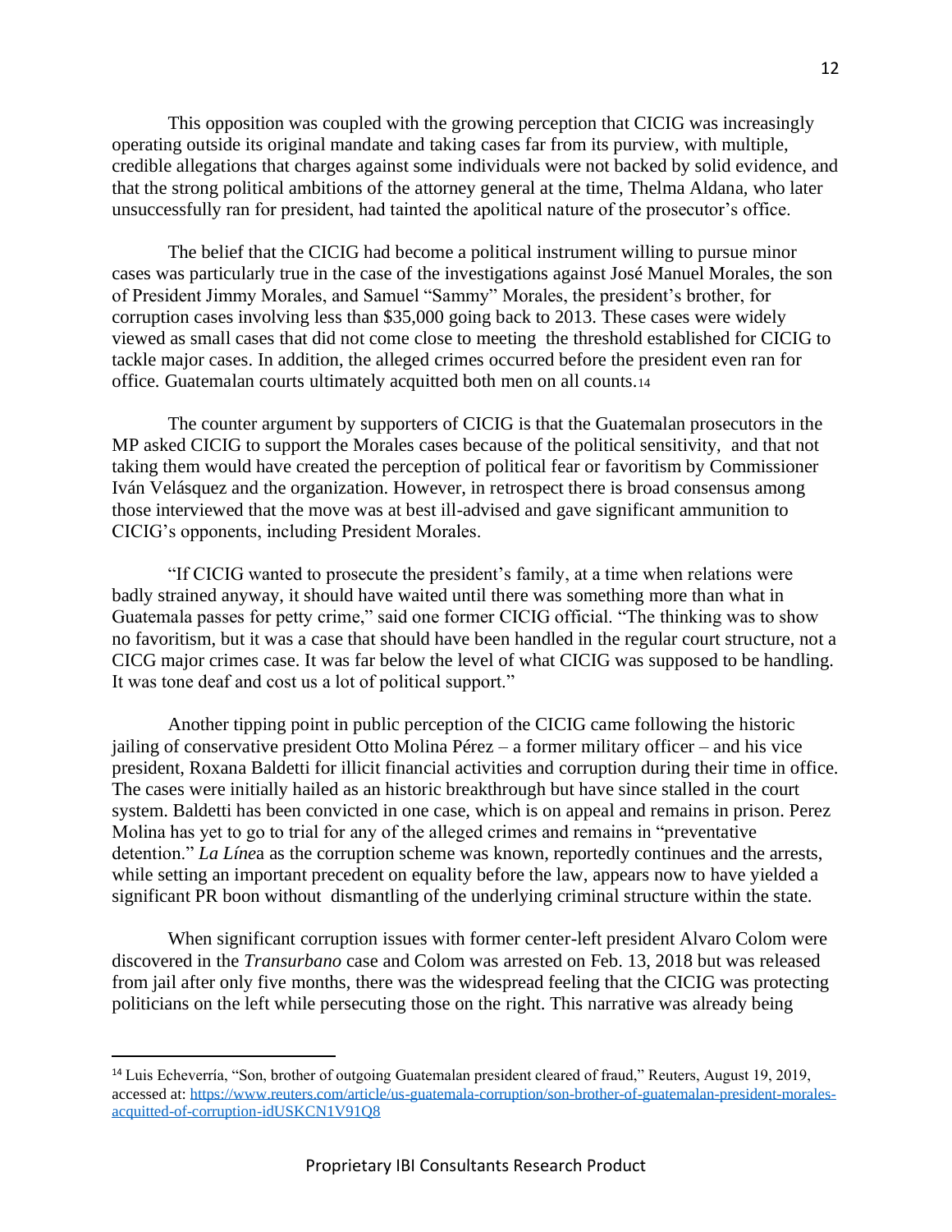This opposition was coupled with the growing perception that CICIG was increasingly operating outside its original mandate and taking cases far from its purview, with multiple, credible allegations that charges against some individuals were not backed by solid evidence, and that the strong political ambitions of the attorney general at the time, Thelma Aldana, who later unsuccessfully ran for president, had tainted the apolitical nature of the prosecutor's office.

The belief that the CICIG had become a political instrument willing to pursue minor cases was particularly true in the case of the investigations against José Manuel Morales, the son of President Jimmy Morales, and Samuel "Sammy" Morales, the president's brother, for corruption cases involving less than $35,000 going back to 2013. These cases were widely viewed as small cases that did not come close to meeting the threshold established for CICIG to tackle major cases. In addition, the alleged crimes occurred before the president even ran for office. Guatemalan courts ultimately acquitted both men on all counts.[14]

The counter argument by supporters of CICIG is that the Guatemalan prosecutors in the MP asked CICIG to support the Morales cases because of the political sensitivity, and that not taking them would have created the perception of political fear or favoritism by Commissioner Iván Velásquez and the organization. However, in retrospect there is broad consensus among those interviewed that the move was at best ill-advised and gave significant ammunition to CICIG's opponents, including President Morales.

"If CICIG wanted to prosecute the president's family, at a time when relations were badly strained anyway, it should have waited until there was something more than what in Guatemala passes for petty crime," said one former CICIG official. "The thinking was to show no favoritism, but it was a case that should have been handled in the regular court structure, not a CICG major crimes case. It was far below the level of what CICIG was supposed to be handling. It was tone deaf and cost us a lot of political support."

Another tipping point in public perception of the CICIG came following the historic jailing of conservative president Otto Molina Pérez – a former military officer – and his vice president, Roxana Baldetti for illicit financial activities and corruption during their time in office. The cases were initially hailed as an historic breakthrough but have since stalled in the court system. Baldetti has been convicted in one case, which is on appeal and remains in prison. Perez Molina has yet to go to trial for any of the alleged crimes and remains in "preventative detention." *La Líne*a as the corruption scheme was known, reportedly continues and the arrests, while setting an important precedent on equality before the law, appears now to have yielded a significant PR boon without dismantling of the underlying criminal structure within the state.

When significant corruption issues with former center-left president Alvaro Colom were discovered in the *Transurbano* case and Colom was arrested on Feb. 13, 2018 but was released from jail after only five months, there was the widespread feeling that the CICIG was protecting politicians on the left while persecuting those on the right. This narrative was already being

---

[14] Luis Echeverría, "Son, brother of outgoing Guatemalan president cleared of fraud," Reuters, August 19, 2019, accessed at: https://www.reuters.com/article/us-guatemala-corruption/son-brother-of-guatemalan-president-morales-acquitted-of-corruption-idUSKCN1V91Q8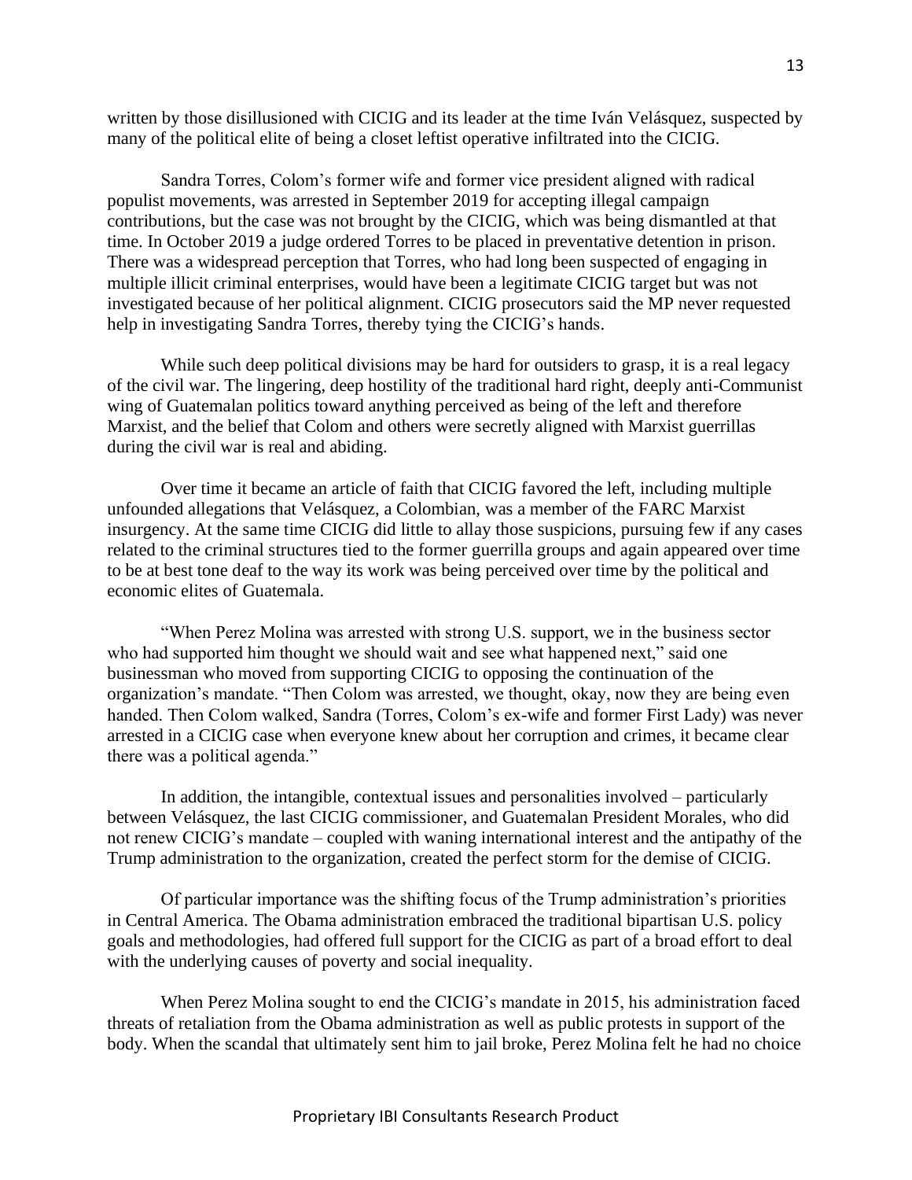written by those disillusioned with CICIG and its leader at the time Iván Velásquez, suspected by many of the political elite of being a closet leftist operative infiltrated into the CICIG.

Sandra Torres, Colom's former wife and former vice president aligned with radical populist movements, was arrested in September 2019 for accepting illegal campaign contributions, but the case was not brought by the CICIG, which was being dismantled at that time. In October 2019 a judge ordered Torres to be placed in preventative detention in prison. There was a widespread perception that Torres, who had long been suspected of engaging in multiple illicit criminal enterprises, would have been a legitimate CICIG target but was not investigated because of her political alignment. CICIG prosecutors said the MP never requested help in investigating Sandra Torres, thereby tying the CICIG's hands.

While such deep political divisions may be hard for outsiders to grasp, it is a real legacy of the civil war. The lingering, deep hostility of the traditional hard right, deeply anti-Communist wing of Guatemalan politics toward anything perceived as being of the left and therefore Marxist, and the belief that Colom and others were secretly aligned with Marxist guerrillas during the civil war is real and abiding.

Over time it became an article of faith that CICIG favored the left, including multiple unfounded allegations that Velásquez, a Colombian, was a member of the FARC Marxist insurgency. At the same time CICIG did little to allay those suspicions, pursuing few if any cases related to the criminal structures tied to the former guerrilla groups and again appeared over time to be at best tone deaf to the way its work was being perceived over time by the political and economic elites of Guatemala.

"When Perez Molina was arrested with strong U.S. support, we in the business sector who had supported him thought we should wait and see what happened next," said one businessman who moved from supporting CICIG to opposing the continuation of the organization's mandate. "Then Colom was arrested, we thought, okay, now they are being even handed. Then Colom walked, Sandra (Torres, Colom's ex-wife and former First Lady) was never arrested in a CICIG case when everyone knew about her corruption and crimes, it became clear there was a political agenda."

In addition, the intangible, contextual issues and personalities involved – particularly between Velásquez, the last CICIG commissioner, and Guatemalan President Morales, who did not renew CICIG's mandate – coupled with waning international interest and the antipathy of the Trump administration to the organization, created the perfect storm for the demise of CICIG.

Of particular importance was the shifting focus of the Trump administration's priorities in Central America. The Obama administration embraced the traditional bipartisan U.S. policy goals and methodologies, had offered full support for the CICIG as part of a broad effort to deal with the underlying causes of poverty and social inequality.

When Perez Molina sought to end the CICIG's mandate in 2015, his administration faced threats of retaliation from the Obama administration as well as public protests in support of the body. When the scandal that ultimately sent him to jail broke, Perez Molina felt he had no choice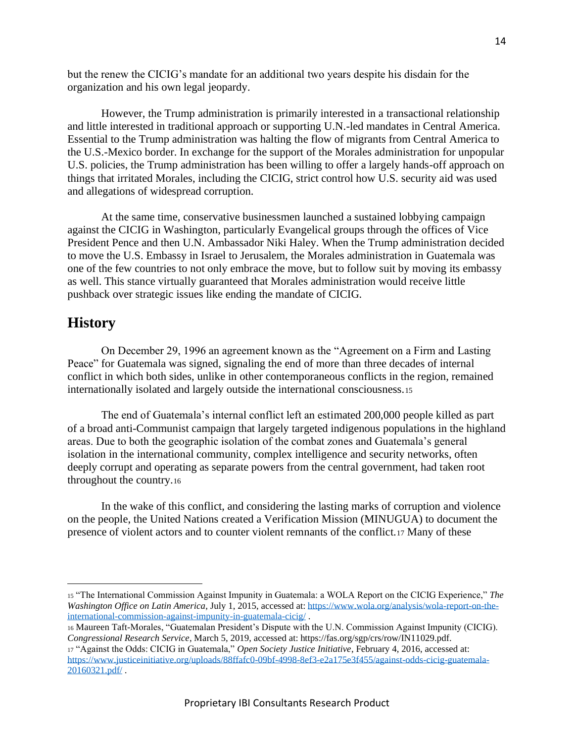but the renew the CICIG's mandate for an additional two years despite his disdain for the organization and his own legal jeopardy.

However, the Trump administration is primarily interested in a transactional relationship and little interested in traditional approach or supporting U.N.-led mandates in Central America. Essential to the Trump administration was halting the flow of migrants from Central America to the U.S.-Mexico border. In exchange for the support of the Morales administration for unpopular U.S. policies, the Trump administration has been willing to offer a largely hands-off approach on things that irritated Morales, including the CICIG, strict control how U.S. security aid was used and allegations of widespread corruption.

At the same time, conservative businessmen launched a sustained lobbying campaign against the CICIG in Washington, particularly Evangelical groups through the offices of Vice President Pence and then U.N. Ambassador Niki Haley. When the Trump administration decided to move the U.S. Embassy in Israel to Jerusalem, the Morales administration in Guatemala was one of the few countries to not only embrace the move, but to follow suit by moving its embassy as well. This stance virtually guaranteed that Morales administration would receive little pushback over strategic issues like ending the mandate of CICIG.

## History

On December 29, 1996 an agreement known as the "Agreement on a Firm and Lasting Peace" for Guatemala was signed, signaling the end of more than three decades of internal conflict in which both sides, unlike in other contemporaneous conflicts in the region, remained internationally isolated and largely outside the international consciousness.[15]

The end of Guatemala's internal conflict left an estimated 200,000 people killed as part of a broad anti-Communist campaign that largely targeted indigenous populations in the highland areas. Due to both the geographic isolation of the combat zones and Guatemala's general isolation in the international community, complex intelligence and security networks, often deeply corrupt and operating as separate powers from the central government, had taken root throughout the country.[16]

In the wake of this conflict, and considering the lasting marks of corruption and violence on the people, the United Nations created a Verification Mission (MINUGUA) to document the presence of violent actors and to counter violent remnants of the conflict.[17] Many of these

---

[15] "The International Commission Against Impunity in Guatemala: a WOLA Report on the CICIG Experience," *The Washington Office on Latin America*, July 1, 2015, accessed at: https://www.wola.org/analysis/wola-report-on-the-international-commission-against-impunity-in-guatemala-cicig/ .

[16] Maureen Taft-Morales, "Guatemalan President's Dispute with the U.N. Commission Against Impunity (CICIG). *Congressional Research Service*, March 5, 2019, accessed at: https://fas.org/sgp/crs/row/IN11029.pdf.

[17] "Against the Odds: CICIG in Guatemala," *Open Society Justice Initiative*, February 4, 2016, accessed at: https://www.justiceinitiative.org/uploads/88ffafc0-09bf-4998-8ef3-e2a175e3f455/against-odds-cicig-guatemala-20160321.pdf/ .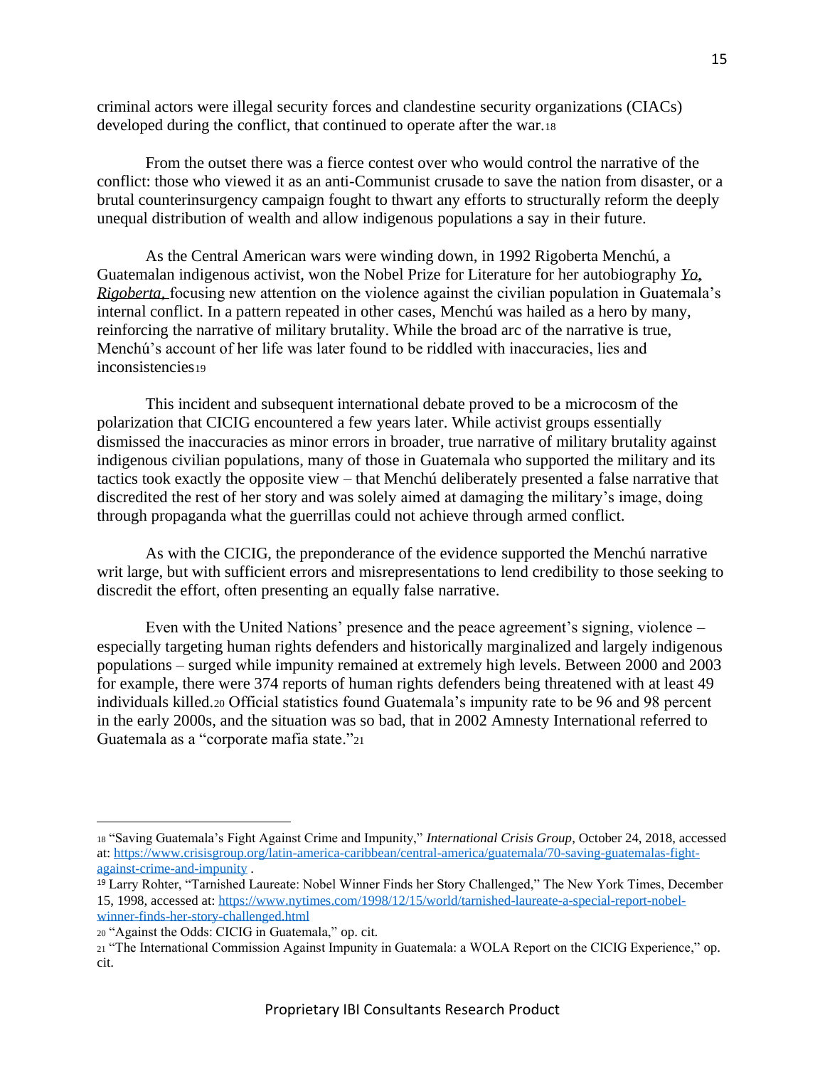criminal actors were illegal security forces and clandestine security organizations (CIACs) developed during the conflict, that continued to operate after the war.[18]

From the outset there was a fierce contest over who would control the narrative of the conflict: those who viewed it as an anti-Communist crusade to save the nation from disaster, or a brutal counterinsurgency campaign fought to thwart any efforts to structurally reform the deeply unequal distribution of wealth and allow indigenous populations a say in their future.

As the Central American wars were winding down, in 1992 Rigoberta Menchú, a Guatemalan indigenous activist, won the Nobel Prize for Literature for her autobiography *Yo, Rigoberta,* focusing new attention on the violence against the civilian population in Guatemala's internal conflict. In a pattern repeated in other cases, Menchú was hailed as a hero by many, reinforcing the narrative of military brutality. While the broad arc of the narrative is true, Menchú's account of her life was later found to be riddled with inaccuracies, lies and inconsistencies[19]

This incident and subsequent international debate proved to be a microcosm of the polarization that CICIG encountered a few years later. While activist groups essentially dismissed the inaccuracies as minor errors in broader, true narrative of military brutality against indigenous civilian populations, many of those in Guatemala who supported the military and its tactics took exactly the opposite view – that Menchú deliberately presented a false narrative that discredited the rest of her story and was solely aimed at damaging the military's image, doing through propaganda what the guerrillas could not achieve through armed conflict.

As with the CICIG, the preponderance of the evidence supported the Menchú narrative writ large, but with sufficient errors and misrepresentations to lend credibility to those seeking to discredit the effort, often presenting an equally false narrative.

Even with the United Nations' presence and the peace agreement's signing, violence – especially targeting human rights defenders and historically marginalized and largely indigenous populations – surged while impunity remained at extremely high levels. Between 2000 and 2003 for example, there were 374 reports of human rights defenders being threatened with at least 49 individuals killed.[20] Official statistics found Guatemala's impunity rate to be 96 and 98 percent in the early 2000s, and the situation was so bad, that in 2002 Amnesty International referred to Guatemala as a "corporate mafia state."[21]

---

[18] "Saving Guatemala's Fight Against Crime and Impunity," *International Crisis Group*, October 24, 2018, accessed at: https://www.crisisgroup.org/latin-america-caribbean/central-america/guatemala/70-saving-guatemalas-fight-against-crime-and-impunity .

[19] Larry Rohter, "Tarnished Laureate: Nobel Winner Finds her Story Challenged," The New York Times, December 15, 1998, accessed at: https://www.nytimes.com/1998/12/15/world/tarnished-laureate-a-special-report-nobel-winner-finds-her-story-challenged.html

[20] "Against the Odds: CICIG in Guatemala," op. cit.

[21] "The International Commission Against Impunity in Guatemala: a WOLA Report on the CICIG Experience," op. cit.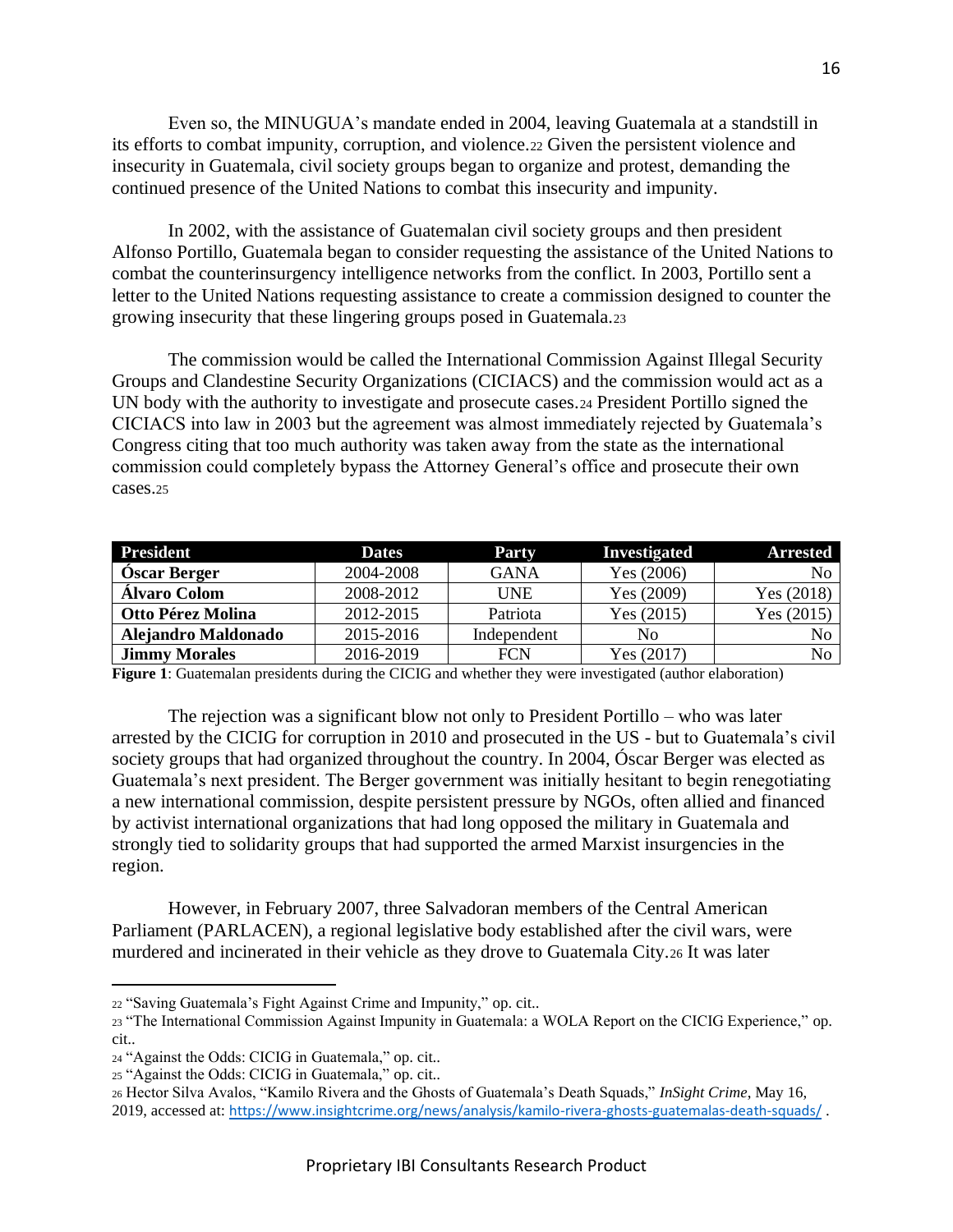Even so, the MINUGUA's mandate ended in 2004, leaving Guatemala at a standstill in its efforts to combat impunity, corruption, and violence.[22] Given the persistent violence and insecurity in Guatemala, civil society groups began to organize and protest, demanding the continued presence of the United Nations to combat this insecurity and impunity.

In 2002, with the assistance of Guatemalan civil society groups and then president Alfonso Portillo, Guatemala began to consider requesting the assistance of the United Nations to combat the counterinsurgency intelligence networks from the conflict. In 2003, Portillo sent a letter to the United Nations requesting assistance to create a commission designed to counter the growing insecurity that these lingering groups posed in Guatemala.[23]

The commission would be called the International Commission Against Illegal Security Groups and Clandestine Security Organizations (CICIACS) and the commission would act as a UN body with the authority to investigate and prosecute cases.[24] President Portillo signed the CICIACS into law in 2003 but the agreement was almost immediately rejected by Guatemala's Congress citing that too much authority was taken away from the state as the international commission could completely bypass the Attorney General's office and prosecute their own cases.[25]

| President | Dates | Party | Investigated | Arrested |
|---|---|---|---|---|
| **Óscar Berger** | 2004-2008 | GANA | Yes (2006) | No |
| **Álvaro Colom** | 2008-2012 | UNE | Yes (2009) | Yes (2018) |
| **Otto Pérez Molina** | 2012-2015 | Patriota | Yes (2015) | Yes (2015) |
| **Alejandro Maldonado** | 2015-2016 | Independent | No | No |
| **Jimmy Morales** | 2016-2019 | FCN | Yes (2017) | No |

**Figure 1**: Guatemalan presidents during the CICIG and whether they were investigated (author elaboration)

The rejection was a significant blow not only to President Portillo – who was later arrested by the CICIG for corruption in 2010 and prosecuted in the US - but to Guatemala's civil society groups that had organized throughout the country. In 2004, Óscar Berger was elected as Guatemala's next president. The Berger government was initially hesitant to begin renegotiating a new international commission, despite persistent pressure by NGOs, often allied and financed by activist international organizations that had long opposed the military in Guatemala and strongly tied to solidarity groups that had supported the armed Marxist insurgencies in the region.

However, in February 2007, three Salvadoran members of the Central American Parliament (PARLACEN), a regional legislative body established after the civil wars, were murdered and incinerated in their vehicle as they drove to Guatemala City.[26] It was later

---

[22] "Saving Guatemala's Fight Against Crime and Impunity," op. cit..

[23] "The International Commission Against Impunity in Guatemala: a WOLA Report on the CICIG Experience," op. cit..

[24] "Against the Odds: CICIG in Guatemala," op. cit..

[25] "Against the Odds: CICIG in Guatemala," op. cit..

[26] Hector Silva Avalos, "Kamilo Rivera and the Ghosts of Guatemala's Death Squads," *InSight Crime*, May 16, 2019, accessed at: https://www.insightcrime.org/news/analysis/kamilo-rivera-ghosts-guatemalas-death-squads/ .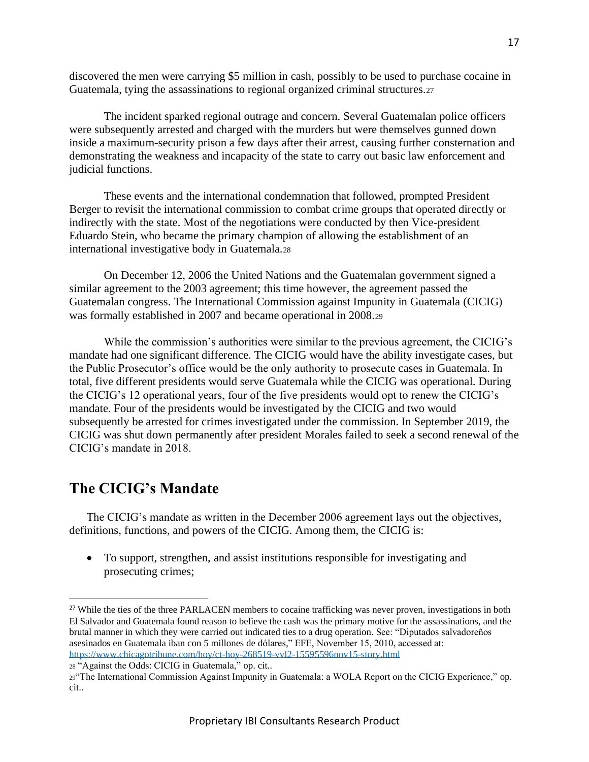discovered the men were carrying $5 million in cash, possibly to be used to purchase cocaine in Guatemala, tying the assassinations to regional organized criminal structures.[27]

The incident sparked regional outrage and concern. Several Guatemalan police officers were subsequently arrested and charged with the murders but were themselves gunned down inside a maximum-security prison a few days after their arrest, causing further consternation and demonstrating the weakness and incapacity of the state to carry out basic law enforcement and judicial functions.

These events and the international condemnation that followed, prompted President Berger to revisit the international commission to combat crime groups that operated directly or indirectly with the state. Most of the negotiations were conducted by then Vice-president Eduardo Stein, who became the primary champion of allowing the establishment of an international investigative body in Guatemala.[28]

On December 12, 2006 the United Nations and the Guatemalan government signed a similar agreement to the 2003 agreement; this time however, the agreement passed the Guatemalan congress. The International Commission against Impunity in Guatemala (CICIG) was formally established in 2007 and became operational in 2008.[29]

While the commission's authorities were similar to the previous agreement, the CICIG's mandate had one significant difference. The CICIG would have the ability investigate cases, but the Public Prosecutor's office would be the only authority to prosecute cases in Guatemala. In total, five different presidents would serve Guatemala while the CICIG was operational. During the CICIG's 12 operational years, four of the five presidents would opt to renew the CICIG's mandate. Four of the presidents would be investigated by the CICIG and two would subsequently be arrested for crimes investigated under the commission. In September 2019, the CICIG was shut down permanently after president Morales failed to seek a second renewal of the CICIG's mandate in 2018.

## The CICIG's Mandate

The CICIG's mandate as written in the December 2006 agreement lays out the objectives, definitions, functions, and powers of the CICIG. Among them, the CICIG is:

- To support, strengthen, and assist institutions responsible for investigating and prosecuting crimes;

---

[27] While the ties of the three PARLACEN members to cocaine trafficking was never proven, investigations in both El Salvador and Guatemala found reason to believe the cash was the primary motive for the assassinations, and the brutal manner in which they were carried out indicated ties to a drug operation. See: "Diputados salvadoreños asesinados en Guatemala iban con 5 millones de dólares," EFE, November 15, 2010, accessed at: https://www.chicagotribune.com/hoy/ct-hoy-268519-vvl2-15595596nov15-story.html

[28] "Against the Odds: CICIG in Guatemala," op. cit..

[29] "The International Commission Against Impunity in Guatemala: a WOLA Report on the CICIG Experience," op. cit..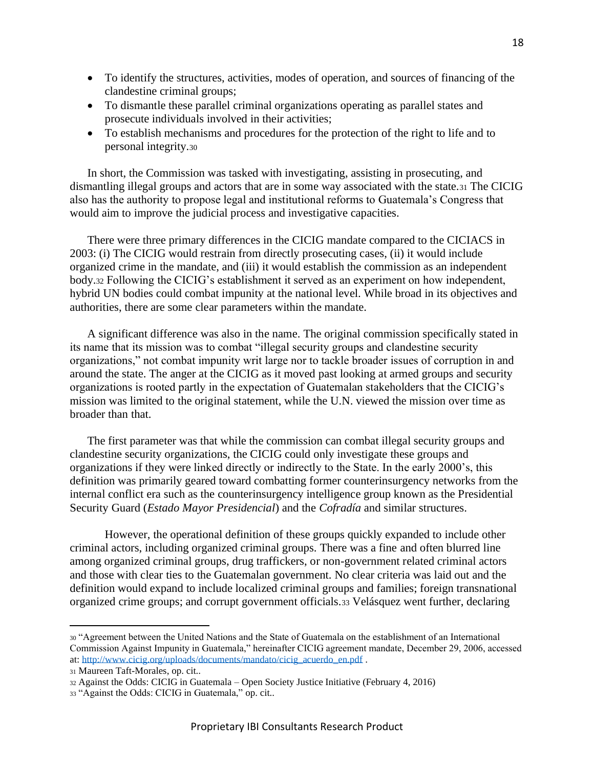- To identify the structures, activities, modes of operation, and sources of financing of the clandestine criminal groups;
- To dismantle these parallel criminal organizations operating as parallel states and prosecute individuals involved in their activities;
- To establish mechanisms and procedures for the protection of the right to life and to personal integrity.[30]

In short, the Commission was tasked with investigating, assisting in prosecuting, and dismantling illegal groups and actors that are in some way associated with the state.[31] The CICIG also has the authority to propose legal and institutional reforms to Guatemala's Congress that would aim to improve the judicial process and investigative capacities.

There were three primary differences in the CICIG mandate compared to the CICIACS in 2003: (i) The CICIG would restrain from directly prosecuting cases, (ii) it would include organized crime in the mandate, and (iii) it would establish the commission as an independent body.[32] Following the CICIG's establishment it served as an experiment on how independent, hybrid UN bodies could combat impunity at the national level. While broad in its objectives and authorities, there are some clear parameters within the mandate.

A significant difference was also in the name. The original commission specifically stated in its name that its mission was to combat "illegal security groups and clandestine security organizations," not combat impunity writ large nor to tackle broader issues of corruption in and around the state. The anger at the CICIG as it moved past looking at armed groups and security organizations is rooted partly in the expectation of Guatemalan stakeholders that the CICIG's mission was limited to the original statement, while the U.N. viewed the mission over time as broader than that.

The first parameter was that while the commission can combat illegal security groups and clandestine security organizations, the CICIG could only investigate these groups and organizations if they were linked directly or indirectly to the State. In the early 2000's, this definition was primarily geared toward combatting former counterinsurgency networks from the internal conflict era such as the counterinsurgency intelligence group known as the Presidential Security Guard (*Estado Mayor Presidencial*) and the *Cofradía* and similar structures.

However, the operational definition of these groups quickly expanded to include other criminal actors, including organized criminal groups. There was a fine and often blurred line among organized criminal groups, drug traffickers, or non-government related criminal actors and those with clear ties to the Guatemalan government. No clear criteria was laid out and the definition would expand to include localized criminal groups and families; foreign transnational organized crime groups; and corrupt government officials.[33] Velásquez went further, declaring

---

[30] "Agreement between the United Nations and the State of Guatemala on the establishment of an International Commission Against Impunity in Guatemala," hereinafter CICIG agreement mandate, December 29, 2006, accessed at: http://www.cicig.org/uploads/documents/mandato/cicig_acuerdo_en.pdf .

[31] Maureen Taft-Morales, op. cit..

[32] Against the Odds: CICIG in Guatemala – Open Society Justice Initiative (February 4, 2016)

[33] "Against the Odds: CICIG in Guatemala," op. cit..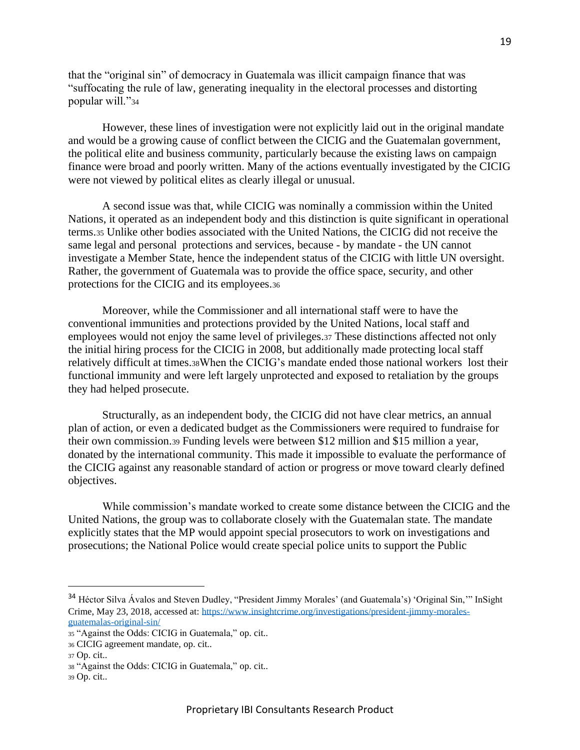that the "original sin" of democracy in Guatemala was illicit campaign finance that was "suffocating the rule of law, generating inequality in the electoral processes and distorting popular will."[34]

However, these lines of investigation were not explicitly laid out in the original mandate and would be a growing cause of conflict between the CICIG and the Guatemalan government, the political elite and business community, particularly because the existing laws on campaign finance were broad and poorly written. Many of the actions eventually investigated by the CICIG were not viewed by political elites as clearly illegal or unusual.

A second issue was that, while CICIG was nominally a commission within the United Nations, it operated as an independent body and this distinction is quite significant in operational terms.[35] Unlike other bodies associated with the United Nations, the CICIG did not receive the same legal and personal protections and services, because - by mandate - the UN cannot investigate a Member State, hence the independent status of the CICIG with little UN oversight. Rather, the government of Guatemala was to provide the office space, security, and other protections for the CICIG and its employees.[36]

Moreover, while the Commissioner and all international staff were to have the conventional immunities and protections provided by the United Nations, local staff and employees would not enjoy the same level of privileges.[37] These distinctions affected not only the initial hiring process for the CICIG in 2008, but additionally made protecting local staff relatively difficult at times.[38]When the CICIG's mandate ended those national workers lost their functional immunity and were left largely unprotected and exposed to retaliation by the groups they had helped prosecute.

Structurally, as an independent body, the CICIG did not have clear metrics, an annual plan of action, or even a dedicated budget as the Commissioners were required to fundraise for their own commission.[39] Funding levels were between $12 million and $15 million a year, donated by the international community. This made it impossible to evaluate the performance of the CICIG against any reasonable standard of action or progress or move toward clearly defined objectives.

While commission's mandate worked to create some distance between the CICIG and the United Nations, the group was to collaborate closely with the Guatemalan state. The mandate explicitly states that the MP would appoint special prosecutors to work on investigations and prosecutions; the National Police would create special police units to support the Public

---

[34] Héctor Silva Ávalos and Steven Dudley, "President Jimmy Morales' (and Guatemala's) 'Original Sin,'" InSight Crime, May 23, 2018, accessed at: https://www.insightcrime.org/investigations/president-jimmy-morales-guatemalas-original-sin/

[35] "Against the Odds: CICIG in Guatemala," op. cit..

[36] CICIG agreement mandate, op. cit..

[37] Op. cit..

[38] "Against the Odds: CICIG in Guatemala," op. cit..

[39] Op. cit..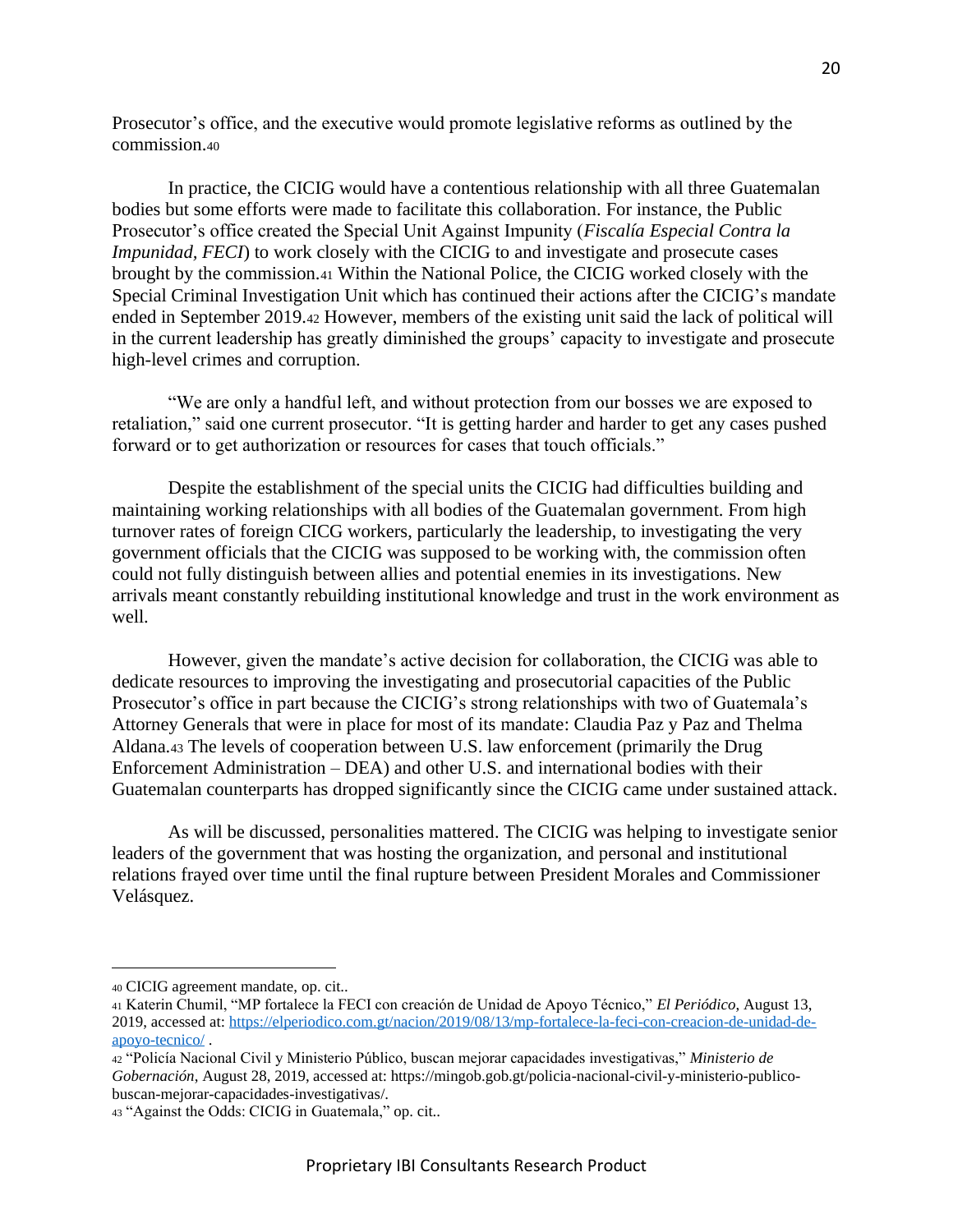Prosecutor's office, and the executive would promote legislative reforms as outlined by the commission.[40]

In practice, the CICIG would have a contentious relationship with all three Guatemalan bodies but some efforts were made to facilitate this collaboration. For instance, the Public Prosecutor's office created the Special Unit Against Impunity (*Fiscalía Especial Contra la Impunidad, FECI*) to work closely with the CICIG to and investigate and prosecute cases brought by the commission.[41] Within the National Police, the CICIG worked closely with the Special Criminal Investigation Unit which has continued their actions after the CICIG's mandate ended in September 2019.[42] However, members of the existing unit said the lack of political will in the current leadership has greatly diminished the groups' capacity to investigate and prosecute high-level crimes and corruption.

"We are only a handful left, and without protection from our bosses we are exposed to retaliation," said one current prosecutor. "It is getting harder and harder to get any cases pushed forward or to get authorization or resources for cases that touch officials."

Despite the establishment of the special units the CICIG had difficulties building and maintaining working relationships with all bodies of the Guatemalan government. From high turnover rates of foreign CICG workers, particularly the leadership, to investigating the very government officials that the CICIG was supposed to be working with, the commission often could not fully distinguish between allies and potential enemies in its investigations. New arrivals meant constantly rebuilding institutional knowledge and trust in the work environment as well.

However, given the mandate's active decision for collaboration, the CICIG was able to dedicate resources to improving the investigating and prosecutorial capacities of the Public Prosecutor's office in part because the CICIG's strong relationships with two of Guatemala's Attorney Generals that were in place for most of its mandate: Claudia Paz y Paz and Thelma Aldana.[43] The levels of cooperation between U.S. law enforcement (primarily the Drug Enforcement Administration – DEA) and other U.S. and international bodies with their Guatemalan counterparts has dropped significantly since the CICIG came under sustained attack.

As will be discussed, personalities mattered. The CICIG was helping to investigate senior leaders of the government that was hosting the organization, and personal and institutional relations frayed over time until the final rupture between President Morales and Commissioner Velásquez.

---

[40] CICIG agreement mandate, op. cit..

[41] Katerin Chumil, "MP fortalece la FECI con creación de Unidad de Apoyo Técnico," *El Periódico*, August 13, 2019, accessed at: https://elperiodico.com.gt/nacion/2019/08/13/mp-fortalece-la-feci-con-creacion-de-unidad-de-apoyo-tecnico/ .

[42] "Policía Nacional Civil y Ministerio Público, buscan mejorar capacidades investigativas," *Ministerio de Gobernación*, August 28, 2019, accessed at: https://mingob.gob.gt/policia-nacional-civil-y-ministerio-publico-buscan-mejorar-capacidades-investigativas/.

[43] "Against the Odds: CICIG in Guatemala," op. cit..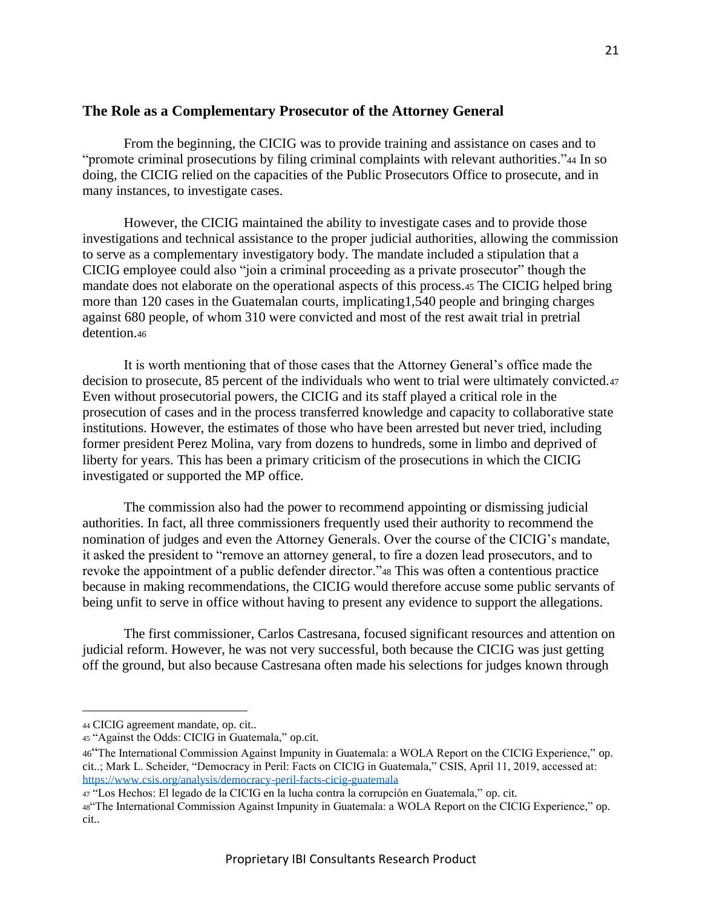## The Role as a Complementary Prosecutor of the Attorney General

From the beginning, the CICIG was to provide training and assistance on cases and to "promote criminal prosecutions by filing criminal complaints with relevant authorities."[44] In so doing, the CICIG relied on the capacities of the Public Prosecutors Office to prosecute, and in many instances, to investigate cases.

However, the CICIG maintained the ability to investigate cases and to provide those investigations and technical assistance to the proper judicial authorities, allowing the commission to serve as a complementary investigatory body. The mandate included a stipulation that a CICIG employee could also "join a criminal proceeding as a private prosecutor" though the mandate does not elaborate on the operational aspects of this process.[45] The CICIG helped bring more than 120 cases in the Guatemalan courts, implicating1,540 people and bringing charges against 680 people, of whom 310 were convicted and most of the rest await trial in pretrial detention.[46]

It is worth mentioning that of those cases that the Attorney General's office made the decision to prosecute, 85 percent of the individuals who went to trial were ultimately convicted.[47] Even without prosecutorial powers, the CICIG and its staff played a critical role in the prosecution of cases and in the process transferred knowledge and capacity to collaborative state institutions. However, the estimates of those who have been arrested but never tried, including former president Perez Molina, vary from dozens to hundreds, some in limbo and deprived of liberty for years. This has been a primary criticism of the prosecutions in which the CICIG investigated or supported the MP office.

The commission also had the power to recommend appointing or dismissing judicial authorities. In fact, all three commissioners frequently used their authority to recommend the nomination of judges and even the Attorney Generals. Over the course of the CICIG's mandate, it asked the president to "remove an attorney general, to fire a dozen lead prosecutors, and to revoke the appointment of a public defender director."[48] This was often a contentious practice because in making recommendations, the CICIG would therefore accuse some public servants of being unfit to serve in office without having to present any evidence to support the allegations.

The first commissioner, Carlos Castresana, focused significant resources and attention on judicial reform. However, he was not very successful, both because the CICIG was just getting off the ground, but also because Castresana often made his selections for judges known through

---

[44] CICIG agreement mandate, op. cit..

[45] "Against the Odds: CICIG in Guatemala," op.cit.

[46] "The International Commission Against Impunity in Guatemala: a WOLA Report on the CICIG Experience," op. cit..; Mark L. Scheider, "Democracy in Peril: Facts on CICIG in Guatemala," CSIS, April 11, 2019, accessed at: https://www.csis.org/analysis/democracy-peril-facts-cicig-guatemala

[47] "Los Hechos: El legado de la CICIG en la lucha contra la corrupción en Guatemala," op. cit.

[48] "The International Commission Against Impunity in Guatemala: a WOLA Report on the CICIG Experience," op. cit..

Proprietary IBI Consultants Research Product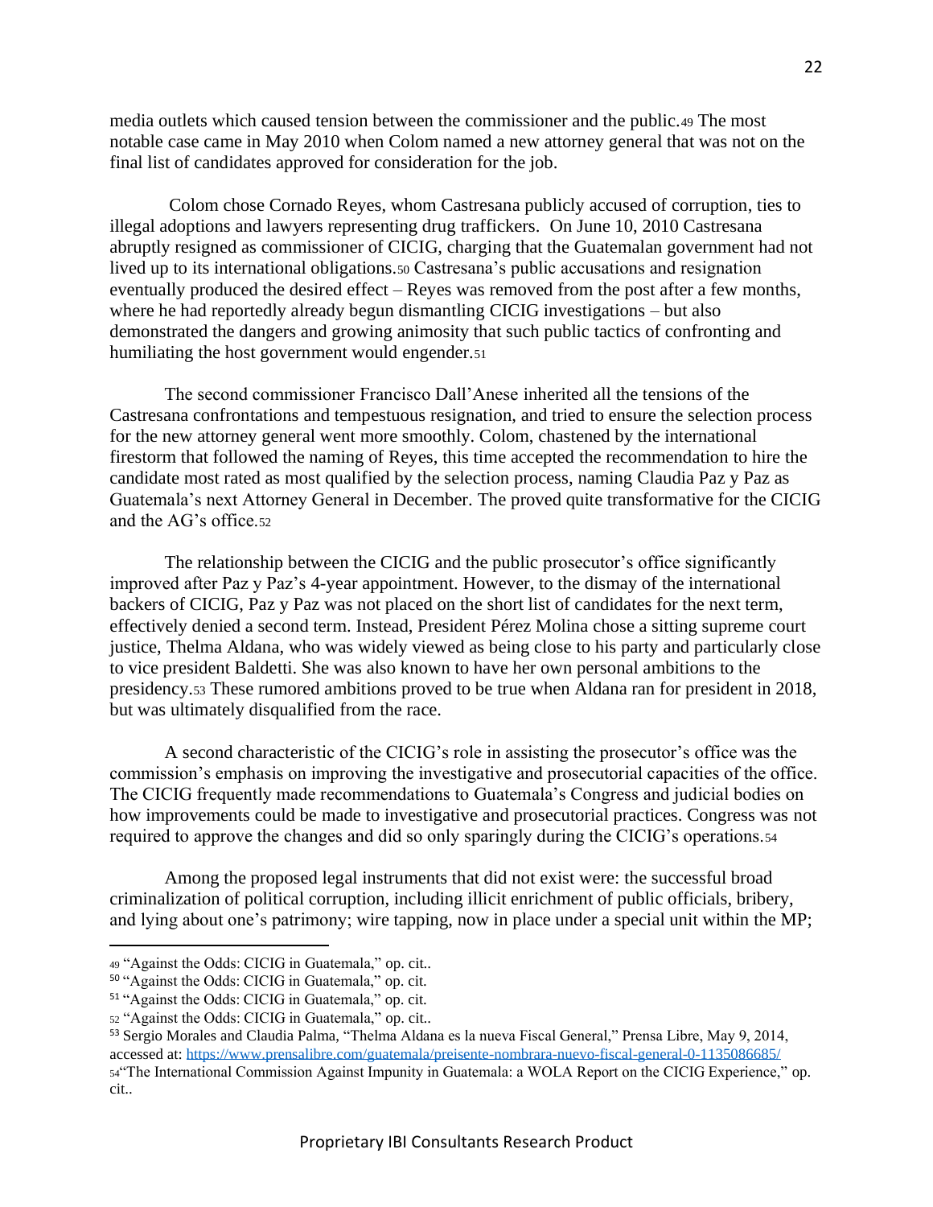media outlets which caused tension between the commissioner and the public.[49] The most notable case came in May 2010 when Colom named a new attorney general that was not on the final list of candidates approved for consideration for the job.

Colom chose Cornado Reyes, whom Castresana publicly accused of corruption, ties to illegal adoptions and lawyers representing drug traffickers. On June 10, 2010 Castresana abruptly resigned as commissioner of CICIG, charging that the Guatemalan government had not lived up to its international obligations.[50] Castresana's public accusations and resignation eventually produced the desired effect – Reyes was removed from the post after a few months, where he had reportedly already begun dismantling CICIG investigations – but also demonstrated the dangers and growing animosity that such public tactics of confronting and humiliating the host government would engender.[51]

The second commissioner Francisco Dall'Anese inherited all the tensions of the Castresana confrontations and tempestuous resignation, and tried to ensure the selection process for the new attorney general went more smoothly. Colom, chastened by the international firestorm that followed the naming of Reyes, this time accepted the recommendation to hire the candidate most rated as most qualified by the selection process, naming Claudia Paz y Paz as Guatemala's next Attorney General in December. The proved quite transformative for the CICIG and the AG's office.[52]

The relationship between the CICIG and the public prosecutor's office significantly improved after Paz y Paz's 4-year appointment. However, to the dismay of the international backers of CICIG, Paz y Paz was not placed on the short list of candidates for the next term, effectively denied a second term. Instead, President Pérez Molina chose a sitting supreme court justice, Thelma Aldana, who was widely viewed as being close to his party and particularly close to vice president Baldetti. She was also known to have her own personal ambitions to the presidency.[53] These rumored ambitions proved to be true when Aldana ran for president in 2018, but was ultimately disqualified from the race.

A second characteristic of the CICIG's role in assisting the prosecutor's office was the commission's emphasis on improving the investigative and prosecutorial capacities of the office. The CICIG frequently made recommendations to Guatemala's Congress and judicial bodies on how improvements could be made to investigative and prosecutorial practices. Congress was not required to approve the changes and did so only sparingly during the CICIG's operations.[54]

Among the proposed legal instruments that did not exist were: the successful broad criminalization of political corruption, including illicit enrichment of public officials, bribery, and lying about one's patrimony; wire tapping, now in place under a special unit within the MP;

---

[49] "Against the Odds: CICIG in Guatemala," op. cit..

[50] "Against the Odds: CICIG in Guatemala," op. cit.

[51] "Against the Odds: CICIG in Guatemala," op. cit.

[52] "Against the Odds: CICIG in Guatemala," op. cit..

[53] Sergio Morales and Claudia Palma, "Thelma Aldana es la nueva Fiscal General," Prensa Libre, May 9, 2014, accessed at: https://www.prensalibre.com/guatemala/preisente-nombrara-nuevo-fiscal-general-0-1135086685/

[54] "The International Commission Against Impunity in Guatemala: a WOLA Report on the CICIG Experience," op. cit..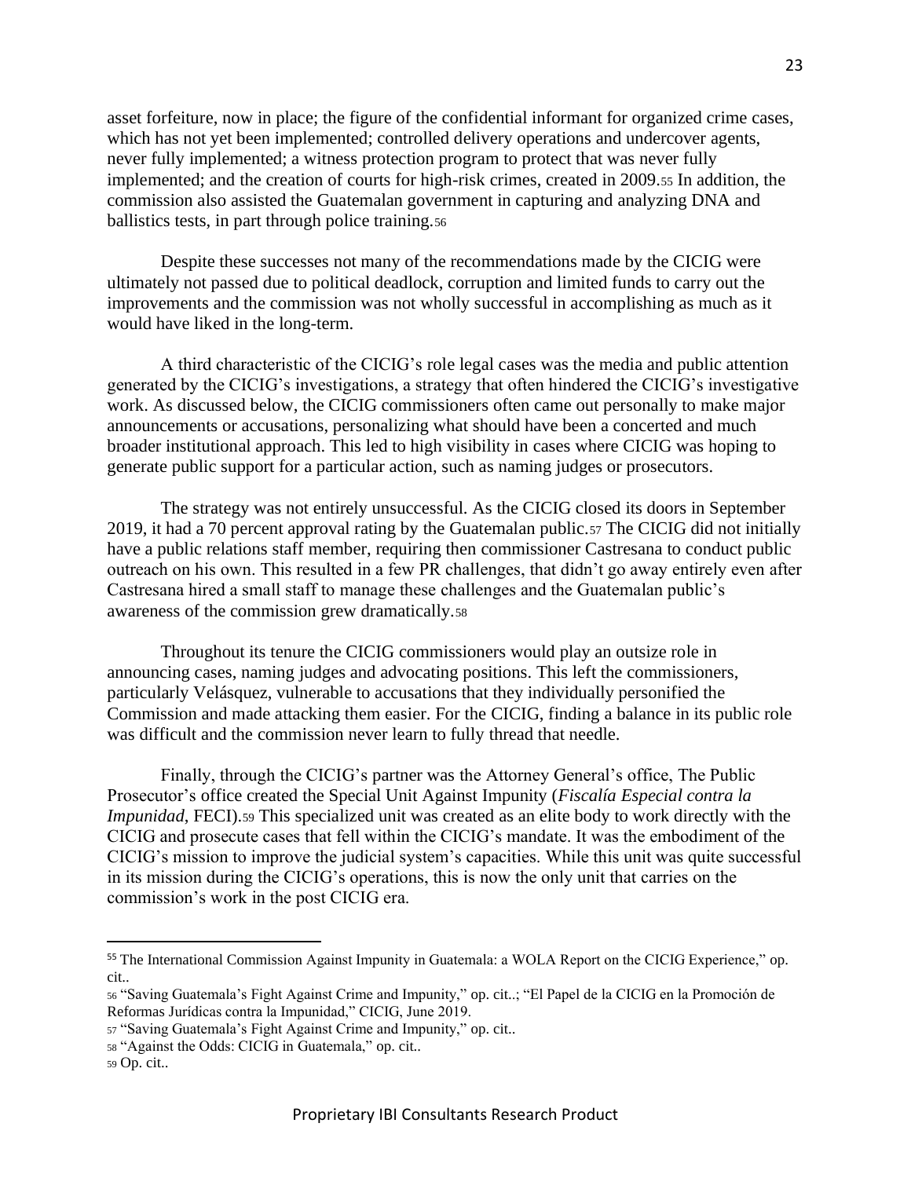asset forfeiture, now in place; the figure of the confidential informant for organized crime cases, which has not yet been implemented; controlled delivery operations and undercover agents, never fully implemented; a witness protection program to protect that was never fully implemented; and the creation of courts for high-risk crimes, created in 2009.[55] In addition, the commission also assisted the Guatemalan government in capturing and analyzing DNA and ballistics tests, in part through police training.[56]

Despite these successes not many of the recommendations made by the CICIG were ultimately not passed due to political deadlock, corruption and limited funds to carry out the improvements and the commission was not wholly successful in accomplishing as much as it would have liked in the long-term.

A third characteristic of the CICIG's role legal cases was the media and public attention generated by the CICIG's investigations, a strategy that often hindered the CICIG's investigative work. As discussed below, the CICIG commissioners often came out personally to make major announcements or accusations, personalizing what should have been a concerted and much broader institutional approach. This led to high visibility in cases where CICIG was hoping to generate public support for a particular action, such as naming judges or prosecutors.

The strategy was not entirely unsuccessful. As the CICIG closed its doors in September 2019, it had a 70 percent approval rating by the Guatemalan public.[57] The CICIG did not initially have a public relations staff member, requiring then commissioner Castresana to conduct public outreach on his own. This resulted in a few PR challenges, that didn't go away entirely even after Castresana hired a small staff to manage these challenges and the Guatemalan public's awareness of the commission grew dramatically.[58]

Throughout its tenure the CICIG commissioners would play an outsize role in announcing cases, naming judges and advocating positions. This left the commissioners, particularly Velásquez, vulnerable to accusations that they individually personified the Commission and made attacking them easier. For the CICIG, finding a balance in its public role was difficult and the commission never learn to fully thread that needle.

Finally, through the CICIG's partner was the Attorney General's office, The Public Prosecutor's office created the Special Unit Against Impunity (*Fiscalía Especial contra la Impunidad*, FECI).[59] This specialized unit was created as an elite body to work directly with the CICIG and prosecute cases that fell within the CICIG's mandate. It was the embodiment of the CICIG's mission to improve the judicial system's capacities. While this unit was quite successful in its mission during the CICIG's operations, this is now the only unit that carries on the commission's work in the post CICIG era.

---

[55] The International Commission Against Impunity in Guatemala: a WOLA Report on the CICIG Experience," op. cit..

[56] "Saving Guatemala's Fight Against Crime and Impunity," op. cit..; "El Papel de la CICIG en la Promoción de Reformas Jurídicas contra la Impunidad," CICIG, June 2019.

[57] "Saving Guatemala's Fight Against Crime and Impunity," op. cit..

[58] "Against the Odds: CICIG in Guatemala," op. cit..

[59] Op. cit..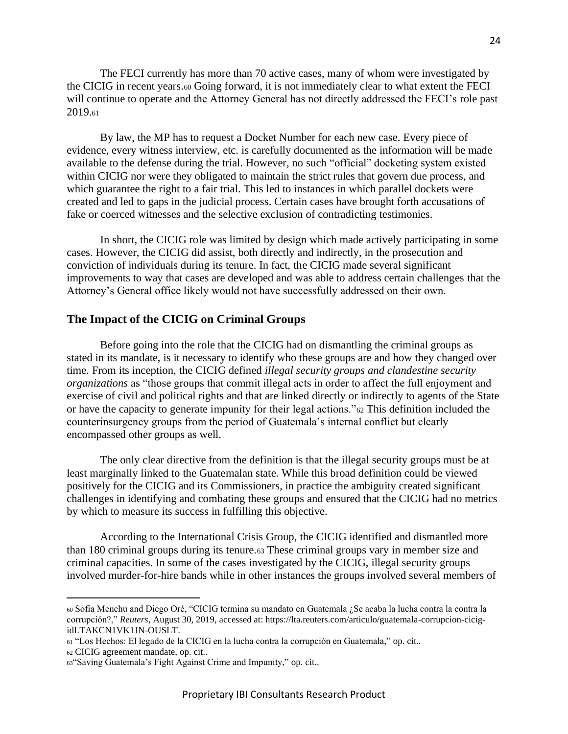The FECI currently has more than 70 active cases, many of whom were investigated by the CICIG in recent years.[60] Going forward, it is not immediately clear to what extent the FECI will continue to operate and the Attorney General has not directly addressed the FECI's role past 2019.[61]

By law, the MP has to request a Docket Number for each new case. Every piece of evidence, every witness interview, etc. is carefully documented as the information will be made available to the defense during the trial. However, no such "official" docketing system existed within CICIG nor were they obligated to maintain the strict rules that govern due process, and which guarantee the right to a fair trial. This led to instances in which parallel dockets were created and led to gaps in the judicial process. Certain cases have brought forth accusations of fake or coerced witnesses and the selective exclusion of contradicting testimonies.

In short, the CICIG role was limited by design which made actively participating in some cases. However, the CICIG did assist, both directly and indirectly, in the prosecution and conviction of individuals during its tenure. In fact, the CICIG made several significant improvements to way that cases are developed and was able to address certain challenges that the Attorney's General office likely would not have successfully addressed on their own.

## The Impact of the CICIG on Criminal Groups

Before going into the role that the CICIG had on dismantling the criminal groups as stated in its mandate, is it necessary to identify who these groups are and how they changed over time. From its inception, the CICIG defined *illegal security groups and clandestine security organizations* as "those groups that commit illegal acts in order to affect the full enjoyment and exercise of civil and political rights and that are linked directly or indirectly to agents of the State or have the capacity to generate impunity for their legal actions."[62] This definition included the counterinsurgency groups from the period of Guatemala's internal conflict but clearly encompassed other groups as well.

The only clear directive from the definition is that the illegal security groups must be at least marginally linked to the Guatemalan state. While this broad definition could be viewed positively for the CICIG and its Commissioners, in practice the ambiguity created significant challenges in identifying and combating these groups and ensured that the CICIG had no metrics by which to measure its success in fulfilling this objective.

According to the International Crisis Group, the CICIG identified and dismantled more than 180 criminal groups during its tenure.[63] These criminal groups vary in member size and criminal capacities. In some of the cases investigated by the CICIG, illegal security groups involved murder-for-hire bands while in other instances the groups involved several members of

---

[60] Sofia Menchu and Diego Oré, "CICIG termina su mandato en Guatemala ¿Se acaba la lucha contra la contra la corrupción?," *Reuters*, August 30, 2019, accessed at: https://lta.reuters.com/articulo/guatemala-corrupcion-cicig-idLTAKCN1VK1JN-OUSLT.

[61] "Los Hechos: El legado de la CICIG en la lucha contra la corrupción en Guatemala," op. cit..

[62] CICIG agreement mandate, op. cit..

[63] "Saving Guatemala's Fight Against Crime and Impunity," op. cit..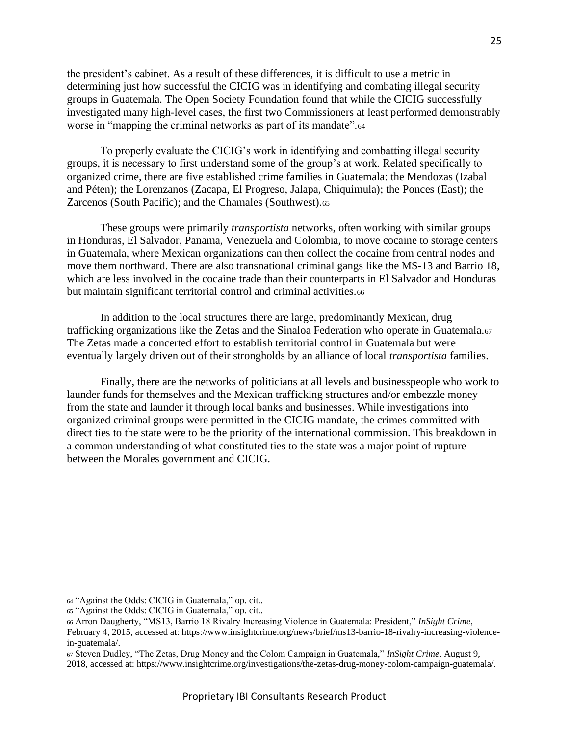the president's cabinet. As a result of these differences, it is difficult to use a metric in determining just how successful the CICIG was in identifying and combating illegal security groups in Guatemala. The Open Society Foundation found that while the CICIG successfully investigated many high-level cases, the first two Commissioners at least performed demonstrably worse in "mapping the criminal networks as part of its mandate".[64]

To properly evaluate the CICIG's work in identifying and combatting illegal security groups, it is necessary to first understand some of the group's at work. Related specifically to organized crime, there are five established crime families in Guatemala: the Mendozas (Izabal and Péten); the Lorenzanos (Zacapa, El Progreso, Jalapa, Chiquimula); the Ponces (East); the Zarcenos (South Pacific); and the Chamales (Southwest).[65]

These groups were primarily *transportista* networks, often working with similar groups in Honduras, El Salvador, Panama, Venezuela and Colombia, to move cocaine to storage centers in Guatemala, where Mexican organizations can then collect the cocaine from central nodes and move them northward. There are also transnational criminal gangs like the MS-13 and Barrio 18, which are less involved in the cocaine trade than their counterparts in El Salvador and Honduras but maintain significant territorial control and criminal activities.[66]

In addition to the local structures there are large, predominantly Mexican, drug trafficking organizations like the Zetas and the Sinaloa Federation who operate in Guatemala.[67] The Zetas made a concerted effort to establish territorial control in Guatemala but were eventually largely driven out of their strongholds by an alliance of local *transportista* families.

Finally, there are the networks of politicians at all levels and businesspeople who work to launder funds for themselves and the Mexican trafficking structures and/or embezzle money from the state and launder it through local banks and businesses. While investigations into organized criminal groups were permitted in the CICIG mandate, the crimes committed with direct ties to the state were to be the priority of the international commission. This breakdown in a common understanding of what constituted ties to the state was a major point of rupture between the Morales government and CICIG.

---

[64] "Against the Odds: CICIG in Guatemala," op. cit..

[65] "Against the Odds: CICIG in Guatemala," op. cit..

[66] Arron Daugherty, "MS13, Barrio 18 Rivalry Increasing Violence in Guatemala: President," *InSight Crime*, February 4, 2015, accessed at: https://www.insightcrime.org/news/brief/ms13-barrio-18-rivalry-increasing-violence-in-guatemala/.

[67] Steven Dudley, "The Zetas, Drug Money and the Colom Campaign in Guatemala," *InSight Crime*, August 9, 2018, accessed at: https://www.insightcrime.org/investigations/the-zetas-drug-money-colom-campaign-guatemala/.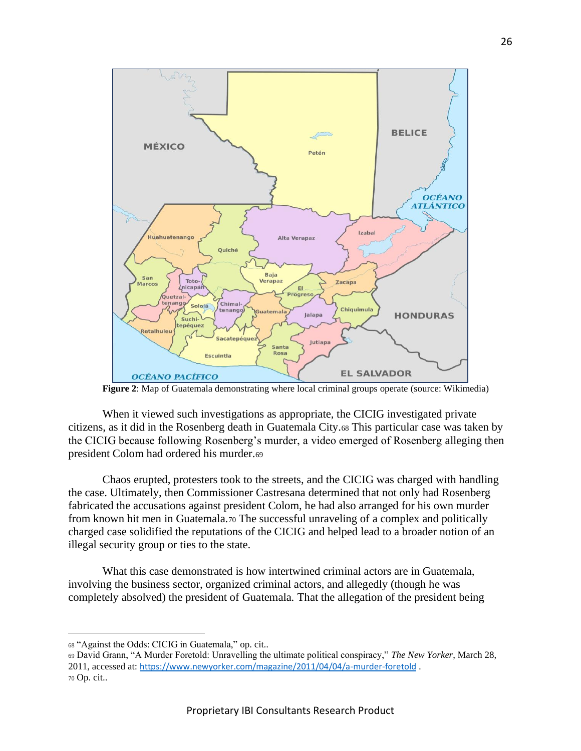**Figure 2**: Map of Guatemala demonstrating where local criminal groups operate (source: Wikimedia)

When it viewed such investigations as appropriate, the CICIG investigated private citizens, as it did in the Rosenberg death in Guatemala City.[68] This particular case was taken by the CICIG because following Rosenberg's murder, a video emerged of Rosenberg alleging then president Colom had ordered his murder.[69]

Chaos erupted, protesters took to the streets, and the CICIG was charged with handling the case. Ultimately, then Commissioner Castresana determined that not only had Rosenberg fabricated the accusations against president Colom, he had also arranged for his own murder from known hit men in Guatemala.[70] The successful unraveling of a complex and politically charged case solidified the reputations of the CICIG and helped lead to a broader notion of an illegal security group or ties to the state.

What this case demonstrated is how intertwined criminal actors are in Guatemala, involving the business sector, organized criminal actors, and allegedly (though he was completely absolved) the president of Guatemala. That the allegation of the president being

---

[68] "Against the Odds: CICIG in Guatemala," op. cit..

[69] David Grann, "A Murder Foretold: Unravelling the ultimate political conspiracy," *The New Yorker*, March 28, 2011, accessed at: https://www.newyorker.com/magazine/2011/04/04/a-murder-foretold .

[70] Op. cit..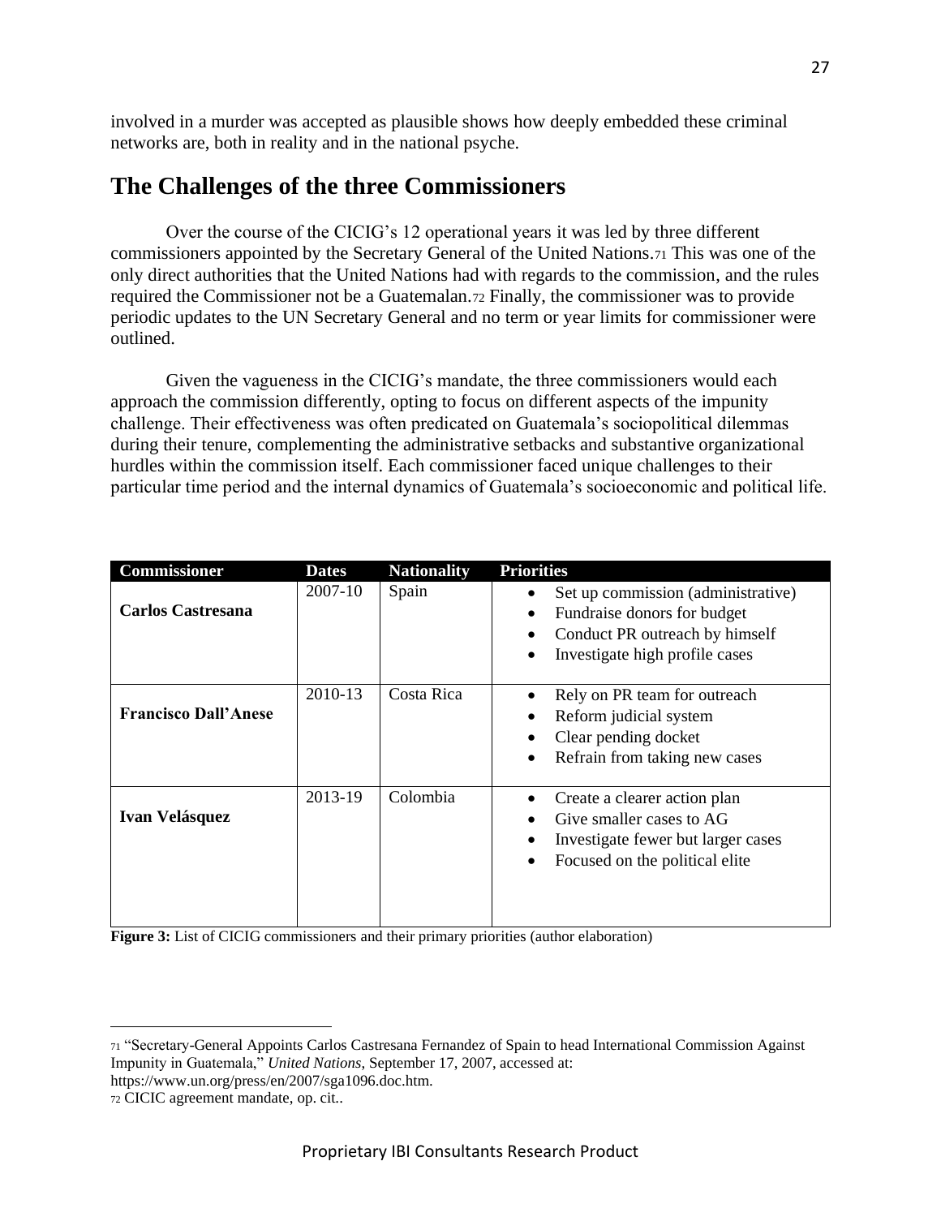involved in a murder was accepted as plausible shows how deeply embedded these criminal networks are, both in reality and in the national psyche.

## The Challenges of the three Commissioners

Over the course of the CICIG's 12 operational years it was led by three different commissioners appointed by the Secretary General of the United Nations.[71] This was one of the only direct authorities that the United Nations had with regards to the commission, and the rules required the Commissioner not be a Guatemalan.[72] Finally, the commissioner was to provide periodic updates to the UN Secretary General and no term or year limits for commissioner were outlined.

Given the vagueness in the CICIG's mandate, the three commissioners would each approach the commission differently, opting to focus on different aspects of the impunity challenge. Their effectiveness was often predicated on Guatemala's sociopolitical dilemmas during their tenure, complementing the administrative setbacks and substantive organizational hurdles within the commission itself. Each commissioner faced unique challenges to their particular time period and the internal dynamics of Guatemala's socioeconomic and political life.

| Commissioner | Dates | Nationality | Priorities |
|---|---|---|---|
| **Carlos Castresana** | 2007-10 | Spain | • Set up commission (administrative)<br>• Fundraise donors for budget<br>• Conduct PR outreach by himself<br>• Investigate high profile cases |
| **Francisco Dall'Anese** | 2010-13 | Costa Rica | • Rely on PR team for outreach<br>• Reform judicial system<br>• Clear pending docket<br>• Refrain from taking new cases |
| **Ivan Velásquez** | 2013-19 | Colombia | • Create a clearer action plan<br>• Give smaller cases to AG<br>• Investigate fewer but larger cases<br>• Focused on the political elite |

**Figure 3:** List of CICIG commissioners and their primary priorities (author elaboration)

---

[71] "Secretary-General Appoints Carlos Castresana Fernandez of Spain to head International Commission Against Impunity in Guatemala," *United Nations*, September 17, 2007, accessed at: https://www.un.org/press/en/2007/sga1096.doc.htm.

[72] CICIC agreement mandate, op. cit..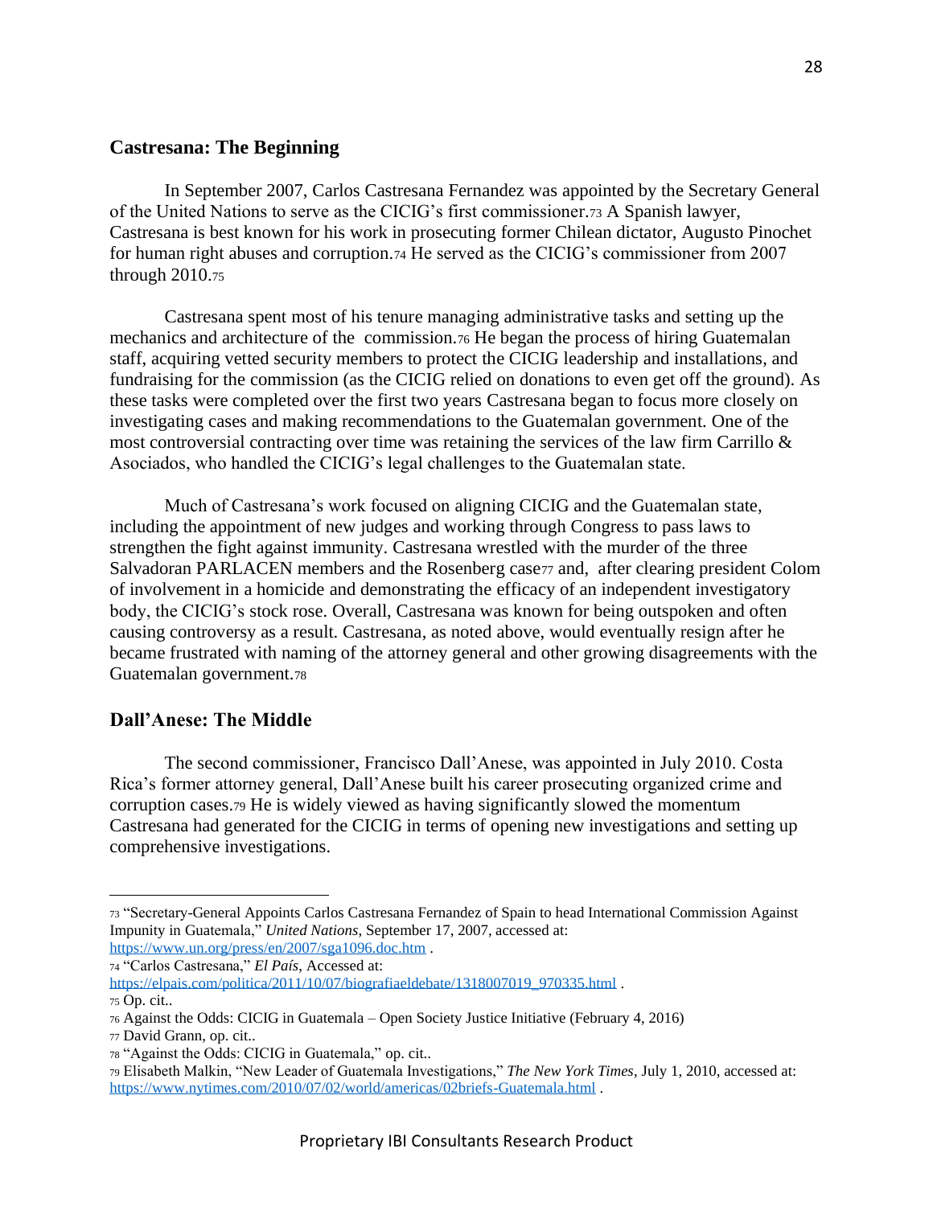## Castresana: The Beginning

In September 2007, Carlos Castresana Fernandez was appointed by the Secretary General of the United Nations to serve as the CICIG's first commissioner.[73] A Spanish lawyer, Castresana is best known for his work in prosecuting former Chilean dictator, Augusto Pinochet for human right abuses and corruption.[74] He served as the CICIG's commissioner from 2007 through 2010.[75]

Castresana spent most of his tenure managing administrative tasks and setting up the mechanics and architecture of the commission.[76] He began the process of hiring Guatemalan staff, acquiring vetted security members to protect the CICIG leadership and installations, and fundraising for the commission (as the CICIG relied on donations to even get off the ground). As these tasks were completed over the first two years Castresana began to focus more closely on investigating cases and making recommendations to the Guatemalan government. One of the most controversial contracting over time was retaining the services of the law firm Carrillo & Asociados, who handled the CICIG's legal challenges to the Guatemalan state.

Much of Castresana's work focused on aligning CICIG and the Guatemalan state, including the appointment of new judges and working through Congress to pass laws to strengthen the fight against immunity. Castresana wrestled with the murder of the three Salvadoran PARLACEN members and the Rosenberg case[77] and, after clearing president Colom of involvement in a homicide and demonstrating the efficacy of an independent investigatory body, the CICIG's stock rose. Overall, Castresana was known for being outspoken and often causing controversy as a result. Castresana, as noted above, would eventually resign after he became frustrated with naming of the attorney general and other growing disagreements with the Guatemalan government.[78]

## Dall'Anese: The Middle

The second commissioner, Francisco Dall'Anese, was appointed in July 2010. Costa Rica's former attorney general, Dall'Anese built his career prosecuting organized crime and corruption cases.[79] He is widely viewed as having significantly slowed the momentum Castresana had generated for the CICIG in terms of opening new investigations and setting up comprehensive investigations.

---

[73] "Secretary-General Appoints Carlos Castresana Fernandez of Spain to head International Commission Against Impunity in Guatemala," *United Nations*, September 17, 2007, accessed at: https://www.un.org/press/en/2007/sga1096.doc.htm .

[74] "Carlos Castresana," *El País*, Accessed at: https://elpais.com/politica/2011/10/07/biografiaeldebate/1318007019_970335.html .

[75] Op. cit..

[76] Against the Odds: CICIG in Guatemala – Open Society Justice Initiative (February 4, 2016)

[77] David Grann, op. cit..

[78] "Against the Odds: CICIG in Guatemala," op. cit..

[79] Elisabeth Malkin, "New Leader of Guatemala Investigations," *The New York Times*, July 1, 2010, accessed at: https://www.nytimes.com/2010/07/02/world/americas/02briefs-Guatemala.html .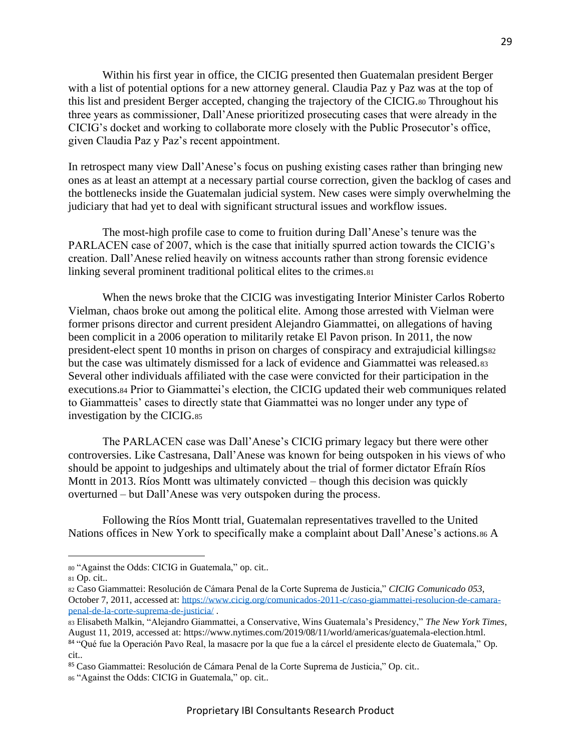Within his first year in office, the CICIG presented then Guatemalan president Berger with a list of potential options for a new attorney general. Claudia Paz y Paz was at the top of this list and president Berger accepted, changing the trajectory of the CICIG.[80] Throughout his three years as commissioner, Dall'Anese prioritized prosecuting cases that were already in the CICIG's docket and working to collaborate more closely with the Public Prosecutor's office, given Claudia Paz y Paz's recent appointment.

In retrospect many view Dall'Anese's focus on pushing existing cases rather than bringing new ones as at least an attempt at a necessary partial course correction, given the backlog of cases and the bottlenecks inside the Guatemalan judicial system. New cases were simply overwhelming the judiciary that had yet to deal with significant structural issues and workflow issues.

The most-high profile case to come to fruition during Dall'Anese's tenure was the PARLACEN case of 2007, which is the case that initially spurred action towards the CICIG's creation. Dall'Anese relied heavily on witness accounts rather than strong forensic evidence linking several prominent traditional political elites to the crimes.[81]

When the news broke that the CICIG was investigating Interior Minister Carlos Roberto Vielman, chaos broke out among the political elite. Among those arrested with Vielman were former prisons director and current president Alejandro Giammattei, on allegations of having been complicit in a 2006 operation to militarily retake El Pavon prison. In 2011, the now president-elect spent 10 months in prison on charges of conspiracy and extrajudicial killings[82] but the case was ultimately dismissed for a lack of evidence and Giammattei was released.[83] Several other individuals affiliated with the case were convicted for their participation in the executions.[84] Prior to Giammattei's election, the CICIG updated their web communiques related to Giammatteis' cases to directly state that Giammattei was no longer under any type of investigation by the CICIG.[85]

The PARLACEN case was Dall'Anese's CICIG primary legacy but there were other controversies. Like Castresana, Dall'Anese was known for being outspoken in his views of who should be appoint to judgeships and ultimately about the trial of former dictator Efraín Ríos Montt in 2013. Ríos Montt was ultimately convicted – though this decision was quickly overturned – but Dall'Anese was very outspoken during the process.

Following the Ríos Montt trial, Guatemalan representatives travelled to the United Nations offices in New York to specifically make a complaint about Dall'Anese's actions.[86] A

---

[80] "Against the Odds: CICIG in Guatemala," op. cit..

[81] Op. cit..

[82] Caso Giammattei: Resolución de Cámara Penal de la Corte Suprema de Justicia," *CICIG Comunicado 053*, October 7, 2011, accessed at: https://www.cicig.org/comunicados-2011-c/caso-giammattei-resolucion-de-camara-penal-de-la-corte-suprema-de-justicia/ .

[83] Elisabeth Malkin, "Alejandro Giammattei, a Conservative, Wins Guatemala's Presidency," *The New York Times*, August 11, 2019, accessed at: https://www.nytimes.com/2019/08/11/world/americas/guatemala-election.html.

[84] "Qué fue la Operación Pavo Real, la masacre por la que fue a la cárcel el presidente electo de Guatemala," Op. cit..

[85] Caso Giammattei: Resolución de Cámara Penal de la Corte Suprema de Justicia," Op. cit..

[86] "Against the Odds: CICIG in Guatemala," op. cit..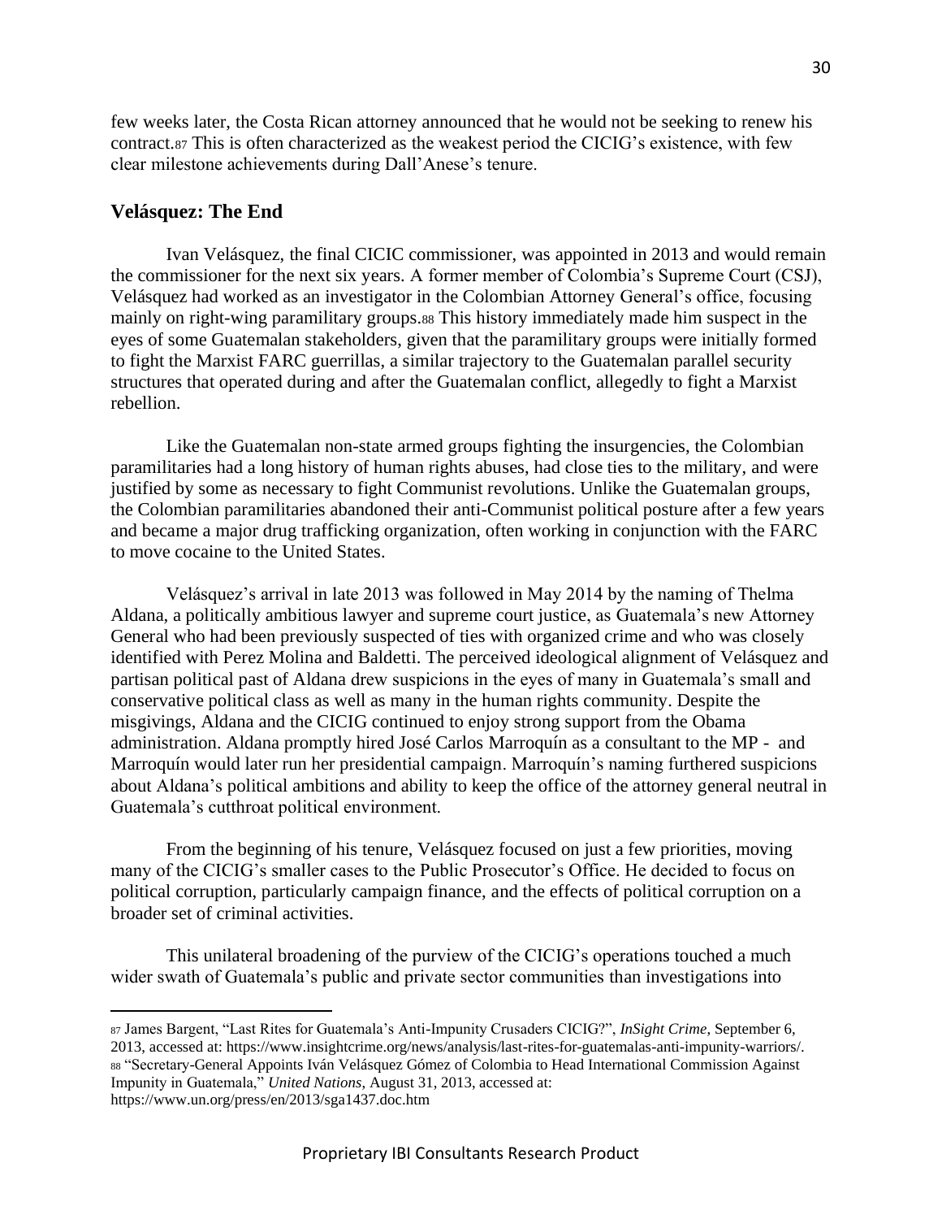few weeks later, the Costa Rican attorney announced that he would not be seeking to renew his contract.[87] This is often characterized as the weakest period the CICIG's existence, with few clear milestone achievements during Dall'Anese's tenure.

## Velásquez: The End

Ivan Velásquez, the final CICIC commissioner, was appointed in 2013 and would remain the commissioner for the next six years. A former member of Colombia's Supreme Court (CSJ), Velásquez had worked as an investigator in the Colombian Attorney General's office, focusing mainly on right-wing paramilitary groups.[88] This history immediately made him suspect in the eyes of some Guatemalan stakeholders, given that the paramilitary groups were initially formed to fight the Marxist FARC guerrillas, a similar trajectory to the Guatemalan parallel security structures that operated during and after the Guatemalan conflict, allegedly to fight a Marxist rebellion.

Like the Guatemalan non-state armed groups fighting the insurgencies, the Colombian paramilitaries had a long history of human rights abuses, had close ties to the military, and were justified by some as necessary to fight Communist revolutions. Unlike the Guatemalan groups, the Colombian paramilitaries abandoned their anti-Communist political posture after a few years and became a major drug trafficking organization, often working in conjunction with the FARC to move cocaine to the United States.

Velásquez's arrival in late 2013 was followed in May 2014 by the naming of Thelma Aldana, a politically ambitious lawyer and supreme court justice, as Guatemala's new Attorney General who had been previously suspected of ties with organized crime and who was closely identified with Perez Molina and Baldetti. The perceived ideological alignment of Velásquez and partisan political past of Aldana drew suspicions in the eyes of many in Guatemala's small and conservative political class as well as many in the human rights community. Despite the misgivings, Aldana and the CICIG continued to enjoy strong support from the Obama administration. Aldana promptly hired José Carlos Marroquín as a consultant to the MP - and Marroquín would later run her presidential campaign. Marroquín's naming furthered suspicions about Aldana's political ambitions and ability to keep the office of the attorney general neutral in Guatemala's cutthroat political environment.

From the beginning of his tenure, Velásquez focused on just a few priorities, moving many of the CICIG's smaller cases to the Public Prosecutor's Office. He decided to focus on political corruption, particularly campaign finance, and the effects of political corruption on a broader set of criminal activities.

This unilateral broadening of the purview of the CICIG's operations touched a much wider swath of Guatemala's public and private sector communities than investigations into

---

[87] James Bargent, "Last Rites for Guatemala's Anti-Impunity Crusaders CICIG?", *InSight Crime,* September 6, 2013, accessed at: https://www.insightcrime.org/news/analysis/last-rites-for-guatemalas-anti-impunity-warriors/.

[88] "Secretary-General Appoints Iván Velásquez Gómez of Colombia to Head International Commission Against Impunity in Guatemala," *United Nations*, August 31, 2013, accessed at: https://www.un.org/press/en/2013/sga1437.doc.htm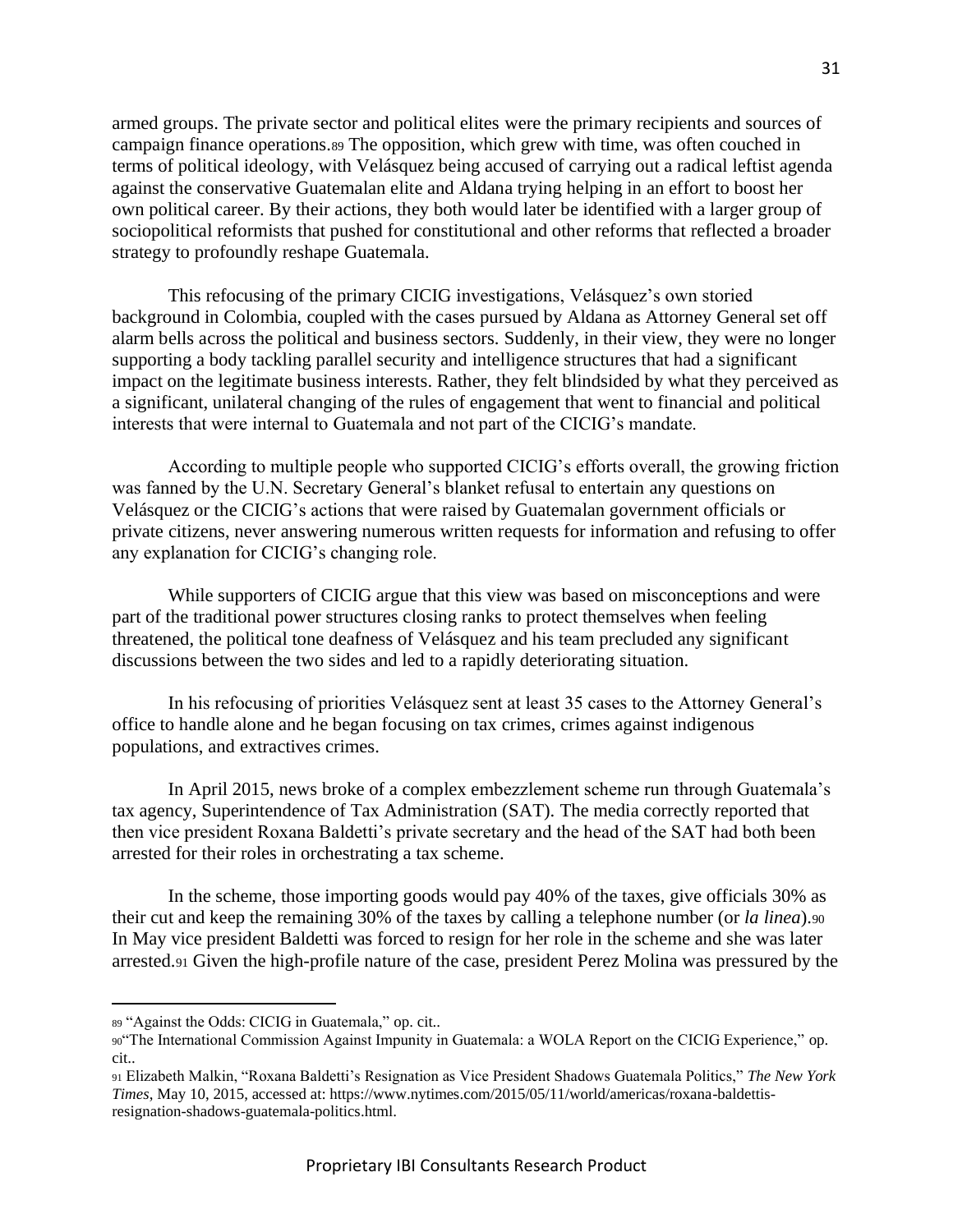armed groups. The private sector and political elites were the primary recipients and sources of campaign finance operations.[89] The opposition, which grew with time, was often couched in terms of political ideology, with Velásquez being accused of carrying out a radical leftist agenda against the conservative Guatemalan elite and Aldana trying helping in an effort to boost her own political career. By their actions, they both would later be identified with a larger group of sociopolitical reformists that pushed for constitutional and other reforms that reflected a broader strategy to profoundly reshape Guatemala.

This refocusing of the primary CICIG investigations, Velásquez's own storied background in Colombia, coupled with the cases pursued by Aldana as Attorney General set off alarm bells across the political and business sectors. Suddenly, in their view, they were no longer supporting a body tackling parallel security and intelligence structures that had a significant impact on the legitimate business interests. Rather, they felt blindsided by what they perceived as a significant, unilateral changing of the rules of engagement that went to financial and political interests that were internal to Guatemala and not part of the CICIG's mandate.

According to multiple people who supported CICIG's efforts overall, the growing friction was fanned by the U.N. Secretary General's blanket refusal to entertain any questions on Velásquez or the CICIG's actions that were raised by Guatemalan government officials or private citizens, never answering numerous written requests for information and refusing to offer any explanation for CICIG's changing role.

While supporters of CICIG argue that this view was based on misconceptions and were part of the traditional power structures closing ranks to protect themselves when feeling threatened, the political tone deafness of Velásquez and his team precluded any significant discussions between the two sides and led to a rapidly deteriorating situation.

In his refocusing of priorities Velásquez sent at least 35 cases to the Attorney General's office to handle alone and he began focusing on tax crimes, crimes against indigenous populations, and extractives crimes.

In April 2015, news broke of a complex embezzlement scheme run through Guatemala's tax agency, Superintendence of Tax Administration (SAT). The media correctly reported that then vice president Roxana Baldetti's private secretary and the head of the SAT had both been arrested for their roles in orchestrating a tax scheme.

In the scheme, those importing goods would pay 40% of the taxes, give officials 30% as their cut and keep the remaining 30% of the taxes by calling a telephone number (or *la linea*).[90] In May vice president Baldetti was forced to resign for her role in the scheme and she was later arrested.[91] Given the high-profile nature of the case, president Perez Molina was pressured by the

---

[89] "Against the Odds: CICIG in Guatemala," op. cit..

[90] "The International Commission Against Impunity in Guatemala: a WOLA Report on the CICIG Experience," op. cit..

[91] Elizabeth Malkin, "Roxana Baldetti's Resignation as Vice President Shadows Guatemala Politics," *The New York Times*, May 10, 2015, accessed at: https://www.nytimes.com/2015/05/11/world/americas/roxana-baldettis-resignation-shadows-guatemala-politics.html.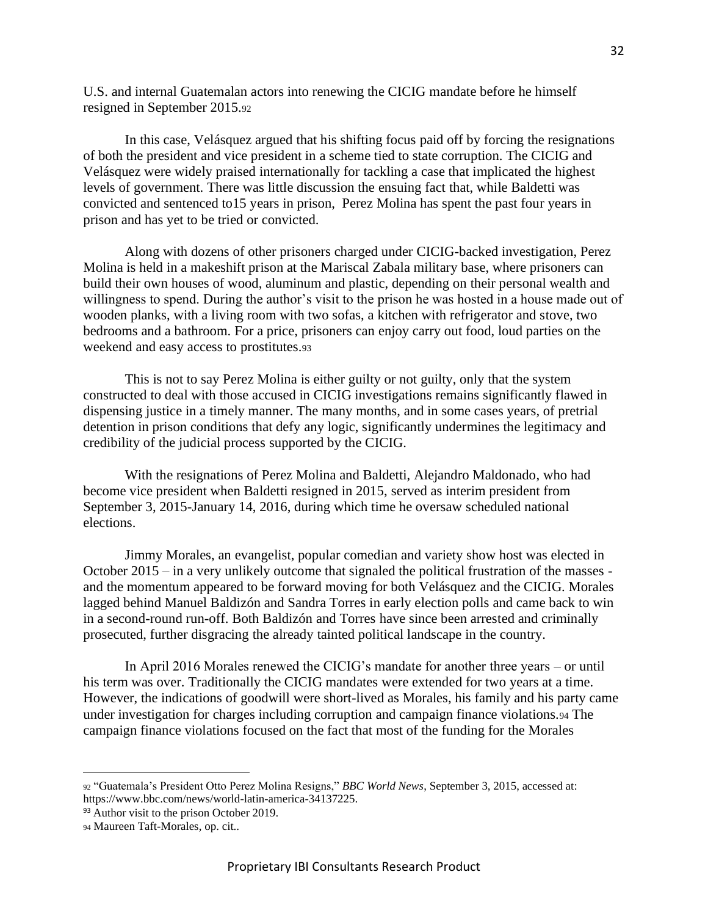U.S. and internal Guatemalan actors into renewing the CICIG mandate before he himself resigned in September 2015.[92]

In this case, Velásquez argued that his shifting focus paid off by forcing the resignations of both the president and vice president in a scheme tied to state corruption. The CICIG and Velásquez were widely praised internationally for tackling a case that implicated the highest levels of government. There was little discussion the ensuing fact that, while Baldetti was convicted and sentenced to15 years in prison, Perez Molina has spent the past four years in prison and has yet to be tried or convicted.

Along with dozens of other prisoners charged under CICIG-backed investigation, Perez Molina is held in a makeshift prison at the Mariscal Zabala military base, where prisoners can build their own houses of wood, aluminum and plastic, depending on their personal wealth and willingness to spend. During the author's visit to the prison he was hosted in a house made out of wooden planks, with a living room with two sofas, a kitchen with refrigerator and stove, two bedrooms and a bathroom. For a price, prisoners can enjoy carry out food, loud parties on the weekend and easy access to prostitutes.[93]

This is not to say Perez Molina is either guilty or not guilty, only that the system constructed to deal with those accused in CICIG investigations remains significantly flawed in dispensing justice in a timely manner. The many months, and in some cases years, of pretrial detention in prison conditions that defy any logic, significantly undermines the legitimacy and credibility of the judicial process supported by the CICIG.

With the resignations of Perez Molina and Baldetti, Alejandro Maldonado, who had become vice president when Baldetti resigned in 2015, served as interim president from September 3, 2015-January 14, 2016, during which time he oversaw scheduled national elections.

Jimmy Morales, an evangelist, popular comedian and variety show host was elected in October 2015 – in a very unlikely outcome that signaled the political frustration of the masses - and the momentum appeared to be forward moving for both Velásquez and the CICIG. Morales lagged behind Manuel Baldizón and Sandra Torres in early election polls and came back to win in a second-round run-off. Both Baldizón and Torres have since been arrested and criminally prosecuted, further disgracing the already tainted political landscape in the country.

In April 2016 Morales renewed the CICIG's mandate for another three years – or until his term was over. Traditionally the CICIG mandates were extended for two years at a time. However, the indications of goodwill were short-lived as Morales, his family and his party came under investigation for charges including corruption and campaign finance violations.[94] The campaign finance violations focused on the fact that most of the funding for the Morales

---

[92] "Guatemala's President Otto Perez Molina Resigns," *BBC World News*, September 3, 2015, accessed at: https://www.bbc.com/news/world-latin-america-34137225.

[93] Author visit to the prison October 2019.

[94] Maureen Taft-Morales, op. cit..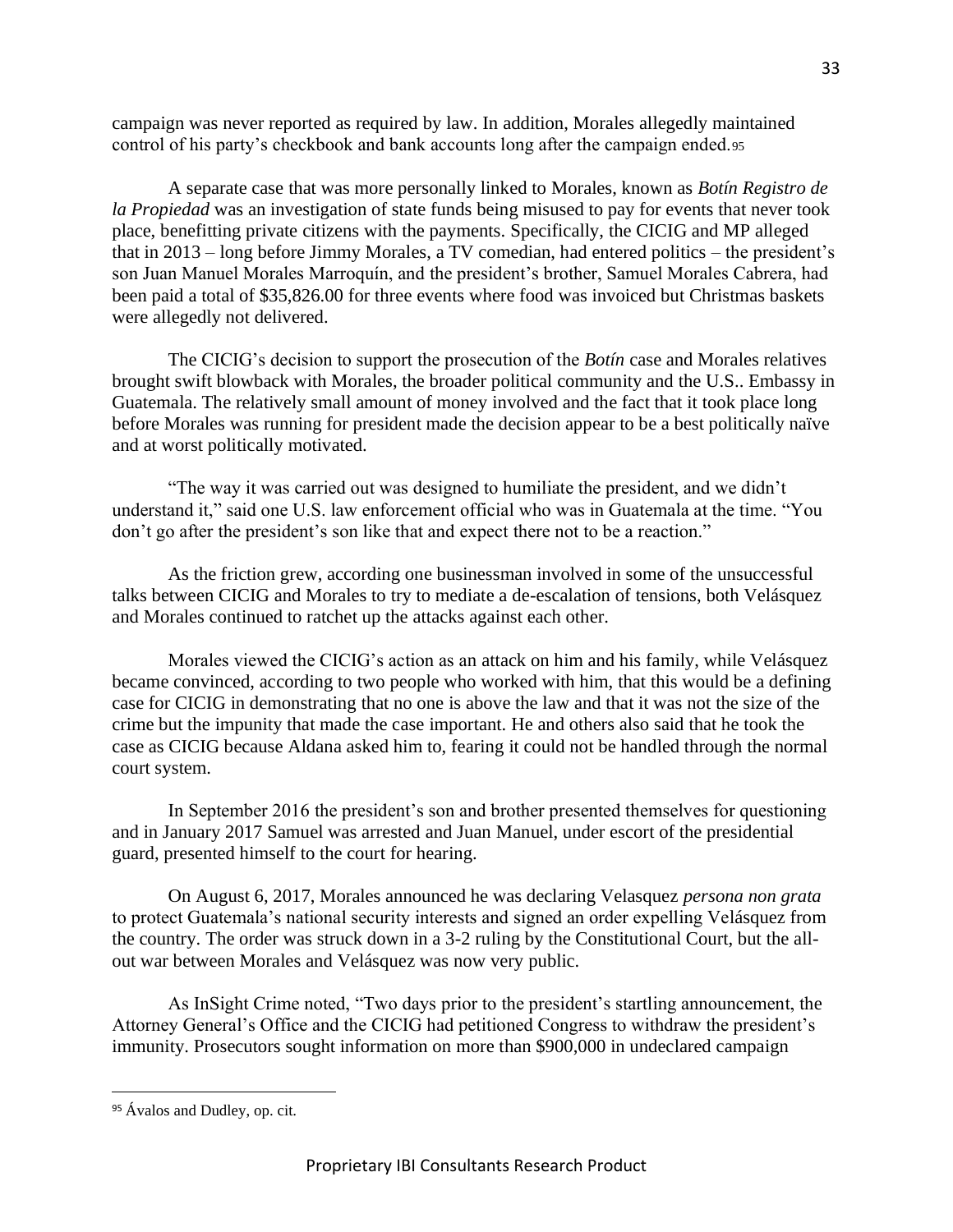campaign was never reported as required by law. In addition, Morales allegedly maintained control of his party's checkbook and bank accounts long after the campaign ended.[95]

A separate case that was more personally linked to Morales, known as *Botín Registro de la Propiedad* was an investigation of state funds being misused to pay for events that never took place, benefitting private citizens with the payments. Specifically, the CICIG and MP alleged that in 2013 – long before Jimmy Morales, a TV comedian, had entered politics – the president's son Juan Manuel Morales Marroquín, and the president's brother, Samuel Morales Cabrera, had been paid a total of $35,826.00 for three events where food was invoiced but Christmas baskets were allegedly not delivered.

The CICIG's decision to support the prosecution of the *Botín* case and Morales relatives brought swift blowback with Morales, the broader political community and the U.S.. Embassy in Guatemala. The relatively small amount of money involved and the fact that it took place long before Morales was running for president made the decision appear to be a best politically naïve and at worst politically motivated.

"The way it was carried out was designed to humiliate the president, and we didn't understand it," said one U.S. law enforcement official who was in Guatemala at the time. "You don't go after the president's son like that and expect there not to be a reaction."

As the friction grew, according one businessman involved in some of the unsuccessful talks between CICIG and Morales to try to mediate a de-escalation of tensions, both Velásquez and Morales continued to ratchet up the attacks against each other.

Morales viewed the CICIG's action as an attack on him and his family, while Velásquez became convinced, according to two people who worked with him, that this would be a defining case for CICIG in demonstrating that no one is above the law and that it was not the size of the crime but the impunity that made the case important. He and others also said that he took the case as CICIG because Aldana asked him to, fearing it could not be handled through the normal court system.

In September 2016 the president's son and brother presented themselves for questioning and in January 2017 Samuel was arrested and Juan Manuel, under escort of the presidential guard, presented himself to the court for hearing.

On August 6, 2017, Morales announced he was declaring Velasquez *persona non grata* to protect Guatemala's national security interests and signed an order expelling Velásquez from the country. The order was struck down in a 3-2 ruling by the Constitutional Court, but the all-out war between Morales and Velásquez was now very public.

As InSight Crime noted, "Two days prior to the president's startling announcement, the Attorney General's Office and the CICIG had petitioned Congress to withdraw the president's immunity. Prosecutors sought information on more than $900,000 in undeclared campaign

---

[95] Ávalos and Dudley, op. cit.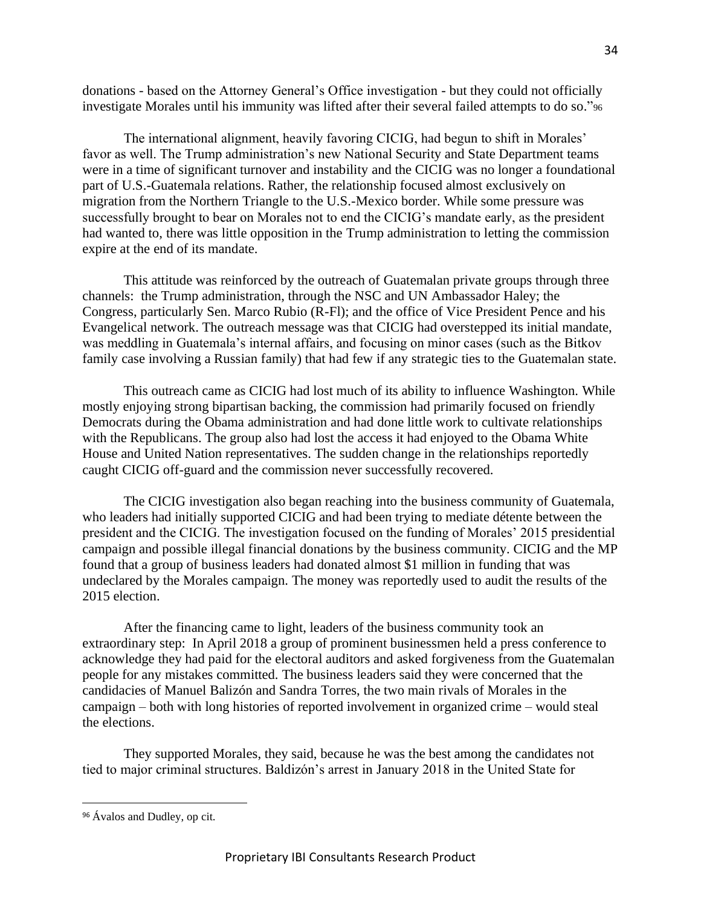donations - based on the Attorney General's Office investigation - but they could not officially investigate Morales until his immunity was lifted after their several failed attempts to do so."[96]

The international alignment, heavily favoring CICIG, had begun to shift in Morales' favor as well. The Trump administration's new National Security and State Department teams were in a time of significant turnover and instability and the CICIG was no longer a foundational part of U.S.-Guatemala relations. Rather, the relationship focused almost exclusively on migration from the Northern Triangle to the U.S.-Mexico border. While some pressure was successfully brought to bear on Morales not to end the CICIG's mandate early, as the president had wanted to, there was little opposition in the Trump administration to letting the commission expire at the end of its mandate.

This attitude was reinforced by the outreach of Guatemalan private groups through three channels: the Trump administration, through the NSC and UN Ambassador Haley; the Congress, particularly Sen. Marco Rubio (R-Fl); and the office of Vice President Pence and his Evangelical network. The outreach message was that CICIG had overstepped its initial mandate, was meddling in Guatemala's internal affairs, and focusing on minor cases (such as the Bitkov family case involving a Russian family) that had few if any strategic ties to the Guatemalan state.

This outreach came as CICIG had lost much of its ability to influence Washington. While mostly enjoying strong bipartisan backing, the commission had primarily focused on friendly Democrats during the Obama administration and had done little work to cultivate relationships with the Republicans. The group also had lost the access it had enjoyed to the Obama White House and United Nation representatives. The sudden change in the relationships reportedly caught CICIG off-guard and the commission never successfully recovered.

The CICIG investigation also began reaching into the business community of Guatemala, who leaders had initially supported CICIG and had been trying to mediate détente between the president and the CICIG. The investigation focused on the funding of Morales' 2015 presidential campaign and possible illegal financial donations by the business community. CICIG and the MP found that a group of business leaders had donated almost $1 million in funding that was undeclared by the Morales campaign. The money was reportedly used to audit the results of the 2015 election.

After the financing came to light, leaders of the business community took an extraordinary step: In April 2018 a group of prominent businessmen held a press conference to acknowledge they had paid for the electoral auditors and asked forgiveness from the Guatemalan people for any mistakes committed. The business leaders said they were concerned that the candidacies of Manuel Balizón and Sandra Torres, the two main rivals of Morales in the campaign – both with long histories of reported involvement in organized crime – would steal the elections.

They supported Morales, they said, because he was the best among the candidates not tied to major criminal structures. Baldizón's arrest in January 2018 in the United State for

[96] Ávalos and Dudley, op cit.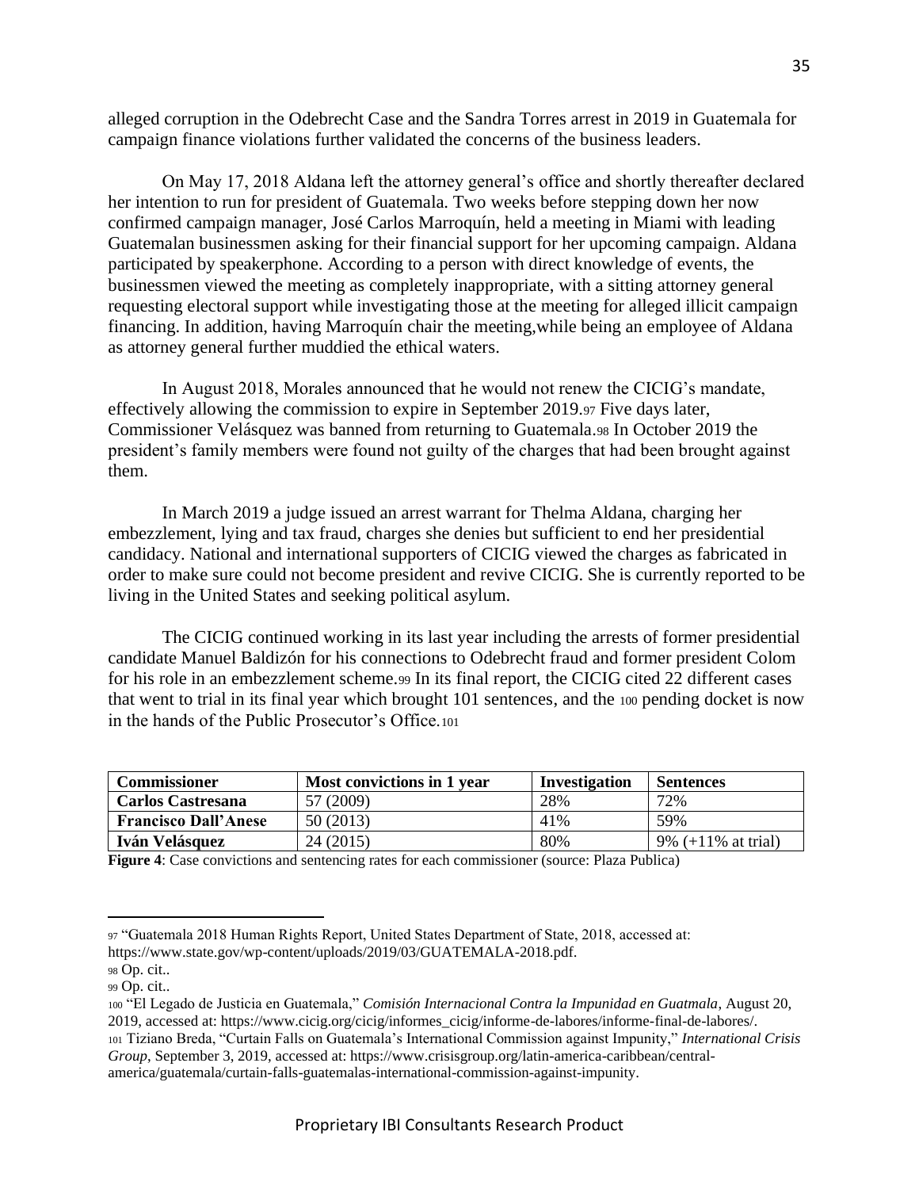alleged corruption in the Odebrecht Case and the Sandra Torres arrest in 2019 in Guatemala for campaign finance violations further validated the concerns of the business leaders.

On May 17, 2018 Aldana left the attorney general's office and shortly thereafter declared her intention to run for president of Guatemala. Two weeks before stepping down her now confirmed campaign manager, José Carlos Marroquín, held a meeting in Miami with leading Guatemalan businessmen asking for their financial support for her upcoming campaign. Aldana participated by speakerphone. According to a person with direct knowledge of events, the businessmen viewed the meeting as completely inappropriate, with a sitting attorney general requesting electoral support while investigating those at the meeting for alleged illicit campaign financing. In addition, having Marroquín chair the meeting,while being an employee of Aldana as attorney general further muddied the ethical waters.

In August 2018, Morales announced that he would not renew the CICIG's mandate, effectively allowing the commission to expire in September 2019.[97] Five days later, Commissioner Velásquez was banned from returning to Guatemala.[98] In October 2019 the president's family members were found not guilty of the charges that had been brought against them.

In March 2019 a judge issued an arrest warrant for Thelma Aldana, charging her embezzlement, lying and tax fraud, charges she denies but sufficient to end her presidential candidacy. National and international supporters of CICIG viewed the charges as fabricated in order to make sure could not become president and revive CICIG. She is currently reported to be living in the United States and seeking political asylum.

The CICIG continued working in its last year including the arrests of former presidential candidate Manuel Baldizón for his connections to Odebrecht fraud and former president Colom for his role in an embezzlement scheme.[99] In its final report, the CICIG cited 22 different cases that went to trial in its final year which brought 101 sentences, and the [100] pending docket is now in the hands of the Public Prosecutor's Office.[101]

| Commissioner | Most convictions in 1 year | Investigation | Sentences |
|---|---|---|---|
| **Carlos Castresana** | 57 (2009) | 28% | 72% |
| **Francisco Dall'Anese** | 50 (2013) | 41% | 59% |
| **Iván Velásquez** | 24 (2015) | 80% | 9% (+11% at trial) |

**Figure 4**: Case convictions and sentencing rates for each commissioner (source: Plaza Publica)

---

[97] "Guatemala 2018 Human Rights Report, United States Department of State, 2018, accessed at: https://www.state.gov/wp-content/uploads/2019/03/GUATEMALA-2018.pdf.

[98] Op. cit..

[99] Op. cit..

[100] "El Legado de Justicia en Guatemala," *Comisión Internacional Contra la Impunidad en Guatmala*, August 20, 2019, accessed at: https://www.cicig.org/cicig/informes_cicig/informe-de-labores/informe-final-de-labores/.

[101] Tiziano Breda, "Curtain Falls on Guatemala's International Commission against Impunity," *International Crisis Group*, September 3, 2019, accessed at: https://www.crisisgroup.org/latin-america-caribbean/central-america/guatemala/curtain-falls-guatemalas-international-commission-against-impunity.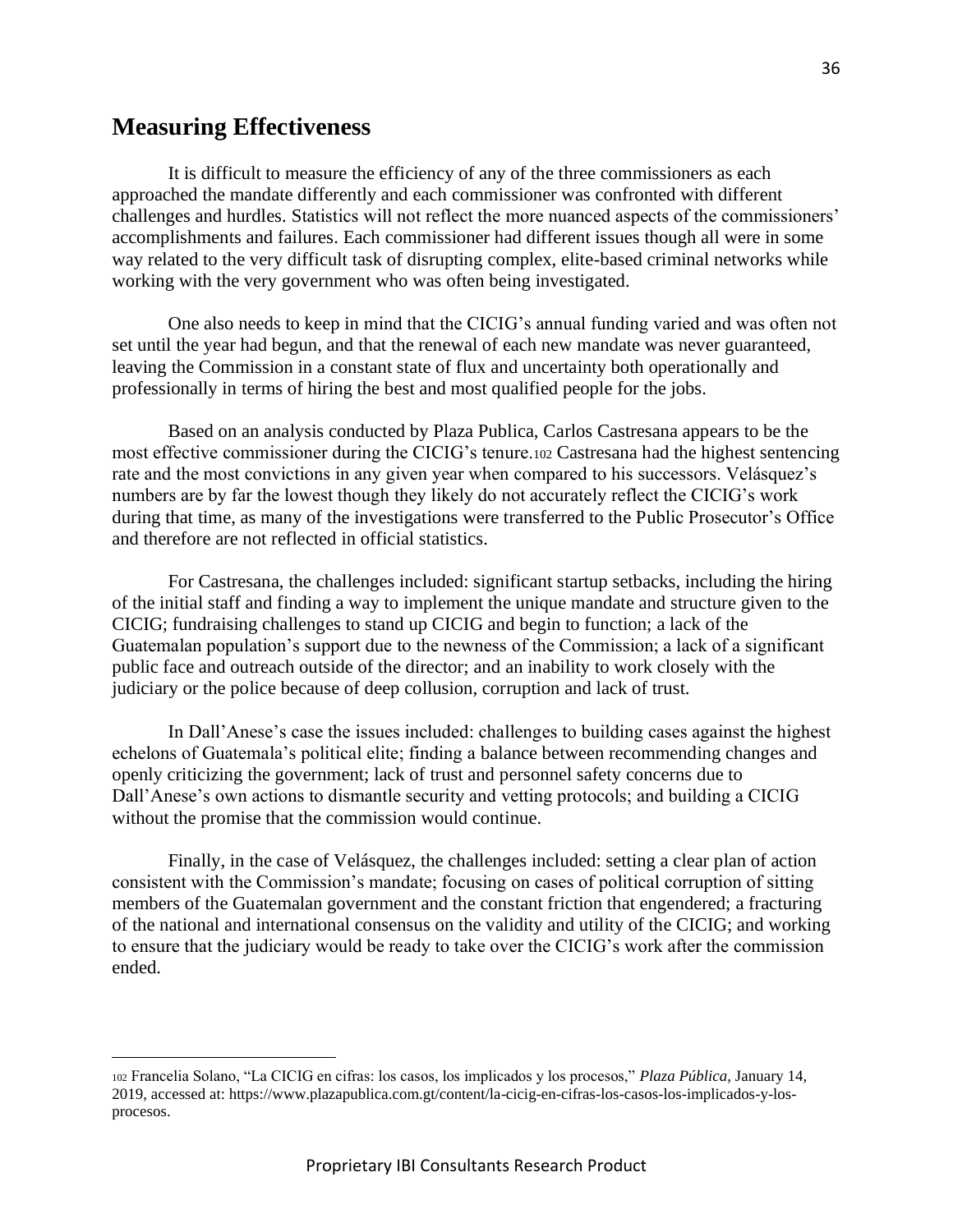## Measuring Effectiveness

It is difficult to measure the efficiency of any of the three commissioners as each approached the mandate differently and each commissioner was confronted with different challenges and hurdles. Statistics will not reflect the more nuanced aspects of the commissioners' accomplishments and failures. Each commissioner had different issues though all were in some way related to the very difficult task of disrupting complex, elite-based criminal networks while working with the very government who was often being investigated.

One also needs to keep in mind that the CICIG's annual funding varied and was often not set until the year had begun, and that the renewal of each new mandate was never guaranteed, leaving the Commission in a constant state of flux and uncertainty both operationally and professionally in terms of hiring the best and most qualified people for the jobs.

Based on an analysis conducted by Plaza Publica, Carlos Castresana appears to be the most effective commissioner during the CICIG's tenure.[102] Castresana had the highest sentencing rate and the most convictions in any given year when compared to his successors. Velásquez's numbers are by far the lowest though they likely do not accurately reflect the CICIG's work during that time, as many of the investigations were transferred to the Public Prosecutor's Office and therefore are not reflected in official statistics.

For Castresana, the challenges included: significant startup setbacks, including the hiring of the initial staff and finding a way to implement the unique mandate and structure given to the CICIG; fundraising challenges to stand up CICIG and begin to function; a lack of the Guatemalan population's support due to the newness of the Commission; a lack of a significant public face and outreach outside of the director; and an inability to work closely with the judiciary or the police because of deep collusion, corruption and lack of trust.

In Dall'Anese's case the issues included: challenges to building cases against the highest echelons of Guatemala's political elite; finding a balance between recommending changes and openly criticizing the government; lack of trust and personnel safety concerns due to Dall'Anese's own actions to dismantle security and vetting protocols; and building a CICIG without the promise that the commission would continue.

Finally, in the case of Velásquez, the challenges included: setting a clear plan of action consistent with the Commission's mandate; focusing on cases of political corruption of sitting members of the Guatemalan government and the constant friction that engendered; a fracturing of the national and international consensus on the validity and utility of the CICIG; and working to ensure that the judiciary would be ready to take over the CICIG's work after the commission ended.

---

[102] Francelia Solano, "La CICIG en cifras: los casos, los implicados y los procesos," *Plaza Pública*, January 14, 2019, accessed at: https://www.plazapublica.com.gt/content/la-cicig-en-cifras-los-casos-los-implicados-y-los-procesos.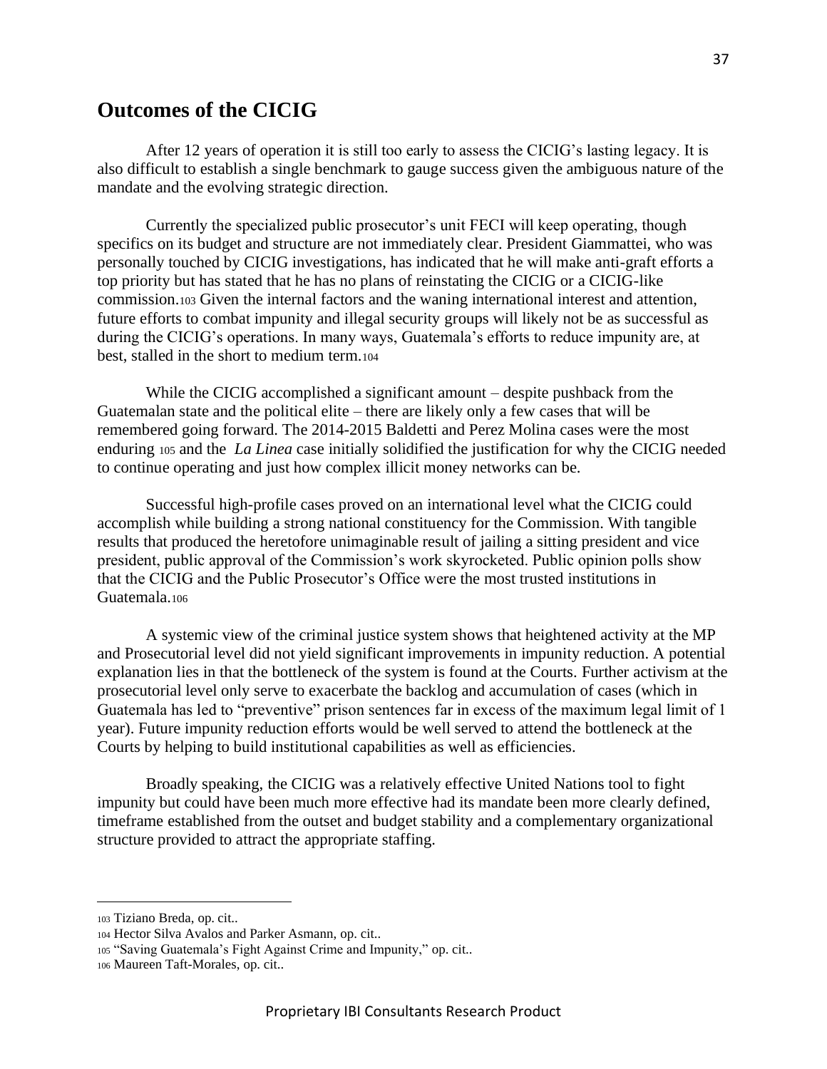## Outcomes of the CICIG

After 12 years of operation it is still too early to assess the CICIG's lasting legacy. It is also difficult to establish a single benchmark to gauge success given the ambiguous nature of the mandate and the evolving strategic direction.

Currently the specialized public prosecutor's unit FECI will keep operating, though specifics on its budget and structure are not immediately clear. President Giammattei, who was personally touched by CICIG investigations, has indicated that he will make anti-graft efforts a top priority but has stated that he has no plans of reinstating the CICIG or a CICIG-like commission.[103] Given the internal factors and the waning international interest and attention, future efforts to combat impunity and illegal security groups will likely not be as successful as during the CICIG's operations. In many ways, Guatemala's efforts to reduce impunity are, at best, stalled in the short to medium term.[104]

While the CICIG accomplished a significant amount – despite pushback from the Guatemalan state and the political elite – there are likely only a few cases that will be remembered going forward. The 2014-2015 Baldetti and Perez Molina cases were the most enduring [105] and the *La Linea* case initially solidified the justification for why the CICIG needed to continue operating and just how complex illicit money networks can be.

Successful high-profile cases proved on an international level what the CICIG could accomplish while building a strong national constituency for the Commission. With tangible results that produced the heretofore unimaginable result of jailing a sitting president and vice president, public approval of the Commission's work skyrocketed. Public opinion polls show that the CICIG and the Public Prosecutor's Office were the most trusted institutions in Guatemala.[106]

A systemic view of the criminal justice system shows that heightened activity at the MP and Prosecutorial level did not yield significant improvements in impunity reduction. A potential explanation lies in that the bottleneck of the system is found at the Courts. Further activism at the prosecutorial level only serve to exacerbate the backlog and accumulation of cases (which in Guatemala has led to "preventive" prison sentences far in excess of the maximum legal limit of 1 year). Future impunity reduction efforts would be well served to attend the bottleneck at the Courts by helping to build institutional capabilities as well as efficiencies.

Broadly speaking, the CICIG was a relatively effective United Nations tool to fight impunity but could have been much more effective had its mandate been more clearly defined, timeframe established from the outset and budget stability and a complementary organizational structure provided to attract the appropriate staffing.

---

[103] Tiziano Breda, op. cit..

[104] Hector Silva Avalos and Parker Asmann, op. cit..

[105] "Saving Guatemala's Fight Against Crime and Impunity," op. cit..

[106] Maureen Taft-Morales, op. cit..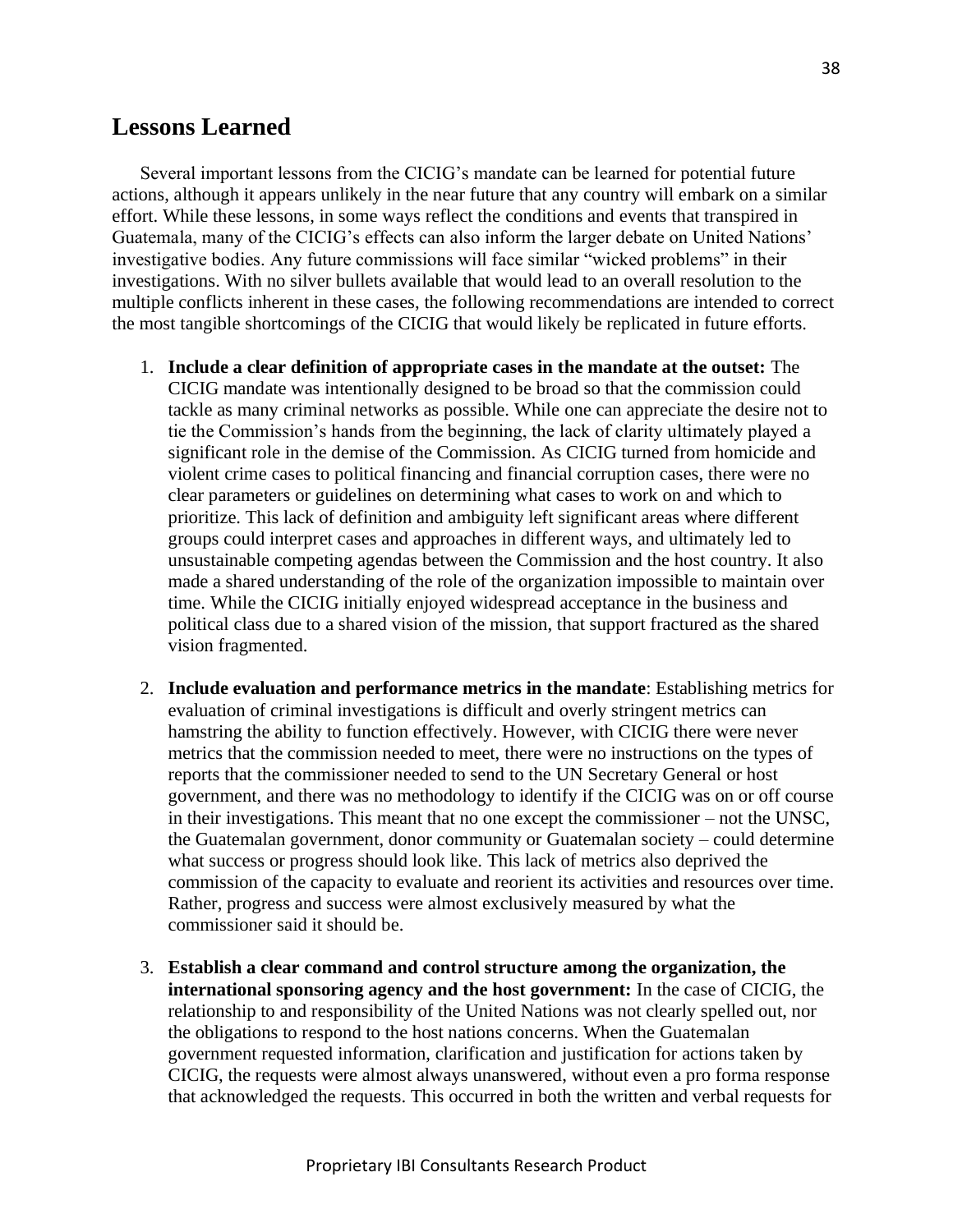## Lessons Learned

Several important lessons from the CICIG's mandate can be learned for potential future actions, although it appears unlikely in the near future that any country will embark on a similar effort. While these lessons, in some ways reflect the conditions and events that transpired in Guatemala, many of the CICIG's effects can also inform the larger debate on United Nations' investigative bodies. Any future commissions will face similar "wicked problems" in their investigations. With no silver bullets available that would lead to an overall resolution to the multiple conflicts inherent in these cases, the following recommendations are intended to correct the most tangible shortcomings of the CICIG that would likely be replicated in future efforts.

1. **Include a clear definition of appropriate cases in the mandate at the outset:** The CICIG mandate was intentionally designed to be broad so that the commission could tackle as many criminal networks as possible. While one can appreciate the desire not to tie the Commission's hands from the beginning, the lack of clarity ultimately played a significant role in the demise of the Commission. As CICIG turned from homicide and violent crime cases to political financing and financial corruption cases, there were no clear parameters or guidelines on determining what cases to work on and which to prioritize. This lack of definition and ambiguity left significant areas where different groups could interpret cases and approaches in different ways, and ultimately led to unsustainable competing agendas between the Commission and the host country. It also made a shared understanding of the role of the organization impossible to maintain over time. While the CICIG initially enjoyed widespread acceptance in the business and political class due to a shared vision of the mission, that support fractured as the shared vision fragmented.

2. **Include evaluation and performance metrics in the mandate**: Establishing metrics for evaluation of criminal investigations is difficult and overly stringent metrics can hamstring the ability to function effectively. However, with CICIG there were never metrics that the commission needed to meet, there were no instructions on the types of reports that the commissioner needed to send to the UN Secretary General or host government, and there was no methodology to identify if the CICIG was on or off course in their investigations. This meant that no one except the commissioner – not the UNSC, the Guatemalan government, donor community or Guatemalan society – could determine what success or progress should look like. This lack of metrics also deprived the commission of the capacity to evaluate and reorient its activities and resources over time. Rather, progress and success were almost exclusively measured by what the commissioner said it should be.

3. **Establish a clear command and control structure among the organization, the international sponsoring agency and the host government:** In the case of CICIG, the relationship to and responsibility of the United Nations was not clearly spelled out, nor the obligations to respond to the host nations concerns. When the Guatemalan government requested information, clarification and justification for actions taken by CICIG, the requests were almost always unanswered, without even a pro forma response that acknowledged the requests. This occurred in both the written and verbal requests for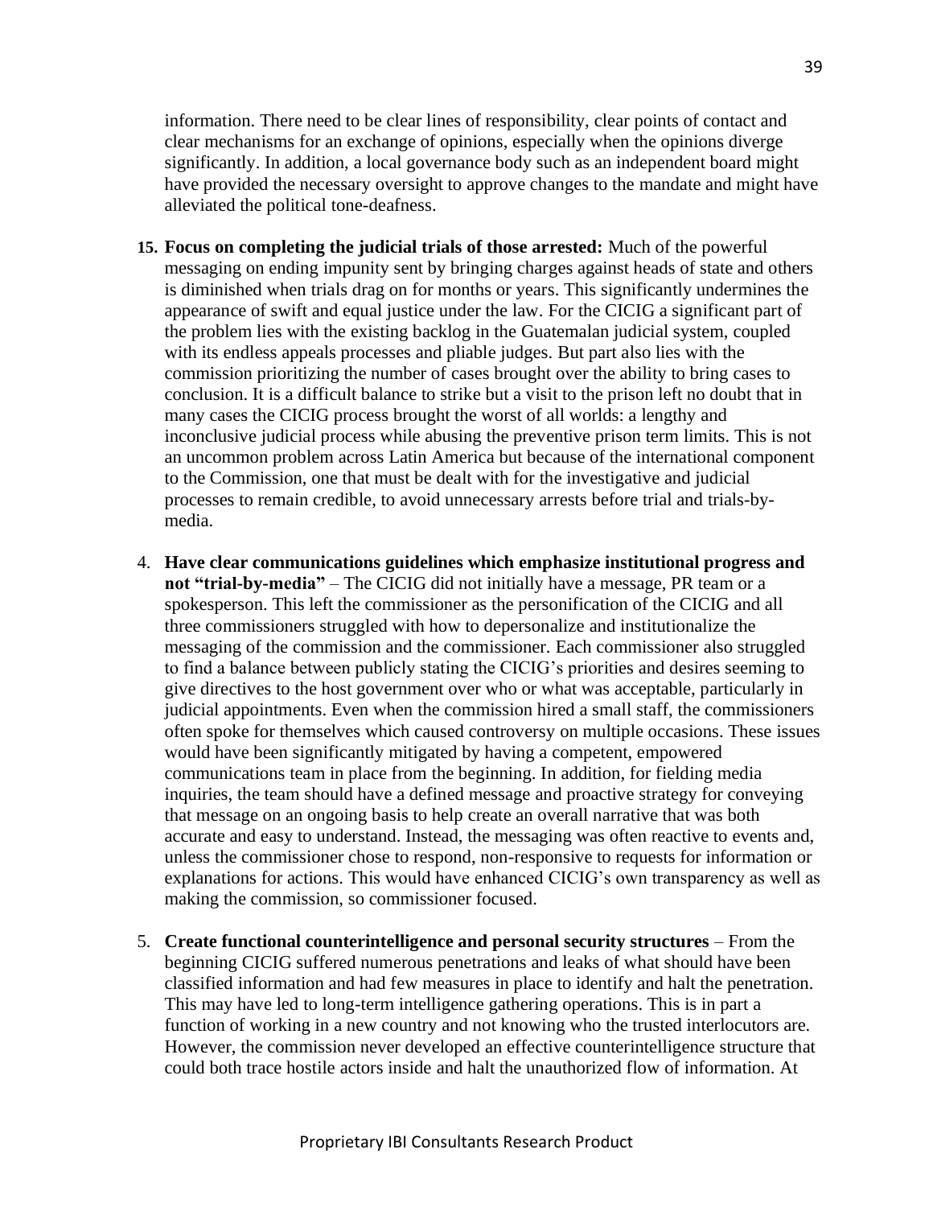information. There need to be clear lines of responsibility, clear points of contact and clear mechanisms for an exchange of opinions, especially when the opinions diverge significantly. In addition, a local governance body such as an independent board might have provided the necessary oversight to approve changes to the mandate and might have alleviated the political tone-deafness.

15. **Focus on completing the judicial trials of those arrested:** Much of the powerful messaging on ending impunity sent by bringing charges against heads of state and others is diminished when trials drag on for months or years. This significantly undermines the appearance of swift and equal justice under the law. For the CICIG a significant part of the problem lies with the existing backlog in the Guatemalan judicial system, coupled with its endless appeals processes and pliable judges. But part also lies with the commission prioritizing the number of cases brought over the ability to bring cases to conclusion. It is a difficult balance to strike but a visit to the prison left no doubt that in many cases the CICIG process brought the worst of all worlds: a lengthy and inconclusive judicial process while abusing the preventive prison term limits. This is not an uncommon problem across Latin America but because of the international component to the Commission, one that must be dealt with for the investigative and judicial processes to remain credible, to avoid unnecessary arrests before trial and trials-by-media.

4. **Have clear communications guidelines which emphasize institutional progress and not "trial-by-media"** – The CICIG did not initially have a message, PR team or a spokesperson. This left the commissioner as the personification of the CICIG and all three commissioners struggled with how to depersonalize and institutionalize the messaging of the commission and the commissioner. Each commissioner also struggled to find a balance between publicly stating the CICIG's priorities and desires seeming to give directives to the host government over who or what was acceptable, particularly in judicial appointments. Even when the commission hired a small staff, the commissioners often spoke for themselves which caused controversy on multiple occasions. These issues would have been significantly mitigated by having a competent, empowered communications team in place from the beginning. In addition, for fielding media inquiries, the team should have a defined message and proactive strategy for conveying that message on an ongoing basis to help create an overall narrative that was both accurate and easy to understand. Instead, the messaging was often reactive to events and, unless the commissioner chose to respond, non-responsive to requests for information or explanations for actions. This would have enhanced CICIG's own transparency as well as making the commission, so commissioner focused.

5. **Create functional counterintelligence and personal security structures** – From the beginning CICIG suffered numerous penetrations and leaks of what should have been classified information and had few measures in place to identify and halt the penetration. This may have led to long-term intelligence gathering operations. This is in part a function of working in a new country and not knowing who the trusted interlocutors are. However, the commission never developed an effective counterintelligence structure that could both trace hostile actors inside and halt the unauthorized flow of information. At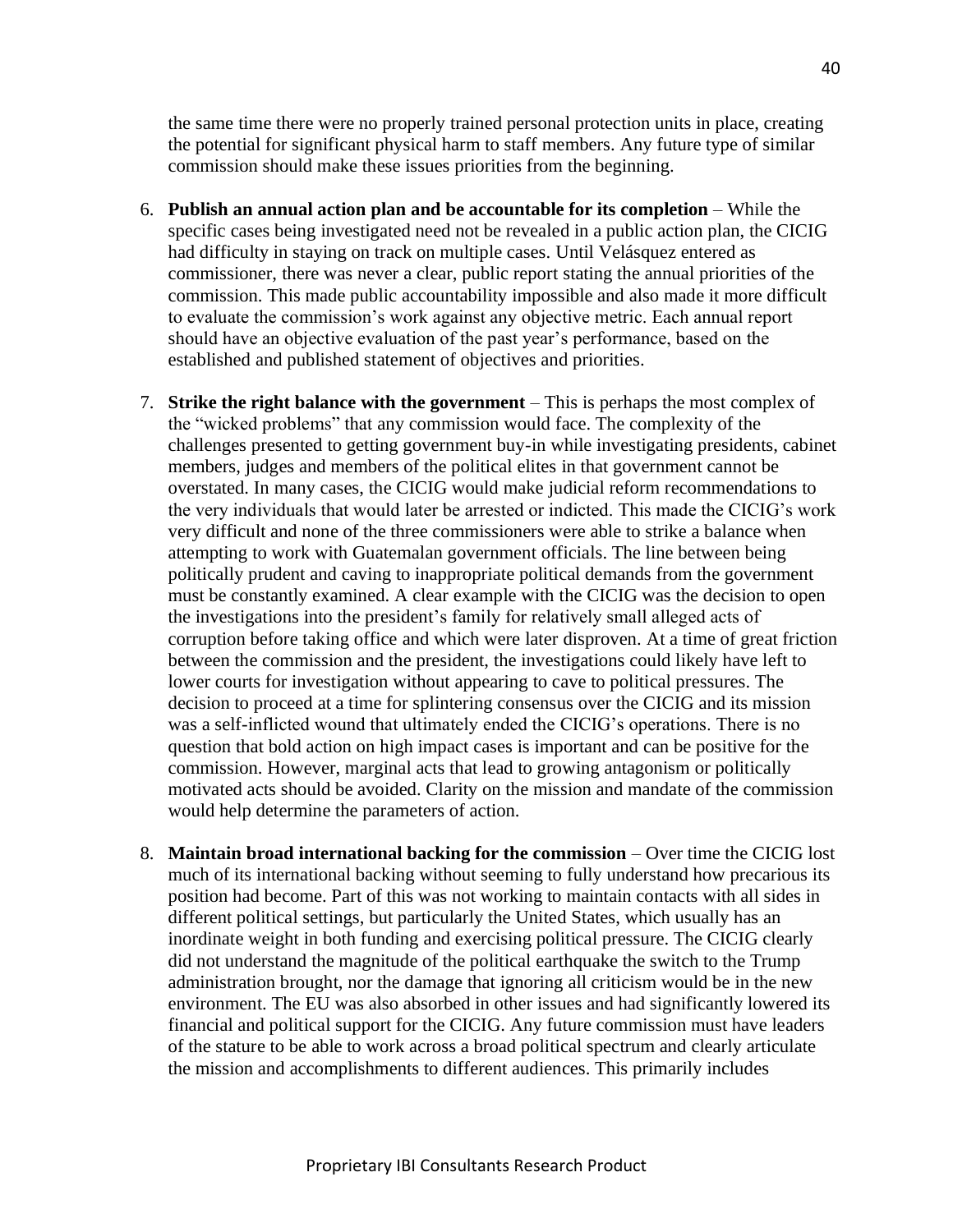the same time there were no properly trained personal protection units in place, creating the potential for significant physical harm to staff members. Any future type of similar commission should make these issues priorities from the beginning.

6. **Publish an annual action plan and be accountable for its completion** – While the specific cases being investigated need not be revealed in a public action plan, the CICIG had difficulty in staying on track on multiple cases. Until Velásquez entered as commissioner, there was never a clear, public report stating the annual priorities of the commission. This made public accountability impossible and also made it more difficult to evaluate the commission's work against any objective metric. Each annual report should have an objective evaluation of the past year's performance, based on the established and published statement of objectives and priorities.

7. **Strike the right balance with the government** – This is perhaps the most complex of the "wicked problems" that any commission would face. The complexity of the challenges presented to getting government buy-in while investigating presidents, cabinet members, judges and members of the political elites in that government cannot be overstated. In many cases, the CICIG would make judicial reform recommendations to the very individuals that would later be arrested or indicted. This made the CICIG's work very difficult and none of the three commissioners were able to strike a balance when attempting to work with Guatemalan government officials. The line between being politically prudent and caving to inappropriate political demands from the government must be constantly examined. A clear example with the CICIG was the decision to open the investigations into the president's family for relatively small alleged acts of corruption before taking office and which were later disproven. At a time of great friction between the commission and the president, the investigations could likely have left to lower courts for investigation without appearing to cave to political pressures. The decision to proceed at a time for splintering consensus over the CICIG and its mission was a self-inflicted wound that ultimately ended the CICIG's operations. There is no question that bold action on high impact cases is important and can be positive for the commission. However, marginal acts that lead to growing antagonism or politically motivated acts should be avoided. Clarity on the mission and mandate of the commission would help determine the parameters of action.

8. **Maintain broad international backing for the commission** – Over time the CICIG lost much of its international backing without seeming to fully understand how precarious its position had become. Part of this was not working to maintain contacts with all sides in different political settings, but particularly the United States, which usually has an inordinate weight in both funding and exercising political pressure. The CICIG clearly did not understand the magnitude of the political earthquake the switch to the Trump administration brought, nor the damage that ignoring all criticism would be in the new environment. The EU was also absorbed in other issues and had significantly lowered its financial and political support for the CICIG. Any future commission must have leaders of the stature to be able to work across a broad political spectrum and clearly articulate the mission and accomplishments to different audiences. This primarily includes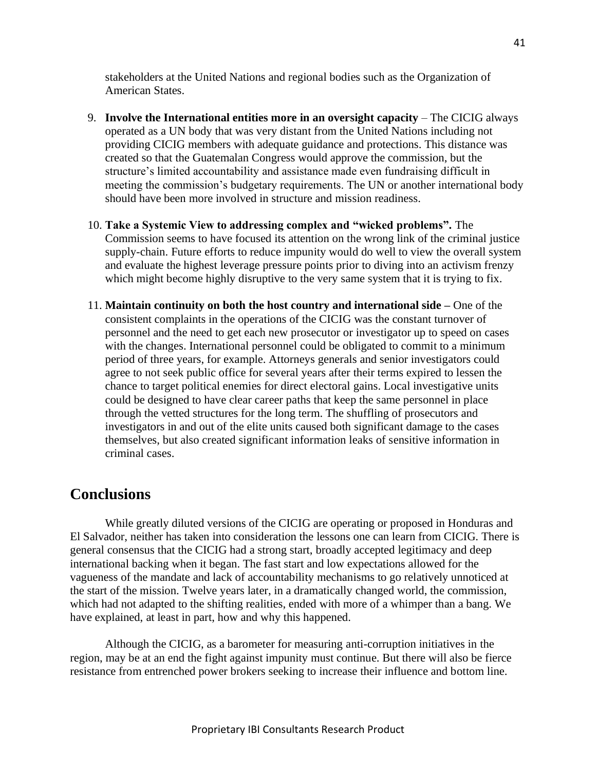stakeholders at the United Nations and regional bodies such as the Organization of American States.

9. **Involve the International entities more in an oversight capacity** – The CICIG always operated as a UN body that was very distant from the United Nations including not providing CICIG members with adequate guidance and protections. This distance was created so that the Guatemalan Congress would approve the commission, but the structure's limited accountability and assistance made even fundraising difficult in meeting the commission's budgetary requirements. The UN or another international body should have been more involved in structure and mission readiness.

10. **Take a Systemic View to addressing complex and "wicked problems".** The Commission seems to have focused its attention on the wrong link of the criminal justice supply-chain. Future efforts to reduce impunity would do well to view the overall system and evaluate the highest leverage pressure points prior to diving into an activism frenzy which might become highly disruptive to the very same system that it is trying to fix.

11. **Maintain continuity on both the host country and international side –** One of the consistent complaints in the operations of the CICIG was the constant turnover of personnel and the need to get each new prosecutor or investigator up to speed on cases with the changes. International personnel could be obligated to commit to a minimum period of three years, for example. Attorneys generals and senior investigators could agree to not seek public office for several years after their terms expired to lessen the chance to target political enemies for direct electoral gains. Local investigative units could be designed to have clear career paths that keep the same personnel in place through the vetted structures for the long term. The shuffling of prosecutors and investigators in and out of the elite units caused both significant damage to the cases themselves, but also created significant information leaks of sensitive information in criminal cases.

## Conclusions

While greatly diluted versions of the CICIG are operating or proposed in Honduras and El Salvador, neither has taken into consideration the lessons one can learn from CICIG. There is general consensus that the CICIG had a strong start, broadly accepted legitimacy and deep international backing when it began. The fast start and low expectations allowed for the vagueness of the mandate and lack of accountability mechanisms to go relatively unnoticed at the start of the mission. Twelve years later, in a dramatically changed world, the commission, which had not adapted to the shifting realities, ended with more of a whimper than a bang. We have explained, at least in part, how and why this happened.

Although the CICIG, as a barometer for measuring anti-corruption initiatives in the region, may be at an end the fight against impunity must continue. But there will also be fierce resistance from entrenched power brokers seeking to increase their influence and bottom line.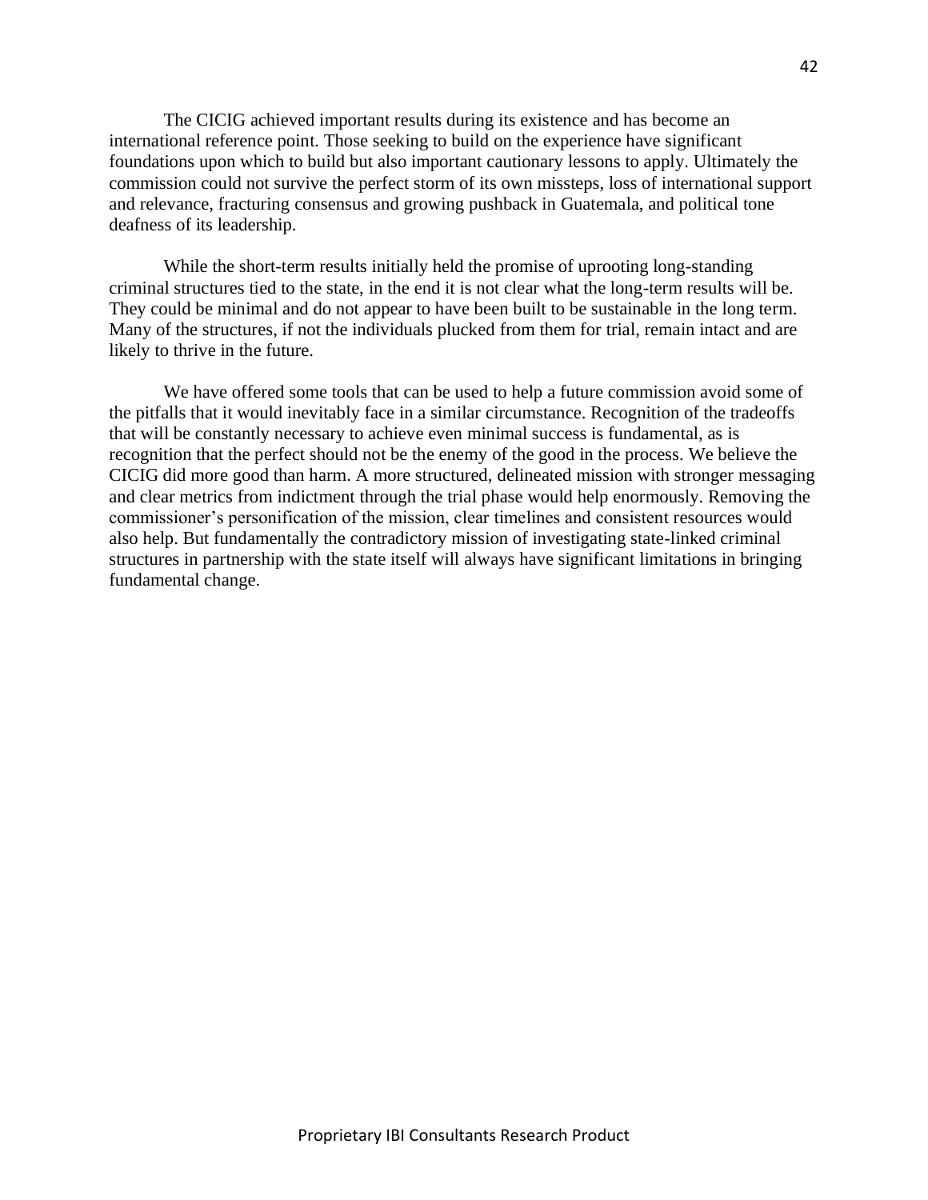The CICIG achieved important results during its existence and has become an international reference point. Those seeking to build on the experience have significant foundations upon which to build but also important cautionary lessons to apply. Ultimately the commission could not survive the perfect storm of its own missteps, loss of international support and relevance, fracturing consensus and growing pushback in Guatemala, and political tone deafness of its leadership.

While the short-term results initially held the promise of uprooting long-standing criminal structures tied to the state, in the end it is not clear what the long-term results will be. They could be minimal and do not appear to have been built to be sustainable in the long term. Many of the structures, if not the individuals plucked from them for trial, remain intact and are likely to thrive in the future.

We have offered some tools that can be used to help a future commission avoid some of the pitfalls that it would inevitably face in a similar circumstance. Recognition of the tradeoffs that will be constantly necessary to achieve even minimal success is fundamental, as is recognition that the perfect should not be the enemy of the good in the process. We believe the CICIG did more good than harm. A more structured, delineated mission with stronger messaging and clear metrics from indictment through the trial phase would help enormously. Removing the commissioner's personification of the mission, clear timelines and consistent resources would also help. But fundamentally the contradictory mission of investigating state-linked criminal structures in partnership with the state itself will always have significant limitations in bringing fundamental change.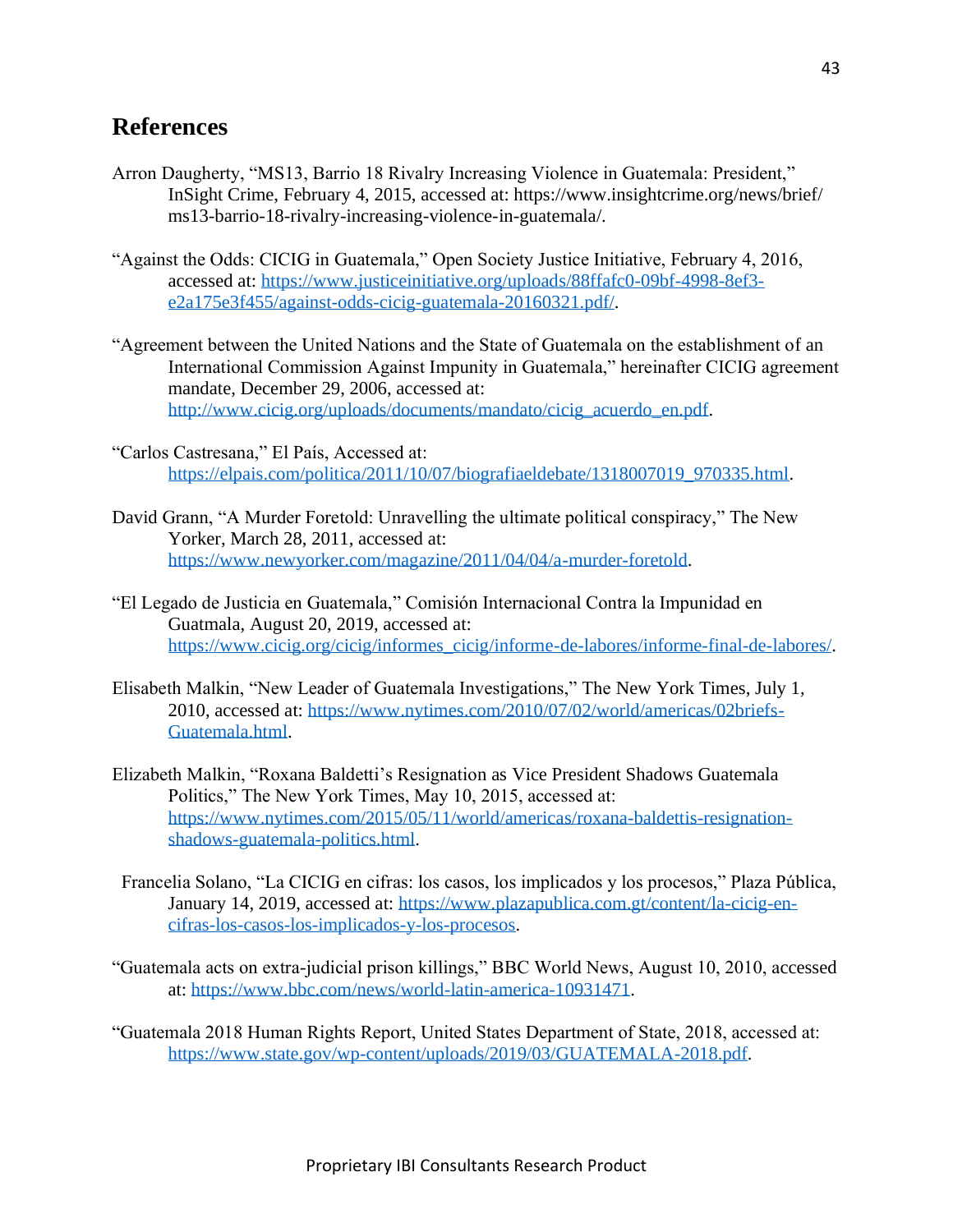## References

Arron Daugherty, "MS13, Barrio 18 Rivalry Increasing Violence in Guatemala: President," InSight Crime, February 4, 2015, accessed at: https://www.insightcrime.org/news/brief/ ms13-barrio-18-rivalry-increasing-violence-in-guatemala/.

"Against the Odds: CICIG in Guatemala," Open Society Justice Initiative, February 4, 2016, accessed at: https://www.justiceinitiative.org/uploads/88ffafc0-09bf-4998-8ef3-e2a175e3f455/against-odds-cicig-guatemala-20160321.pdf/.

"Agreement between the United Nations and the State of Guatemala on the establishment of an International Commission Against Impunity in Guatemala," hereinafter CICIG agreement mandate, December 29, 2006, accessed at: http://www.cicig.org/uploads/documents/mandato/cicig_acuerdo_en.pdf.

"Carlos Castresana," El País, Accessed at: https://elpais.com/politica/2011/10/07/biografiaeldebate/1318007019_970335.html.

David Grann, "A Murder Foretold: Unravelling the ultimate political conspiracy," The New Yorker, March 28, 2011, accessed at: https://www.newyorker.com/magazine/2011/04/04/a-murder-foretold.

"El Legado de Justicia en Guatemala," Comisión Internacional Contra la Impunidad en Guatmala, August 20, 2019, accessed at: https://www.cicig.org/cicig/informes_cicig/informe-de-labores/informe-final-de-labores/.

Elisabeth Malkin, "New Leader of Guatemala Investigations," The New York Times, July 1, 2010, accessed at: https://www.nytimes.com/2010/07/02/world/americas/02briefs-Guatemala.html.

Elizabeth Malkin, "Roxana Baldetti's Resignation as Vice President Shadows Guatemala Politics," The New York Times, May 10, 2015, accessed at: https://www.nytimes.com/2015/05/11/world/americas/roxana-baldettis-resignation-shadows-guatemala-politics.html.

Francelia Solano, "La CICIG en cifras: los casos, los implicados y los procesos," Plaza Pública, January 14, 2019, accessed at: https://www.plazapublica.com.gt/content/la-cicig-en-cifras-los-casos-los-implicados-y-los-procesos.

"Guatemala acts on extra-judicial prison killings," BBC World News, August 10, 2010, accessed at: https://www.bbc.com/news/world-latin-america-10931471.

"Guatemala 2018 Human Rights Report, United States Department of State, 2018, accessed at: https://www.state.gov/wp-content/uploads/2019/03/GUATEMALA-2018.pdf.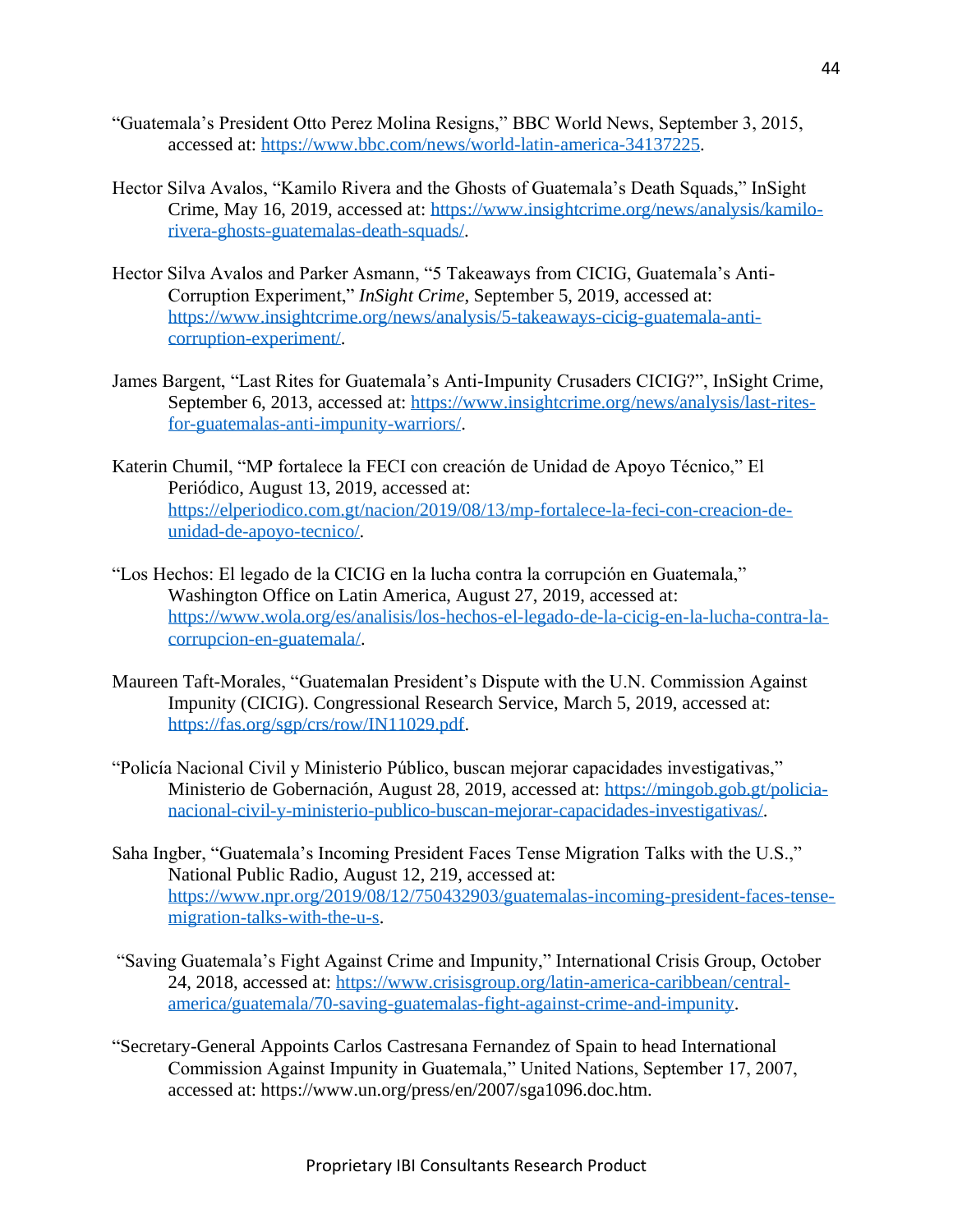"Guatemala's President Otto Perez Molina Resigns," BBC World News, September 3, 2015, accessed at: https://www.bbc.com/news/world-latin-america-34137225.

Hector Silva Avalos, "Kamilo Rivera and the Ghosts of Guatemala's Death Squads," InSight Crime, May 16, 2019, accessed at: https://www.insightcrime.org/news/analysis/kamilo-rivera-ghosts-guatemalas-death-squads/.

Hector Silva Avalos and Parker Asmann, "5 Takeaways from CICIG, Guatemala's Anti-Corruption Experiment," *InSight Crime*, September 5, 2019, accessed at: https://www.insightcrime.org/news/analysis/5-takeaways-cicig-guatemala-anti-corruption-experiment/.

James Bargent, "Last Rites for Guatemala's Anti-Impunity Crusaders CICIG?", InSight Crime, September 6, 2013, accessed at: https://www.insightcrime.org/news/analysis/last-rites-for-guatemalas-anti-impunity-warriors/.

Katerin Chumil, "MP fortalece la FECI con creación de Unidad de Apoyo Técnico," El Periódico, August 13, 2019, accessed at: https://elperiodico.com.gt/nacion/2019/08/13/mp-fortalece-la-feci-con-creacion-de-unidad-de-apoyo-tecnico/.

"Los Hechos: El legado de la CICIG en la lucha contra la corrupción en Guatemala," Washington Office on Latin America, August 27, 2019, accessed at: https://www.wola.org/es/analisis/los-hechos-el-legado-de-la-cicig-en-la-lucha-contra-la-corrupcion-en-guatemala/.

Maureen Taft-Morales, "Guatemalan President's Dispute with the U.N. Commission Against Impunity (CICIG). Congressional Research Service, March 5, 2019, accessed at: https://fas.org/sgp/crs/row/IN11029.pdf.

"Policía Nacional Civil y Ministerio Público, buscan mejorar capacidades investigativas," Ministerio de Gobernación, August 28, 2019, accessed at: https://mingob.gob.gt/policia-nacional-civil-y-ministerio-publico-buscan-mejorar-capacidades-investigativas/.

Saha Ingber, "Guatemala's Incoming President Faces Tense Migration Talks with the U.S.," National Public Radio, August 12, 219, accessed at: https://www.npr.org/2019/08/12/750432903/guatemalas-incoming-president-faces-tense-migration-talks-with-the-u-s.

"Saving Guatemala's Fight Against Crime and Impunity," International Crisis Group, October 24, 2018, accessed at: https://www.crisisgroup.org/latin-america-caribbean/central-america/guatemala/70-saving-guatemalas-fight-against-crime-and-impunity.

"Secretary-General Appoints Carlos Castresana Fernandez of Spain to head International Commission Against Impunity in Guatemala," United Nations, September 17, 2007, accessed at: https://www.un.org/press/en/2007/sga1096.doc.htm.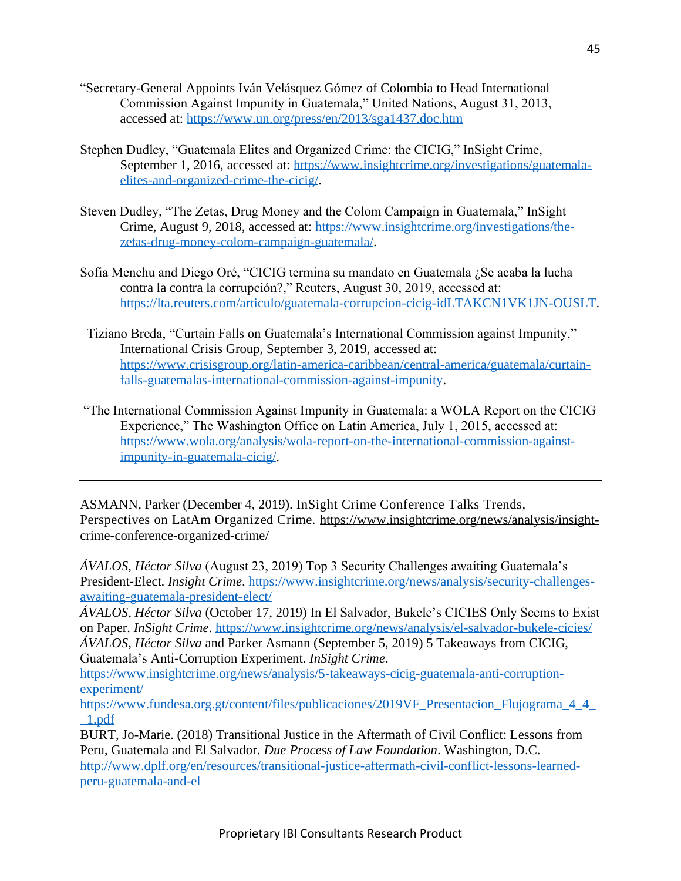"Secretary-General Appoints Iván Velásquez Gómez of Colombia to Head International Commission Against Impunity in Guatemala," United Nations, August 31, 2013, accessed at: https://www.un.org/press/en/2013/sga1437.doc.htm

Stephen Dudley, "Guatemala Elites and Organized Crime: the CICIG," InSight Crime, September 1, 2016, accessed at: https://www.insightcrime.org/investigations/guatemala-elites-and-organized-crime-the-cicig/.

Steven Dudley, "The Zetas, Drug Money and the Colom Campaign in Guatemala," InSight Crime, August 9, 2018, accessed at: https://www.insightcrime.org/investigations/the-zetas-drug-money-colom-campaign-guatemala/.

Sofia Menchu and Diego Oré, "CICIG termina su mandato en Guatemala ¿Se acaba la lucha contra la contra la corrupción?," Reuters, August 30, 2019, accessed at: https://lta.reuters.com/articulo/guatemala-corrupcion-cicig-idLTAKCN1VK1JN-OUSLT.

Tiziano Breda, "Curtain Falls on Guatemala's International Commission against Impunity," International Crisis Group, September 3, 2019, accessed at: https://www.crisisgroup.org/latin-america-caribbean/central-america/guatemala/curtain-falls-guatemalas-international-commission-against-impunity.

"The International Commission Against Impunity in Guatemala: a WOLA Report on the CICIG Experience," The Washington Office on Latin America, July 1, 2015, accessed at: https://www.wola.org/analysis/wola-report-on-the-international-commission-against-impunity-in-guatemala-cicig/.

---

ASMANN, Parker (December 4, 2019). InSight Crime Conference Talks Trends, Perspectives on LatAm Organized Crime. https://www.insightcrime.org/news/analysis/insight-crime-conference-organized-crime/

*ÁVALOS, Héctor Silva* (August 23, 2019) Top 3 Security Challenges awaiting Guatemala's President-Elect. *Insight Crime*. https://www.insightcrime.org/news/analysis/security-challenges-awaiting-guatemala-president-elect/

*ÁVALOS, Héctor Silva* (October 17, 2019) In El Salvador, Bukele's CICIES Only Seems to Exist on Paper. *InSight Crime*. https://www.insightcrime.org/news/analysis/el-salvador-bukele-cicies/

*ÁVALOS, Héctor Silva* and Parker Asmann (September 5, 2019) 5 Takeaways from CICIG, Guatemala's Anti-Corruption Experiment. *InSight Crime*. https://www.insightcrime.org/news/analysis/5-takeaways-cicig-guatemala-anti-corruption-experiment/

https://www.fundesa.org.gt/content/files/publicaciones/2019VF_Presentacion_Flujograma_4_4__1.pdf

BURT, Jo-Marie. (2018) Transitional Justice in the Aftermath of Civil Conflict: Lessons from Peru, Guatemala and El Salvador. *Due Process of Law Foundation*. Washington, D.C. http://www.dplf.org/en/resources/transitional-justice-aftermath-civil-conflict-lessons-learned-peru-guatemala-and-el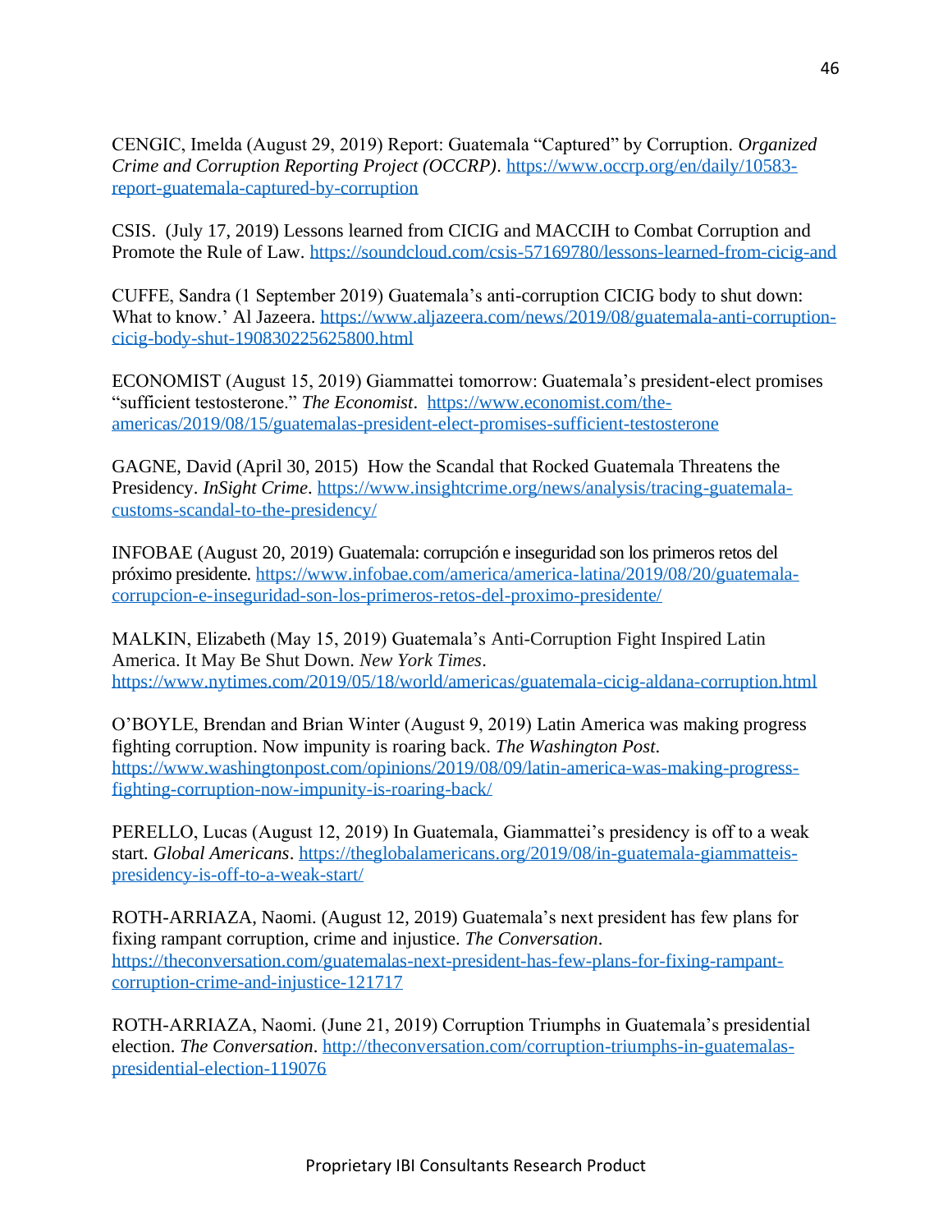CENGIC, Imelda (August 29, 2019) Report: Guatemala "Captured" by Corruption. *Organized Crime and Corruption Reporting Project (OCCRP)*. https://www.occrp.org/en/daily/10583-report-guatemala-captured-by-corruption

CSIS. (July 17, 2019) Lessons learned from CICIG and MACCIH to Combat Corruption and Promote the Rule of Law. https://soundcloud.com/csis-57169780/lessons-learned-from-cicig-and

CUFFE, Sandra (1 September 2019) Guatemala's anti-corruption CICIG body to shut down: What to know.' Al Jazeera. https://www.aljazeera.com/news/2019/08/guatemala-anti-corruption-cicig-body-shut-190830225625800.html

ECONOMIST (August 15, 2019) Giammattei tomorrow: Guatemala's president-elect promises "sufficient testosterone." *The Economist*. https://www.economist.com/the-americas/2019/08/15/guatemalas-president-elect-promises-sufficient-testosterone

GAGNE, David (April 30, 2015) How the Scandal that Rocked Guatemala Threatens the Presidency. *InSight Crime*. https://www.insightcrime.org/news/analysis/tracing-guatemala-customs-scandal-to-the-presidency/

INFOBAE (August 20, 2019) Guatemala: corrupción e inseguridad son los primeros retos del próximo presidente. https://www.infobae.com/america/america-latina/2019/08/20/guatemala-corrupcion-e-inseguridad-son-los-primeros-retos-del-proximo-presidente/

MALKIN, Elizabeth (May 15, 2019) Guatemala's Anti-Corruption Fight Inspired Latin America. It May Be Shut Down. *New York Times*. https://www.nytimes.com/2019/05/18/world/americas/guatemala-cicig-aldana-corruption.html

O'BOYLE, Brendan and Brian Winter (August 9, 2019) Latin America was making progress fighting corruption. Now impunity is roaring back. *The Washington Post*. https://www.washingtonpost.com/opinions/2019/08/09/latin-america-was-making-progress-fighting-corruption-now-impunity-is-roaring-back/

PERELLO, Lucas (August 12, 2019) In Guatemala, Giammattei's presidency is off to a weak start. *Global Americans*. https://theglobalamericans.org/2019/08/in-guatemala-giammatteis-presidency-is-off-to-a-weak-start/

ROTH-ARRIAZA, Naomi. (August 12, 2019) Guatemala's next president has few plans for fixing rampant corruption, crime and injustice. *The Conversation*. https://theconversation.com/guatemalas-next-president-has-few-plans-for-fixing-rampant-corruption-crime-and-injustice-121717

ROTH-ARRIAZA, Naomi. (June 21, 2019) Corruption Triumphs in Guatemala's presidential election. *The Conversation*. http://theconversation.com/corruption-triumphs-in-guatemalas-presidential-election-119076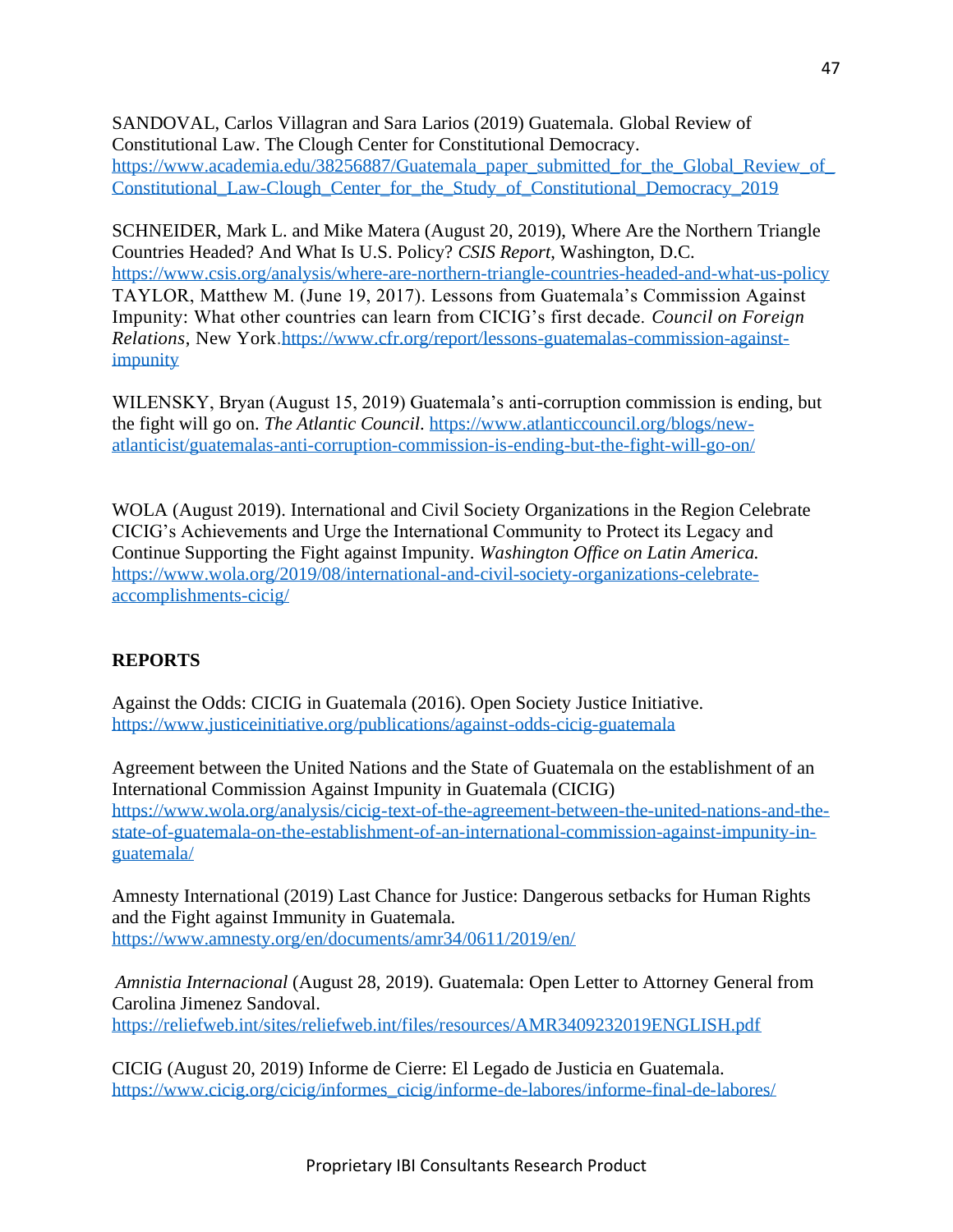SANDOVAL, Carlos Villagran and Sara Larios (2019) Guatemala. Global Review of Constitutional Law. The Clough Center for Constitutional Democracy. https://www.academia.edu/38256887/Guatemala_paper_submitted_for_the_Global_Review_of_Constitutional_Law-Clough_Center_for_the_Study_of_Constitutional_Democracy_2019

SCHNEIDER, Mark L. and Mike Matera (August 20, 2019), Where Are the Northern Triangle Countries Headed? And What Is U.S. Policy? *CSIS Report*, Washington, D.C. https://www.csis.org/analysis/where-are-northern-triangle-countries-headed-and-what-us-policy
TAYLOR, Matthew M. (June 19, 2017). Lessons from Guatemala's Commission Against Impunity: What other countries can learn from CICIG's first decade. *Council on Foreign Relations*, New York.https://www.cfr.org/report/lessons-guatemalas-commission-against-impunity

WILENSKY, Bryan (August 15, 2019) Guatemala's anti-corruption commission is ending, but the fight will go on. *The Atlantic Council*. https://www.atlanticcouncil.org/blogs/new-atlanticist/guatemalas-anti-corruption-commission-is-ending-but-the-fight-will-go-on/

WOLA (August 2019). International and Civil Society Organizations in the Region Celebrate CICIG's Achievements and Urge the International Community to Protect its Legacy and Continue Supporting the Fight against Impunity. *Washington Office on Latin America.* https://www.wola.org/2019/08/international-and-civil-society-organizations-celebrate-accomplishments-cicig/

**REPORTS**

Against the Odds: CICIG in Guatemala (2016). Open Society Justice Initiative. https://www.justiceinitiative.org/publications/against-odds-cicig-guatemala

Agreement between the United Nations and the State of Guatemala on the establishment of an International Commission Against Impunity in Guatemala (CICIG) https://www.wola.org/analysis/cicig-text-of-the-agreement-between-the-united-nations-and-the-state-of-guatemala-on-the-establishment-of-an-international-commission-against-impunity-in-guatemala/

Amnesty International (2019) Last Chance for Justice: Dangerous setbacks for Human Rights and the Fight against Immunity in Guatemala. https://www.amnesty.org/en/documents/amr34/0611/2019/en/

*Amnistia Internacional* (August 28, 2019). Guatemala: Open Letter to Attorney General from Carolina Jimenez Sandoval. https://reliefweb.int/sites/reliefweb.int/files/resources/AMR3409232019ENGLISH.pdf

CICIG (August 20, 2019) Informe de Cierre: El Legado de Justicia en Guatemala. https://www.cicig.org/cicig/informes_cicig/informe-de-labores/informe-final-de-labores/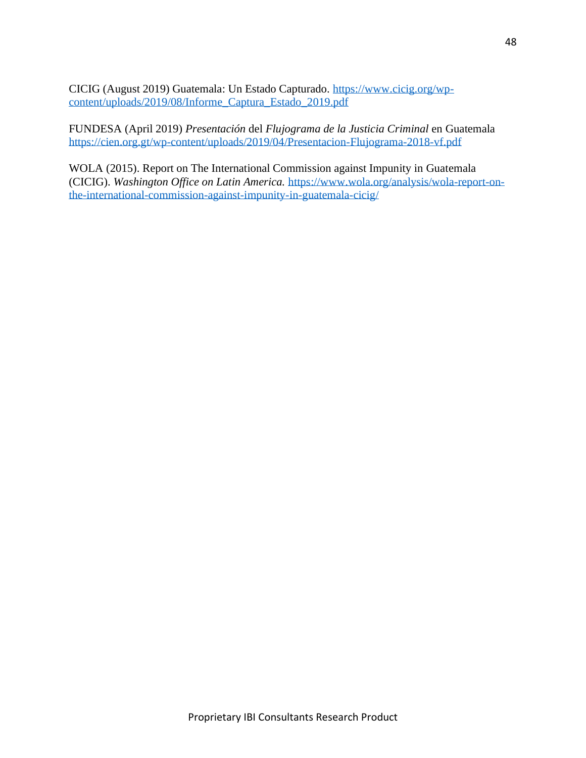CICIG (August 2019) Guatemala: Un Estado Capturado. https://www.cicig.org/wp-content/uploads/2019/08/Informe_Captura_Estado_2019.pdf

FUNDESA (April 2019) *Presentación* del *Flujograma de la Justicia Criminal* en Guatemala https://cien.org.gt/wp-content/uploads/2019/04/Presentacion-Flujograma-2018-vf.pdf

WOLA (2015). Report on The International Commission against Impunity in Guatemala (CICIG). *Washington Office on Latin America.* https://www.wola.org/analysis/wola-report-on-the-international-commission-against-impunity-in-guatemala-cicig/